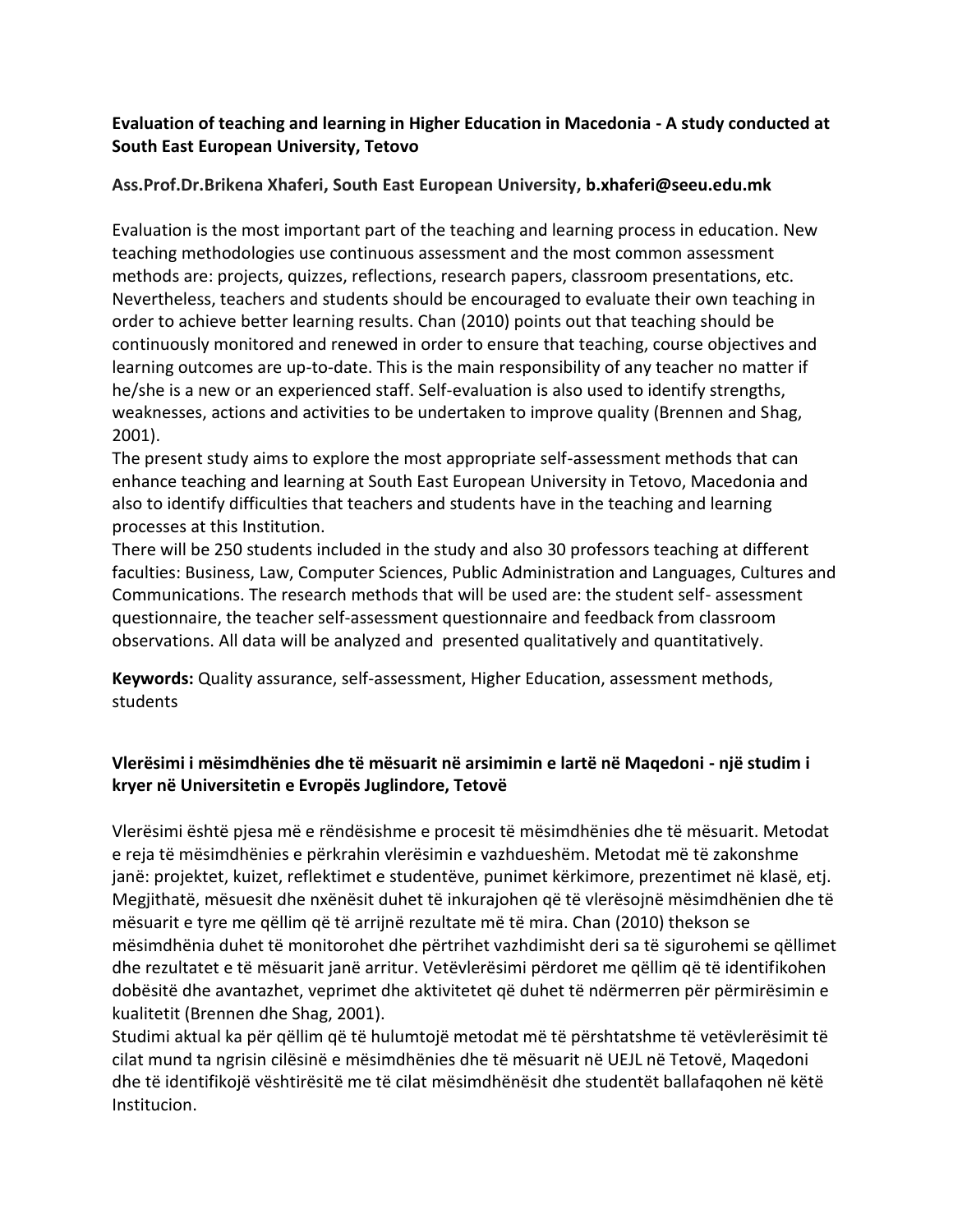**Evaluation of teaching and learning in Higher Education in Macedonia - A study conducted at South East European University, Tetovo**

**Ass.Prof.Dr.Brikena Xhaferi, South East European University, b.xhaferi@seeu.edu.mk**

Evaluation is the most important part of the teaching and learning process in education. New teaching methodologies use continuous assessment and the most common assessment methods are: projects, quizzes, reflections, research papers, classroom presentations, etc. Nevertheless, teachers and students should be encouraged to evaluate their own teaching in order to achieve better learning results. Chan (2010) points out that teaching should be continuously monitored and renewed in order to ensure that teaching, course objectives and learning outcomes are up-to-date. This is the main responsibility of any teacher no matter if he/she is a new or an experienced staff. Self-evaluation is also used to identify strengths, weaknesses, actions and activities to be undertaken to improve quality (Brennen and Shag, 2001).

The present study aims to explore the most appropriate self-assessment methods that can enhance teaching and learning at South East European University in Tetovo, Macedonia and also to identify difficulties that teachers and students have in the teaching and learning processes at this Institution.

There will be 250 students included in the study and also 30 professors teaching at different faculties: Business, Law, Computer Sciences, Public Administration and Languages, Cultures and Communications. The research methods that will be used are: the student self- assessment questionnaire, the teacher self-assessment questionnaire and feedback from classroom observations. All data will be analyzed and presented qualitatively and quantitatively.

**Keywords:** Quality assurance, self-assessment, Higher Education, assessment methods, students

**Vlerësimi i mësimdhënies dhe të mësuarit në arsimimin e lartë në Maqedoni - një studim i kryer në Universitetin e Evropës Juglindore, Tetovë**

Vlerësimi është pjesa më e rëndësishme e procesit të mësimdhënies dhe të mësuarit. Metodat e reja të mësimdhënies e përkrahin vlerësimin e vazhdueshëm. Metodat më të zakonshme janë: projektet, kuizet, reflektimet e studentëve, punimet kërkimore, prezentimet në klasë, etj. Megjithatë, mësuesit dhe nxënësit duhet të inkurajohen që të vlerësojnë mësimdhënien dhe të mësuarit e tyre me qëllim që të arrijnë rezultate më të mira. Chan (2010) thekson se mësimdhënia duhet të monitorohet dhe përtrihet vazhdimisht deri sa të sigurohemi se qëllimet dhe rezultatet e të mësuarit janë arritur. Vetëvlerësimi përdoret me qëllim që të identifikohen dobësitë dhe avantazhet, veprimet dhe aktivitetet që duhet të ndërmerren për përmirësimin e kualitetit (Brennen dhe Shag, 2001).

Studimi aktual ka për qëllim që të hulumtojë metodat më të përshtatshme të vetëvlerësimit të cilat mund ta ngrisin cilësinë e mësimdhënies dhe të mësuarit në UEJL në Tetovë, Maqedoni dhe të identifikojë vështirësitë me të cilat mësimdhënësit dhe studentët ballafaqohen në këtë Institucion.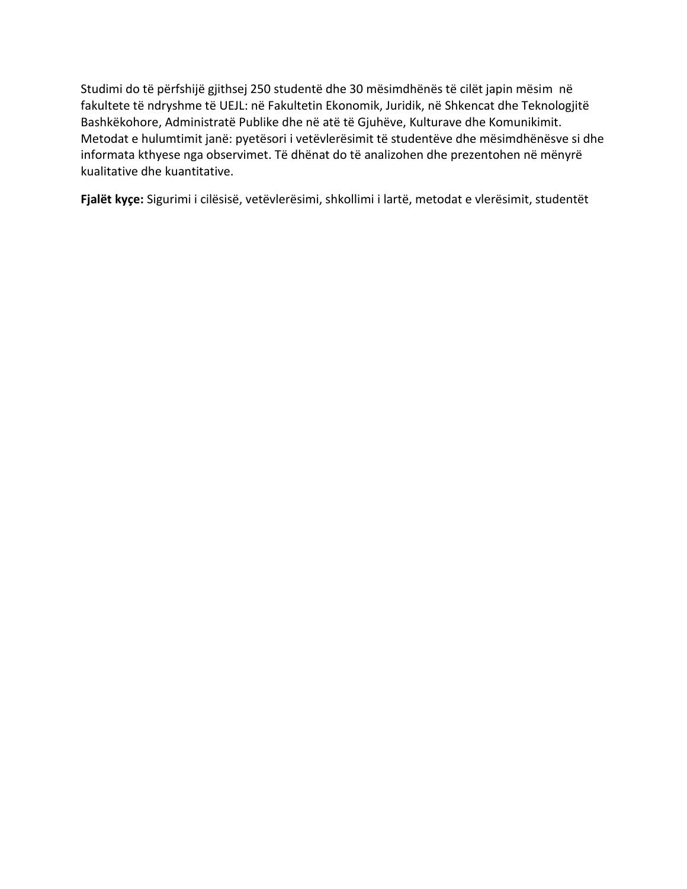Studimi do të përfshijë gjithsej 250 studentë dhe 30 mësimdhënës të cilët japin mësim në fakultete të ndryshme të UEJL: në Fakultetin Ekonomik, Juridik, në Shkencat dhe Teknologjitë Bashkëkohore, Administratë Publike dhe në atë të Gjuhëve, Kulturave dhe Komunikimit. Metodat e hulumtimit janë: pyetësori i vetëvlerësimit të studentëve dhe mësimdhënësve si dhe informata kthyese nga observimet. Të dhënat do të analizohen dhe prezentohen në mënyrë kualitative dhe kuantitative.

**Fjalët kyçe:** Sigurimi i cilësisë, vetëvlerësimi, shkollimi i lartë, metodat e vlerësimit, studentët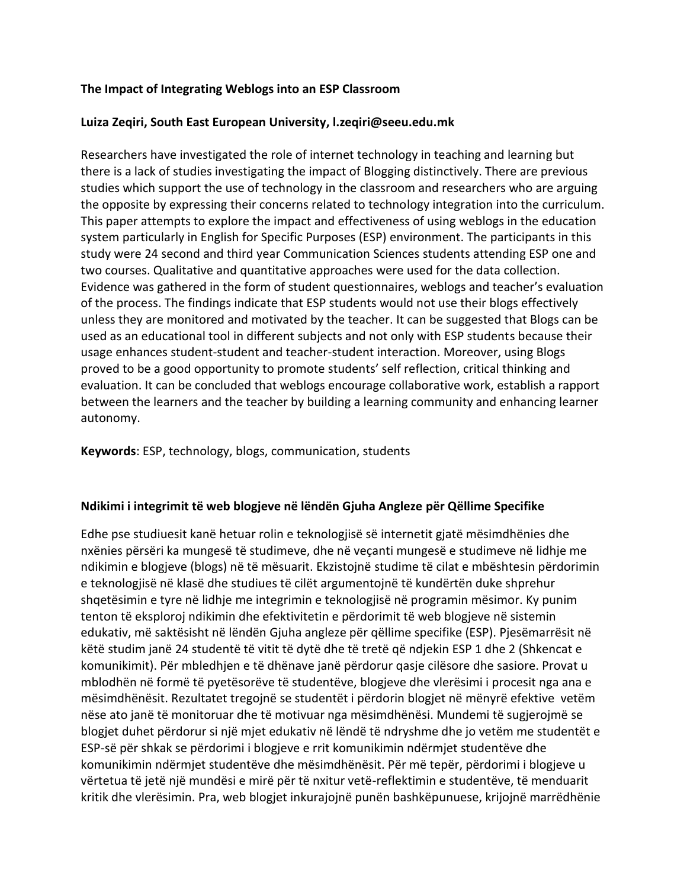**The Impact of Integrating Weblogs into an ESP Classroom**

**Luiza Zeqiri, South East European University, l.zeqiri@seeu.edu.mk**

Researchers have investigated the role of internet technology in teaching and learning but there is a lack of studies investigating the impact of Blogging distinctively. There are previous studies which support the use of technology in the classroom and researchers who are arguing the opposite by expressing their concerns related to technology integration into the curriculum. This paper attempts to explore the impact and effectiveness of using weblogs in the education system particularly in English for Specific Purposes (ESP) environment. The participants in this study were 24 second and third year Communication Sciences students attending ESP one and two courses. Qualitative and quantitative approaches were used for the data collection. Evidence was gathered in the form of student questionnaires, weblogs and teacher's evaluation of the process. The findings indicate that ESP students would not use their blogs effectively unless they are monitored and motivated by the teacher. It can be suggested that Blogs can be used as an educational tool in different subjects and not only with ESP students because their usage enhances student-student and teacher-student interaction. Moreover, using Blogs proved to be a good opportunity to promote students' self reflection, critical thinking and evaluation. It can be concluded that weblogs encourage collaborative work, establish a rapport between the learners and the teacher by building a learning community and enhancing learner autonomy.

**Keywords**: ESP, technology, blogs, communication, students

**Ndikimi i integrimit të web blogjeve në lëndën Gjuha Angleze për Qëllime Specifike**

Edhe pse studiuesit kanë hetuar rolin e teknologjisë së internetit gjatë mësimdhënies dhe nxënies përsëri ka mungesë të studimeve, dhe në veçanti mungesë e studimeve në lidhje me ndikimin e blogjeve (blogs) në të mësuarit. Ekzistojnë studime të cilat e mbështesin përdorimin e teknologjisë në klasë dhe studiues të cilët argumentojnë të kundërtën duke shprehur shqetësimin e tyre në lidhje me integrimin e teknologjisë në programin mësimor. Ky punim tenton të eksploroj ndikimin dhe efektivitetin e përdorimit të web blogjeve në sistemin edukativ, më saktësisht në lëndën Gjuha angleze për qëllime specifike (ESP). Pjesëmarrësit në këtë studim janë 24 studentë të vitit të dytë dhe të tretë që ndjekin ESP 1 dhe 2 (Shkencat e komunikimit). Për mbledhjen e të dhënave janë përdorur qasje cilësore dhe sasiore. Provat u mblodhën në formë të pyetësorëve të studentëve, blogjeve dhe vlerësimi i procesit nga ana e mësimdhënësit. Rezultatet tregojnë se studentët i përdorin blogjet në mënyrë efektive vetëm nëse ato janë të monitoruar dhe të motivuar nga mësimdhënësi. Mundemi të sugjerojmë se blogjet duhet përdorur si një mjet edukativ në lëndë të ndryshme dhe jo vetëm me studentët e ESP-së për shkak se përdorimi i blogjeve e rrit komunikimin ndërmjet studentëve dhe komunikimin ndërmjet studentëve dhe mësimdhënësit. Për më tepër, përdorimi i blogjeve u vërtetua të jetë një mundësi e mirë për të nxitur vetë-reflektimin e studentëve, të menduarit kritik dhe vlerësimin. Pra, web blogjet inkurajojnë punën bashkëpunuese, krijojnë marrëdhënie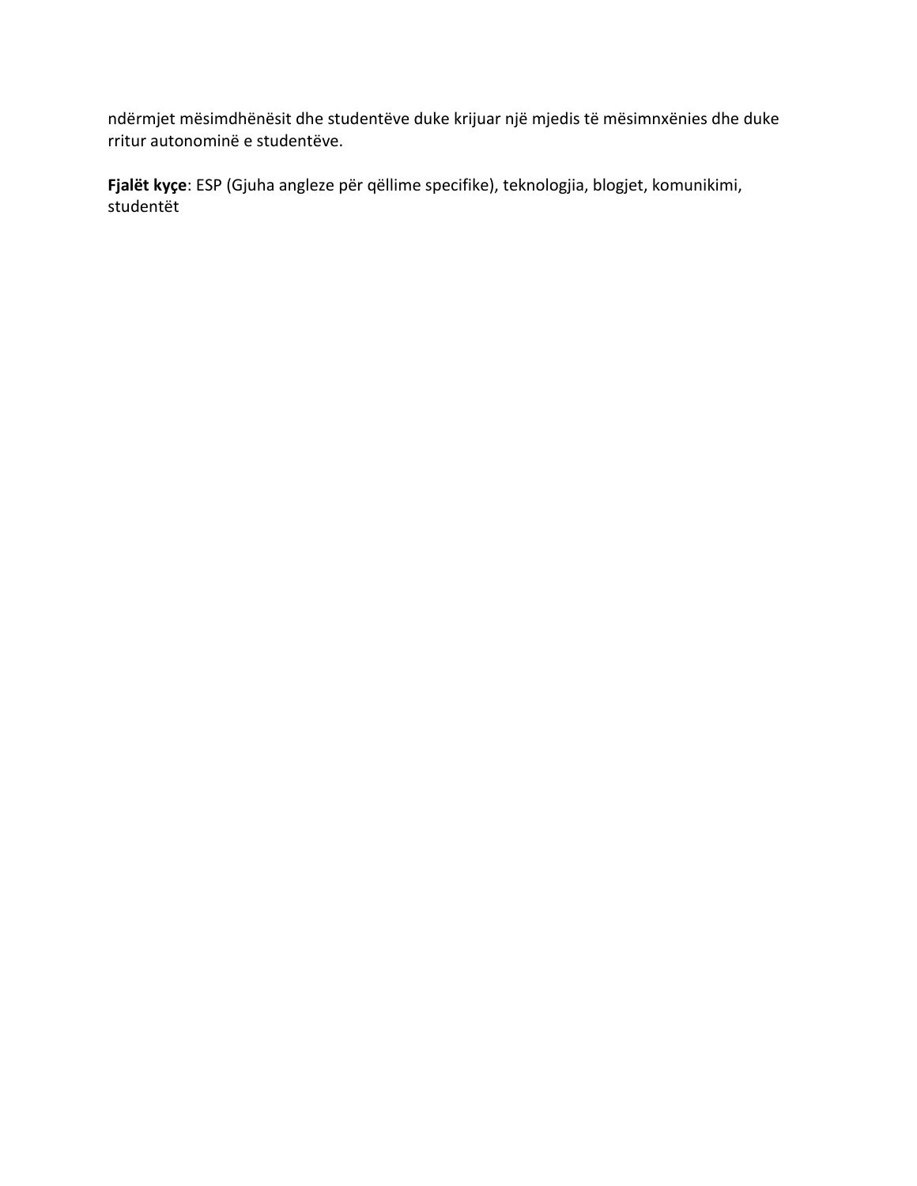ndërmjet mësimdhënësit dhe studentëve duke krijuar një mjedis të mësimnxënies dhe duke rritur autonominë e studentëve.

**Fjalët kyçe**: ESP (Gjuha angleze për qëllime specifike), teknologjia, blogjet, komunikimi, studentët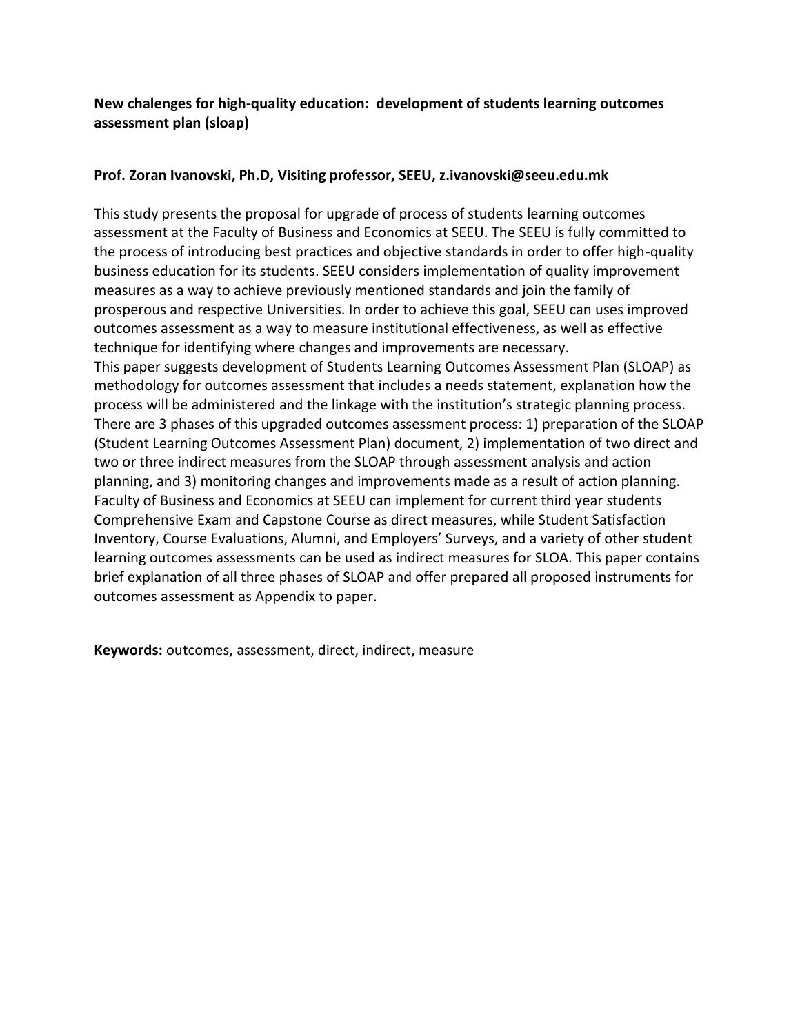**New chalenges for high-quality education: development of students learning outcomes assessment plan (sloap)**

**Prof. Zoran Ivanovski, Ph.D, Visiting professor, SEEU, z.ivanovski@seeu.edu.mk**

This study presents the proposal for upgrade of process of students learning outcomes assessment at the Faculty of Business and Economics at SEEU. The SEEU is fully committed to the process of introducing best practices and objective standards in order to offer high-quality business education for its students. SEEU considers implementation of quality improvement measures as a way to achieve previously mentioned standards and join the family of prosperous and respective Universities. In order to achieve this goal, SEEU can uses improved outcomes assessment as a way to measure institutional effectiveness, as well as effective technique for identifying where changes and improvements are necessary.
This paper suggests development of Students Learning Outcomes Assessment Plan (SLOAP) as methodology for outcomes assessment that includes a needs statement, explanation how the process will be administered and the linkage with the institution's strategic planning process. There are 3 phases of this upgraded outcomes assessment process: 1) preparation of the SLOAP (Student Learning Outcomes Assessment Plan) document, 2) implementation of two direct and two or three indirect measures from the SLOAP through assessment analysis and action planning, and 3) monitoring changes and improvements made as a result of action planning. Faculty of Business and Economics at SEEU can implement for current third year students Comprehensive Exam and Capstone Course as direct measures, while Student Satisfaction Inventory, Course Evaluations, Alumni, and Employers' Surveys, and a variety of other student learning outcomes assessments can be used as indirect measures for SLOA. This paper contains brief explanation of all three phases of SLOAP and offer prepared all proposed instruments for outcomes assessment as Appendix to paper.

**Keywords:** outcomes, assessment, direct, indirect, measure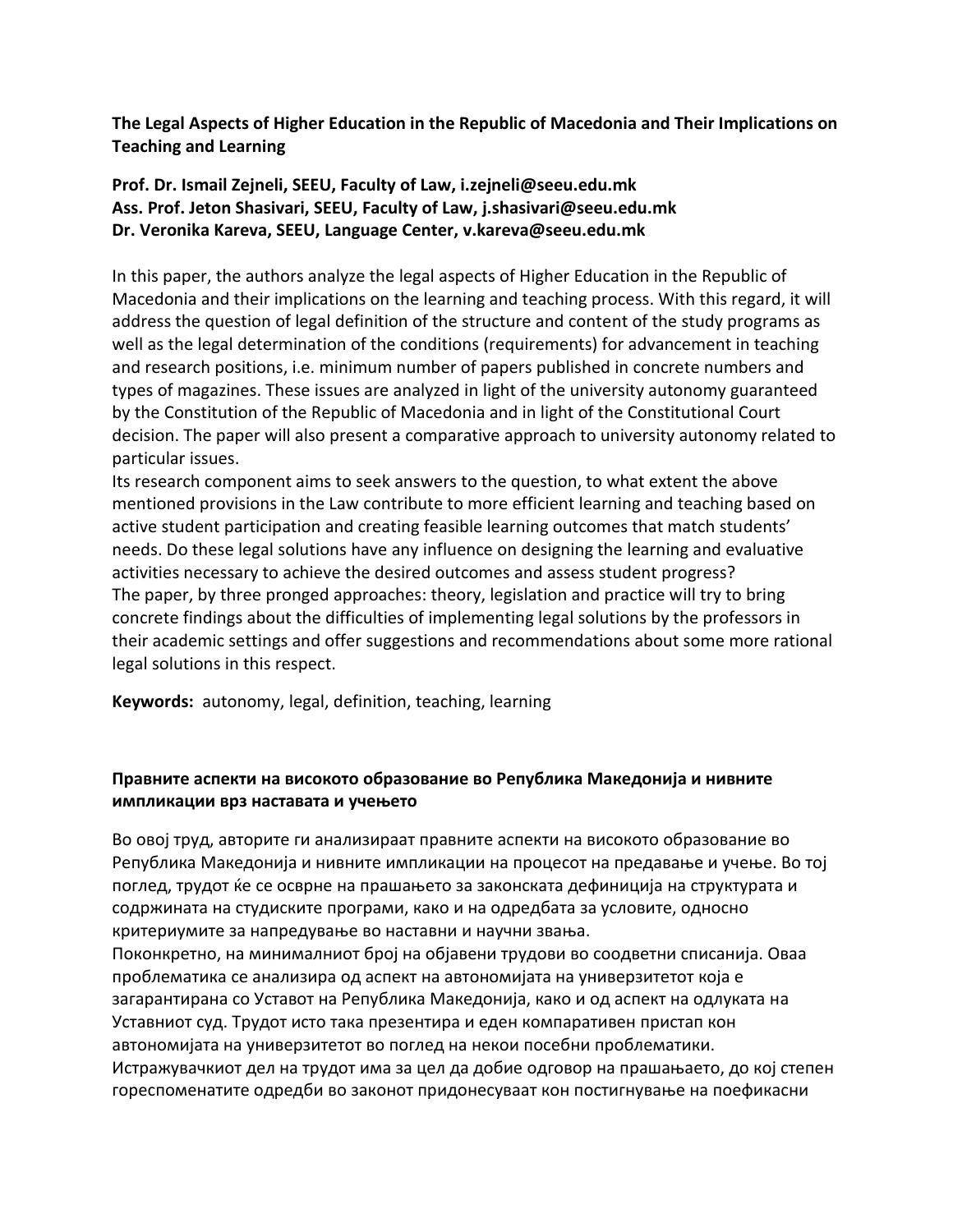**The Legal Aspects of Higher Education in the Republic of Macedonia and Their Implications on Teaching and Learning**

**Prof. Dr. Ismail Zejneli, SEEU, Faculty of Law, i.zejneli@seeu.edu.mk**
**Ass. Prof. Jeton Shasivari, SEEU, Faculty of Law, j.shasivari@seeu.edu.mk**
**Dr. Veronika Kareva, SEEU, Language Center, v.kareva@seeu.edu.mk**

In this paper, the authors analyze the legal aspects of Higher Education in the Republic of Macedonia and their implications on the learning and teaching process. With this regard, it will address the question of legal definition of the structure and content of the study programs as well as the legal determination of the conditions (requirements) for advancement in teaching and research positions, i.e. minimum number of papers published in concrete numbers and types of magazines. These issues are analyzed in light of the university autonomy guaranteed by the Constitution of the Republic of Macedonia and in light of the Constitutional Court decision. The paper will also present a comparative approach to university autonomy related to particular issues.
Its research component aims to seek answers to the question, to what extent the above mentioned provisions in the Law contribute to more efficient learning and teaching based on active student participation and creating feasible learning outcomes that match students' needs. Do these legal solutions have any influence on designing the learning and evaluative activities necessary to achieve the desired outcomes and assess student progress?
The paper, by three pronged approaches: theory, legislation and practice will try to bring concrete findings about the difficulties of implementing legal solutions by the professors in their academic settings and offer suggestions and recommendations about some more rational legal solutions in this respect.

**Keywords:** autonomy, legal, definition, teaching, learning

**Правните аспекти на високото образование во Република Македонија и нивните импликации врз наставата и учењето**

Во овој труд, авторите ги анализираат правните аспекти на високото образование во Република Македонија и нивните импликации на процесот на предавање и учење. Во тој поглед, трудот ќе се осврне на прашањето за законската дефиниција на структурата и содржината на студиските програми, како и на одредбата за условите, односно критериумите за напредување во наставни и научни звања.
Поконкретно, на минималниот број на објавени трудови во соодветни списанија. Оваа проблематика се анализира од аспект на автономијата на универзитетот која е загарантирана со Уставот на Република Македонија, како и од аспект на одлуката на Уставниот суд. Трудот исто така презентира и еден компаративен пристап кон автономијата на универзитетот во поглед на некои посебни проблематики.
Истражувачкиот дел на трудот има за цел да добие одговор на прашањаето, до кој степен гореспоменатите одредби во законот придонесуваат кон постигнување на поефикасни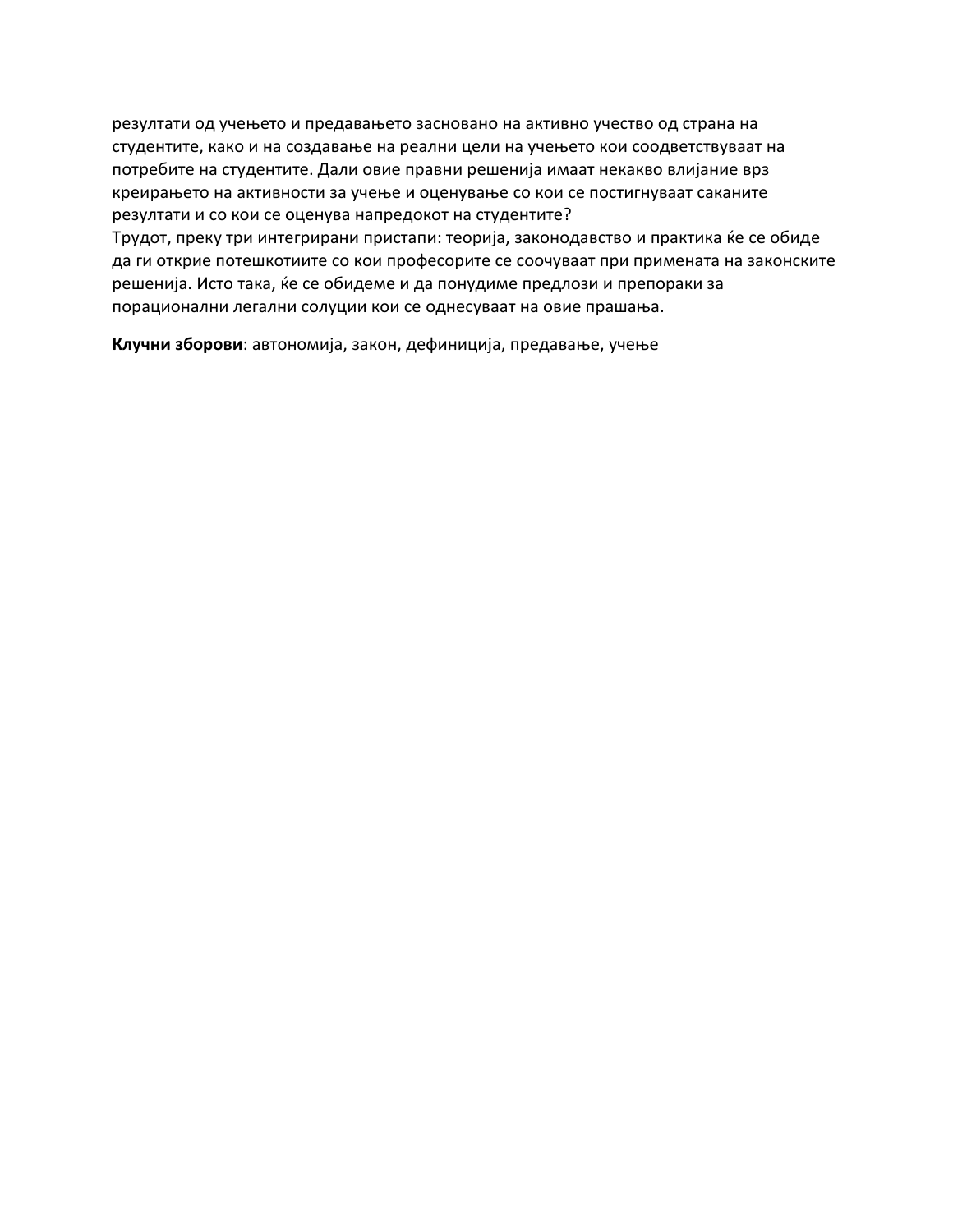резултати од учењето и предавањето засновано на активно учество од страна на студентите, како и на создавање на реални цели на учењето кои соодветствуваат на потребите на студентите. Дали овие правни решенија имаат некакво влијание врз креирањето на активности за учење и оценување со кои се постигнуваат саканите резултати и со кои се оценува напредокот на студентите?
Трудот, преку три интегрирани пристапи: теорија, законодавство и практика ќе се обиде да ги открие потешкотиите со кои професорите се соочуваат при примената на законските решенија. Исто така, ќе се обидеме и да понудиме предлози и препораки за порационални легални солуции кои се однесуваат на овие прашања.

**Клучни зборови**: автономија, закон, дефиниција, предавање, учење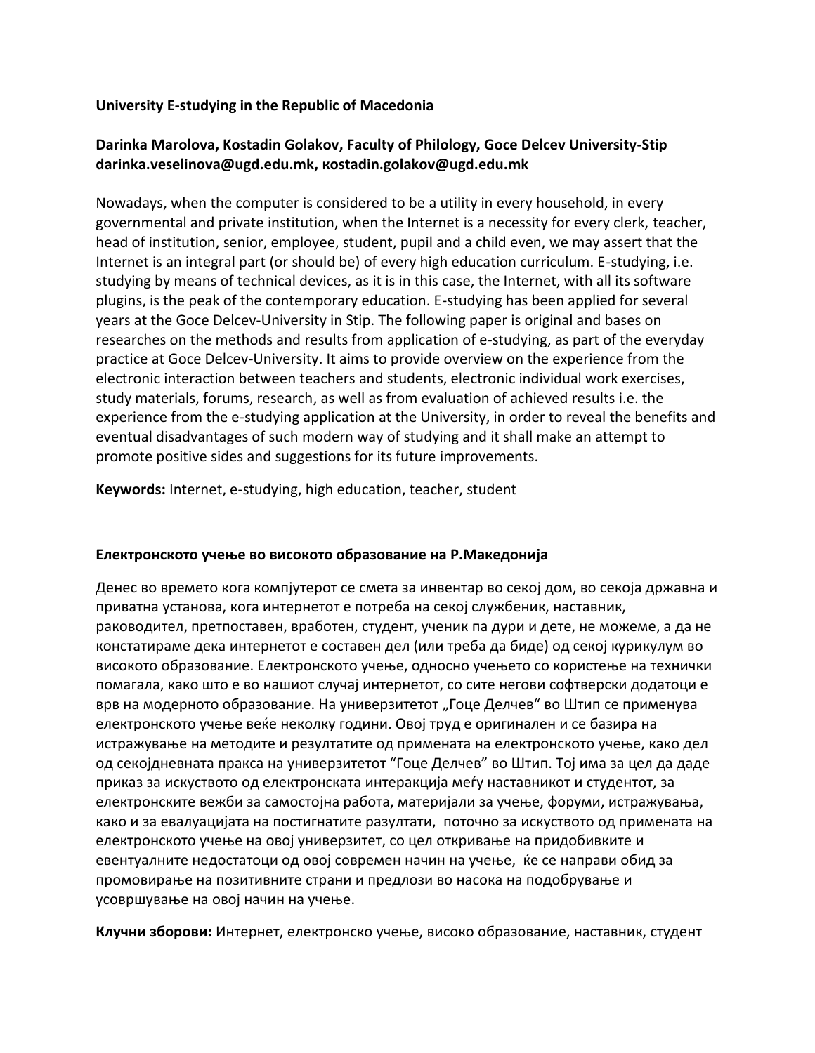**University E-studying in the Republic of Macedonia**

**Darinka Marolova, Kostadin Golakov, Faculty of Philology, Goce Delcev University-Stip darinka.veselinova@ugd.edu.mk, кostadin.golakov@ugd.edu.mk**

Nowadays, when the computer is considered to be a utility in every household, in every governmental and private institution, when the Internet is a necessity for every clerk, teacher, head of institution, senior, employee, student, pupil and a child even, we may assert that the Internet is an integral part (or should be) of every high education curriculum. E-studying, i.e. studying by means of technical devices, as it is in this case, the Internet, with all its software plugins, is the peak of the contemporary education. E-studying has been applied for several years at the Goce Delcev-University in Stip. The following paper is original and bases on researches on the methods and results from application of e-studying, as part of the everyday practice at Goce Delcev-University. It aims to provide overview on the experience from the electronic interaction between teachers and students, electronic individual work exercises, study materials, forums, research, as well as from evaluation of achieved results i.e. the experience from the e-studying application at the University, in order to reveal the benefits and eventual disadvantages of such modern way of studying and it shall make an attempt to promote positive sides and suggestions for its future improvements.

**Keywords:** Internet, e-studying, high education, teacher, student

**Електронското учење во високото образование на Р.Македонија**

Денес во времето кога компјутерот се смета за инвентар во секој дом, во секоја државна и приватна установа, кога интернетот е потреба на секој службеник, наставник, раководител, претпоставен, вработен, студент, ученик па дури и дете, не можеме, а да не констатираме дека интернетот е составен дел (или треба да биде) од секој курикулум во високото образование. Електронското учење, односно учењето со користење на технички помагала, како што е во нашиот случај интернетот, со сите негови софтверски додатоци е врв на модерното образование. На универзитетот „Гоце Делчев“ во Штип се применува електронското учење веќе неколку години. Овој труд е оригинален и се базира на истражување на методите и резултатите од примената на електронското учење, како дел од секојдневната пракса на универзитетот "Гоце Делчев" во Штип. Тој има за цел да даде приказ за искуството од електронската интеракција меѓу наставникот и студентот, за електронските вежби за самостојна работа, материјали за учење, форуми, истражувања, како и за евалуацијата на постигнатите разултати, поточно за искуството од примената на електронското учење на овој универзитет, со цел откривање на придобивките и евентуалните недостатоци од овој современ начин на учење, ќе се направи обид за промовирање на позитивните страни и предлози во насока на подобрување и усовршување на овој начин на учење.

**Клучни зборови:** Интернет, електронско учење, високо образование, наставник, студент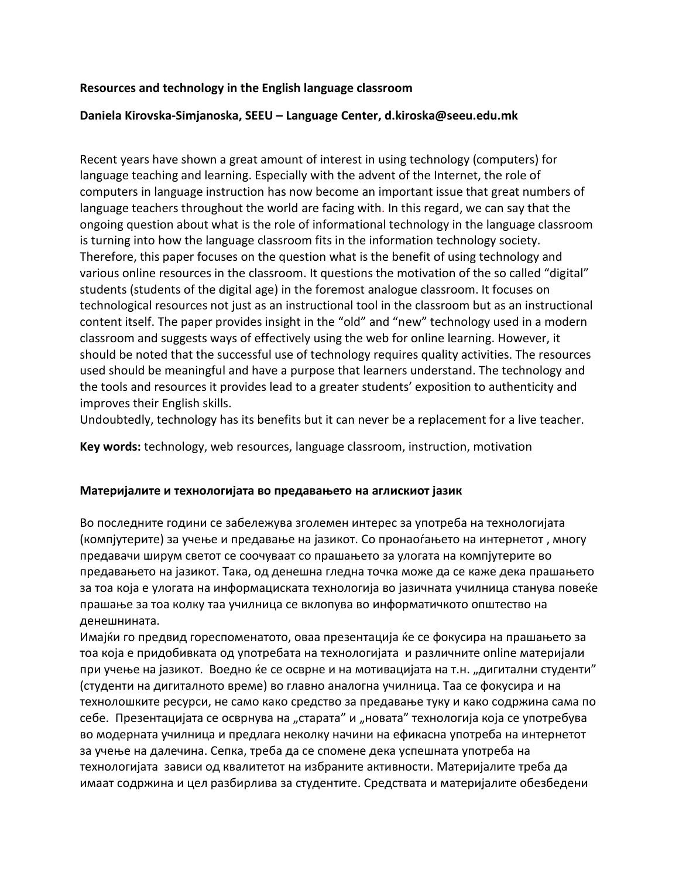**Resources and technology in the English language classroom**

**Daniela Kirovska-Simjanoska, SEEU – Language Center, d.kiroska@seeu.edu.mk**

Recent years have shown a great amount of interest in using technology (computers) for language teaching and learning. Especially with the advent of the Internet, the role of computers in language instruction has now become an important issue that great numbers of language teachers throughout the world are facing with. In this regard, we can say that the ongoing question about what is the role of informational technology in the language classroom is turning into how the language classroom fits in the information technology society. Therefore, this paper focuses on the question what is the benefit of using technology and various online resources in the classroom. It questions the motivation of the so called "digital" students (students of the digital age) in the foremost analogue classroom. It focuses on technological resources not just as an instructional tool in the classroom but as an instructional content itself. The paper provides insight in the "old" and "new" technology used in a modern classroom and suggests ways of effectively using the web for online learning. However, it should be noted that the successful use of technology requires quality activities. The resources used should be meaningful and have a purpose that learners understand. The technology and the tools and resources it provides lead to a greater students' exposition to authenticity and improves their English skills.
Undoubtedly, technology has its benefits but it can never be a replacement for a live teacher.

**Key words:** technology, web resources, language classroom, instruction, motivation

**Материјалите и технологијата во предавањето на аглискиот јазик**

Во последните години се забележува зголемен интерес за употреба на технологијата (компјутерите) за учење и предавање на јазикот. Со пронаоѓањето на интернетот , многу предавачи ширум светот се соочуваат со прашањето за улогата на компјутерите во предавањето на јазикот. Така, од денешна гледна точка може да се каже дека прашањето за тоа која е улогата на информациската технологија во јазичната училница станува повеќе прашање за тоа колку таа училница се вклопува во информатичкото општество на денешнината.
Имајќи го предвид гореспоменатото, оваа презентација ќе се фокусира на прашањето за тоа која е придобивката од употребата на технологијата и различните online материјали при учење на јазикот. Воедно ќе се осврне и на мотивацијата на т.н. „дигитални студенти" (студенти на дигиталното време) во главно аналогна училница. Таа се фокусира и на технолошките ресурси, не само како средство за предавање туку и како содржина сама по себе. Презентацијата се осврнува на „старата" и „новата" технологија која се употребува во модерната училница и предлага неколку начини на ефикасна употреба на интернетот за учење на далечина. Сепка, треба да се спомене дека успешната употреба на технологијата зависи од квалитетот на избраните активности. Материјалите треба да имаат содржина и цел разбирлива за студентите. Средствата и материјалите обезбедени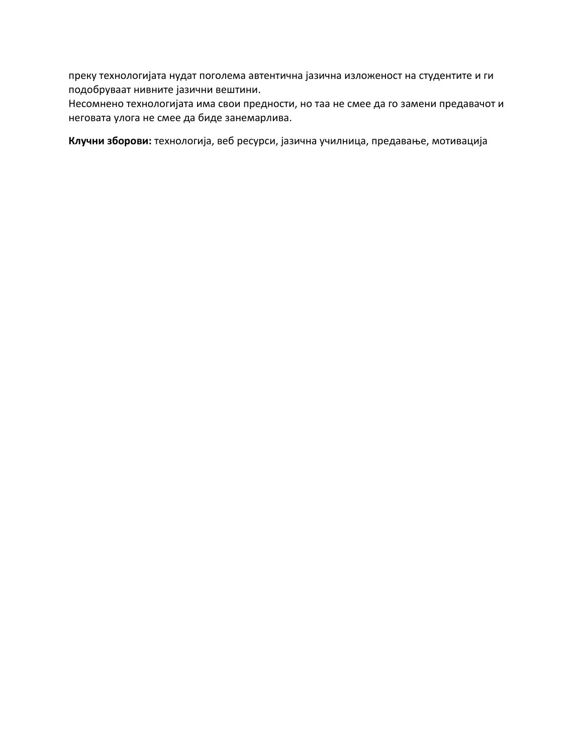преку технологијата нудат поголема автентична јазична изложеност на студентите и ги подобруваат нивните јазични вештини.

Несомнено технологијата има свои предности, но таа не смее да го замени предавачот и неговата улога не смее да биде занемарлива.

**Клучни зборови:** технологија, веб ресурси, јазична училница, предавање, мотивација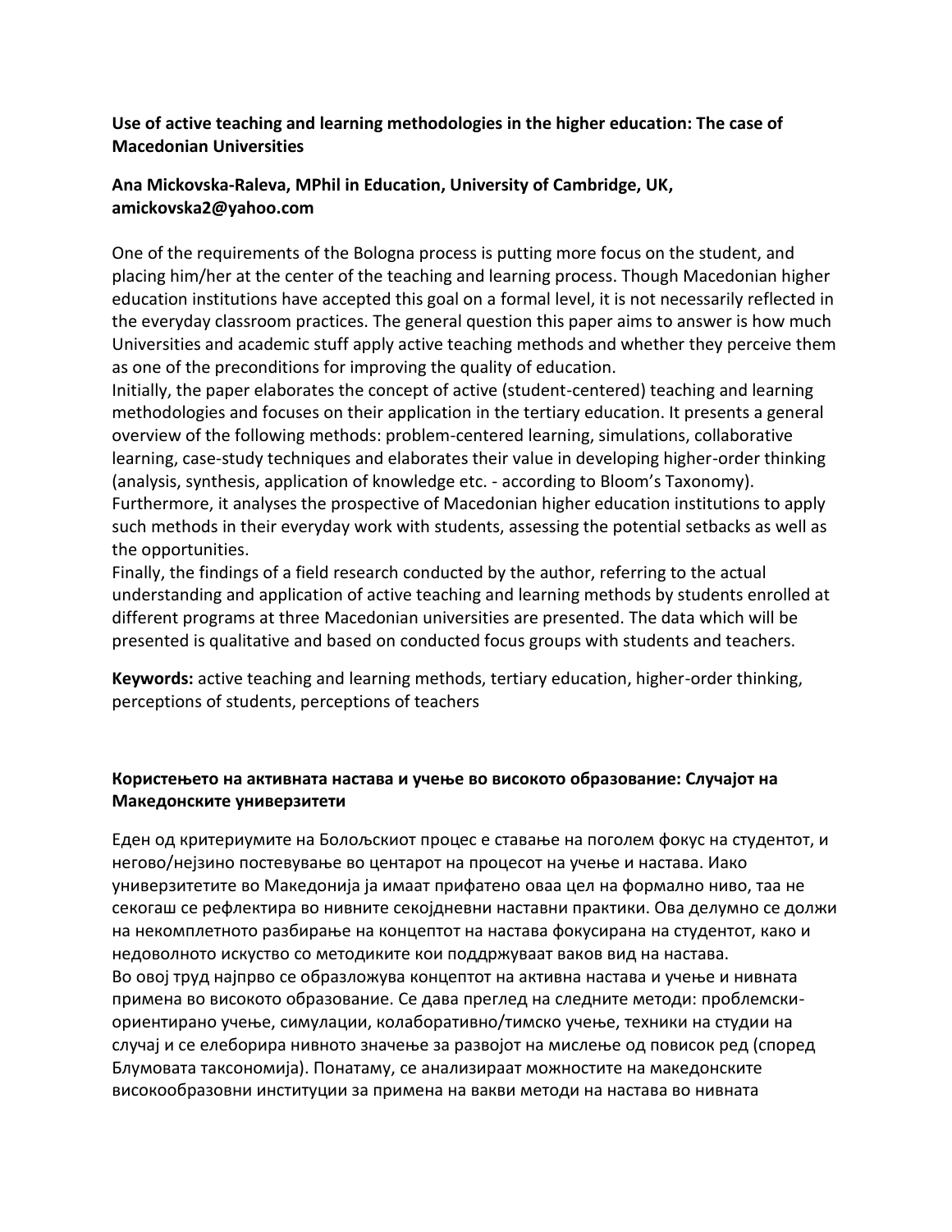**Use of active teaching and learning methodologies in the higher education: The case of Macedonian Universities**

**Ana Mickovska-Raleva, MPhil in Education, University of Cambridge, UK, amickovska2@yahoo.com**

One of the requirements of the Bologna process is putting more focus on the student, and placing him/her at the center of the teaching and learning process. Though Macedonian higher education institutions have accepted this goal on a formal level, it is not necessarily reflected in the everyday classroom practices. The general question this paper aims to answer is how much Universities and academic stuff apply active teaching methods and whether they perceive them as one of the preconditions for improving the quality of education.

Initially, the paper elaborates the concept of active (student-centered) teaching and learning methodologies and focuses on their application in the tertiary education. It presents a general overview of the following methods: problem-centered learning, simulations, collaborative learning, case-study techniques and elaborates their value in developing higher-order thinking (analysis, synthesis, application of knowledge etc. - according to Bloom's Taxonomy). Furthermore, it analyses the prospective of Macedonian higher education institutions to apply such methods in their everyday work with students, assessing the potential setbacks as well as the opportunities.

Finally, the findings of a field research conducted by the author, referring to the actual understanding and application of active teaching and learning methods by students enrolled at different programs at three Macedonian universities are presented. The data which will be presented is qualitative and based on conducted focus groups with students and teachers.

**Keywords:** active teaching and learning methods, tertiary education, higher-order thinking, perceptions of students, perceptions of teachers

**Користењето на активната настава и учење во високото образование: Случајот на Македонските универзитети**

Еден од критериумите на Болоњскиот процес е ставање на поголем фокус на студентот, и негово/нејзино постевување во центарот на процесот на учење и настава. Иако универзитетите во Македонија ја имаат прифатено оваа цел на формално ниво, таа не секогаш се рефлектира во нивните секојдневни наставни практики. Ова делумно се должи на некомплетното разбирање на концептот на настава фокусирана на студентот, како и недоволното искуство со методиките кои поддржуваат ваков вид на настава.

Во овој труд најпрво се образложува концептот на активна настава и учење и нивната примена во високото образование. Се дава преглед на следните методи: проблемски-ориентирано учење, симулации, колаборативно/тимско учење, техники на студии на случај и се елеборира нивното значење за развојот на мислење од повисок ред (според Блумовата таксономија). Понатаму, се анализираат можностите на македонските високообразовни институции за примена на вакви методи на настава во нивната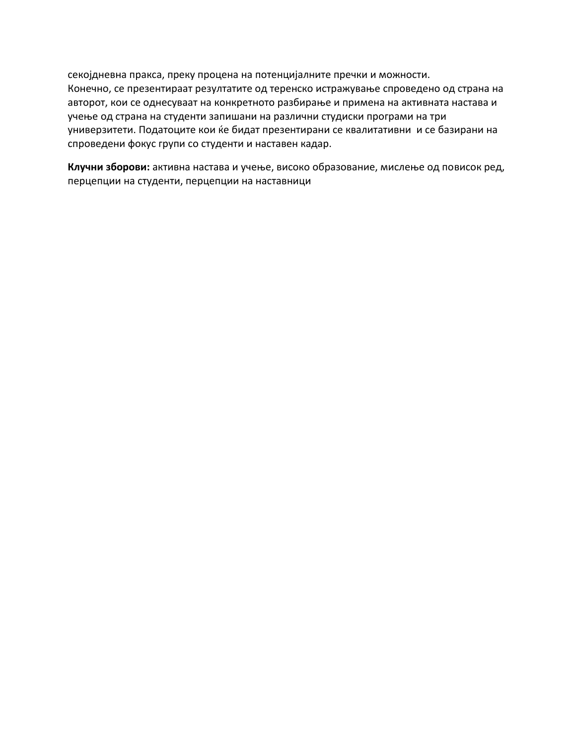секојдневна пракса, преку процена на потенцијалните пречки и можности.
Конечно, се презентираат резултатите од теренско истражување спроведено од страна на авторот, кои се однесуваат на конкретното разбирање и примена на активната настава и учење од страна на студенти запишани на различни студиски програми на три универзитети. Податоците кои ќе бидат презентирани се квалитативни и се базирани на спроведени фокус групи со студенти и наставен кадар.

**Клучни зборови:** активна настава и учење, високо образование, мислење од повисок ред, перцепции на студенти, перцепции на наставници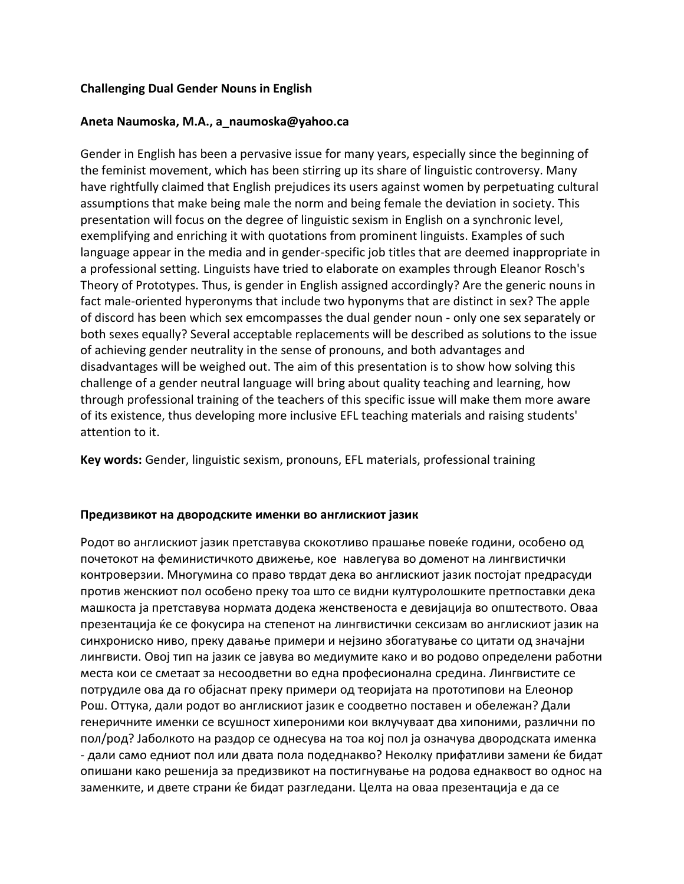**Challenging Dual Gender Nouns in English**

**Aneta Naumoska, M.A., a_naumoska@yahoo.ca**

Gender in English has been a pervasive issue for many years, especially since the beginning of the feminist movement, which has been stirring up its share of linguistic controversy. Many have rightfully claimed that English prejudices its users against women by perpetuating cultural assumptions that make being male the norm and being female the deviation in society. This presentation will focus on the degree of linguistic sexism in English on a synchronic level, exemplifying and enriching it with quotations from prominent linguists. Examples of such language appear in the media and in gender-specific job titles that are deemed inappropriate in a professional setting. Linguists have tried to elaborate on examples through Eleanor Rosch's Theory of Prototypes. Thus, is gender in English assigned accordingly? Are the generic nouns in fact male-oriented hyperonyms that include two hyponyms that are distinct in sex? The apple of discord has been which sex emcompasses the dual gender noun - only one sex separately or both sexes equally? Several acceptable replacements will be described as solutions to the issue of achieving gender neutrality in the sense of pronouns, and both advantages and disadvantages will be weighed out. The aim of this presentation is to show how solving this challenge of a gender neutral language will bring about quality teaching and learning, how through professional training of the teachers of this specific issue will make them more aware of its existence, thus developing more inclusive EFL teaching materials and raising students' attention to it.

**Key words:** Gender, linguistic sexism, pronouns, EFL materials, professional training

**Предизвикот на дvородските именки во англискиот јазик**

Родот во англискиот јазик претставува скокотливо прашање повеќе години, особено од почетокот на феминистичкото движење, кое навлегува во доменот на лингвистички контроверзии. Многумина со право тврдат дека во англискиот јазик постојат предрасуди против женскиот пол особено преку тоа што се видни културолошките претпоставки дека машкоста ја претставува нормата додека женственоста е девијација во општеството. Оваа презентација ќе се фокусира на степенот на лингвистички сексизам во англискиот јазик на синхрониско ниво, преку давање примери и нејзино збогатување со цитати од значајни лингвисти. Овој тип на јазик се јавува во медиумите како и во родово определени работни места кои се сметаат за несоодветни во една професионална средина. Лингвистите се потрудиле ова да го објаснат преку примери од теоријата на прототипови на Елеонор Рош. Оттука, дали родот во англискиот јазик е соодветно поставен и обележан? Дали генеричните именки се всушност хипероними кои вклучуваат два хипоними, различни по пол/род? Јаболкото на раздор се однесува на тоа кој пол ја означува дворoдската именка - дали само едниот пол или двата пола подеднакво? Неколку прифатливи замени ќе бидат опишани како решенија за предизвикот на постигнување на родова еднаквост во однос на заменките, и двете страни ќе бидат разгледани. Целта на оваа презентација е да се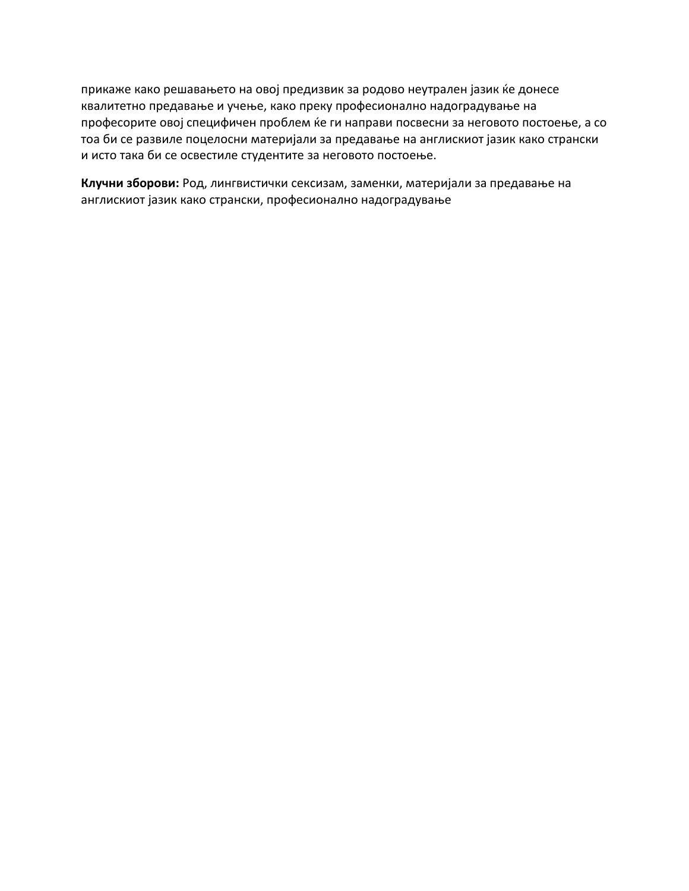прикаже како решавањето на овој предизвик за родово неутрален јазик ќе донесе квалитетно предавање и учење, како преку професионално надоградување на професорите овој специфичен проблем ќе ги направи посвесни за неговото постоење, а со тоа би се развиле поцелосни материјали за предавање на англискиот јазик како странски и исто така би се освестиле студентите за неговото постоење.

**Клучни зборови:** Род, лингвистички сексизам, заменки, материјали за предавање на англискиот јазик како странски, професионално надоградување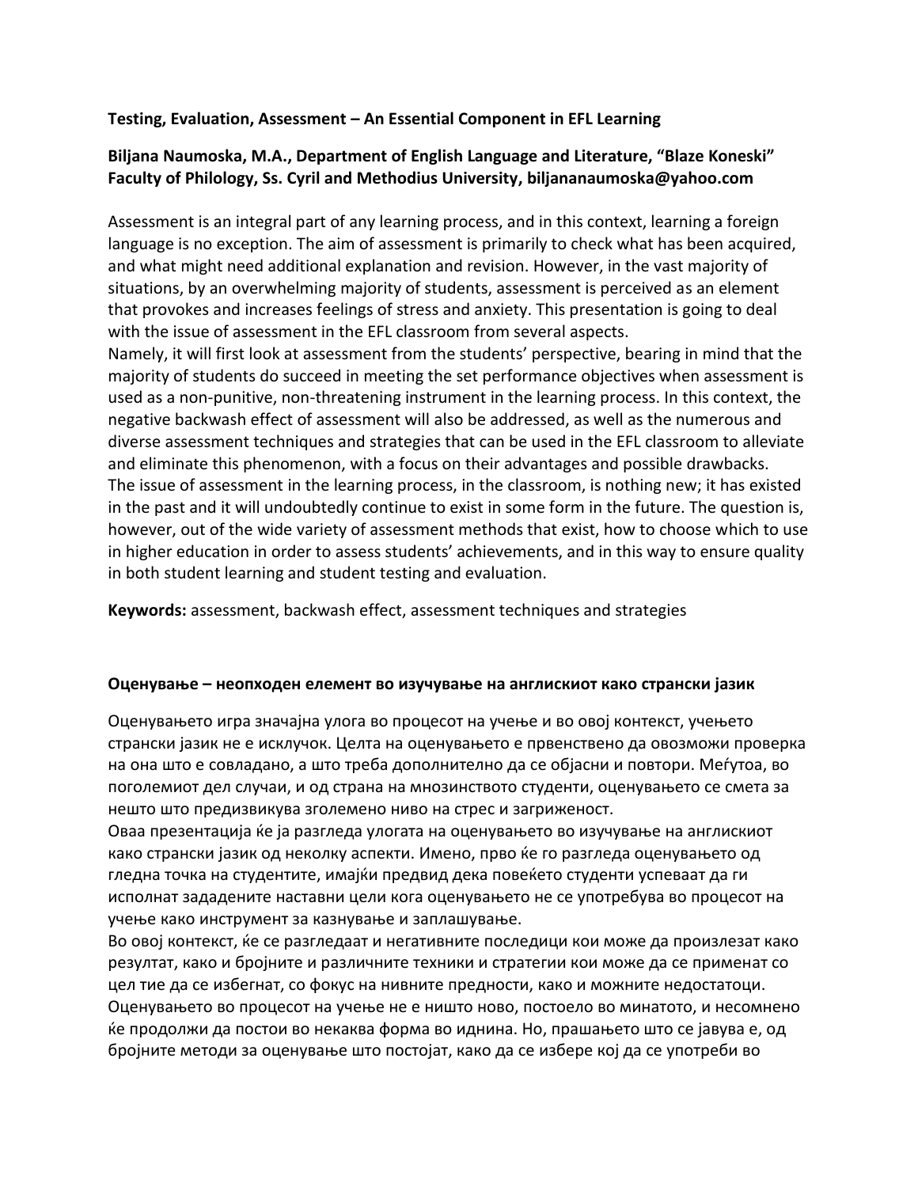**Testing, Evaluation, Assessment – An Essential Component in EFL Learning**

**Biljana Naumoska, M.A., Department of English Language and Literature, "Blaze Koneski" Faculty of Philology, Ss. Cyril and Methodius University, biljananaumoska@yahoo.com**

Assessment is an integral part of any learning process, and in this context, learning a foreign language is no exception. The aim of assessment is primarily to check what has been acquired, and what might need additional explanation and revision. However, in the vast majority of situations, by an overwhelming majority of students, assessment is perceived as an element that provokes and increases feelings of stress and anxiety. This presentation is going to deal with the issue of assessment in the EFL classroom from several aspects.

Namely, it will first look at assessment from the students' perspective, bearing in mind that the majority of students do succeed in meeting the set performance objectives when assessment is used as a non-punitive, non-threatening instrument in the learning process. In this context, the negative backwash effect of assessment will also be addressed, as well as the numerous and diverse assessment techniques and strategies that can be used in the EFL classroom to alleviate and eliminate this phenomenon, with a focus on their advantages and possible drawbacks.

The issue of assessment in the learning process, in the classroom, is nothing new; it has existed in the past and it will undoubtedly continue to exist in some form in the future. The question is, however, out of the wide variety of assessment methods that exist, how to choose which to use in higher education in order to assess students' achievements, and in this way to ensure quality in both student learning and student testing and evaluation.

**Keywords:** assessment, backwash effect, assessment techniques and strategies

**Оценување – неопходен елемент во изучување на англискиот како странски јазик**

Оценувањето игра значајна улога во процесот на учење и во овој контекст, учењето странски јазик не е исклучок. Целта на оценувањето е првенствено да овозможи проверка на она што е совладано, а што треба дополнително да се објасни и повтори. Меѓутоа, во поголемиот дел случаи, и од страна на мнозинството студенти, оценувањето се смета за нешто што предизвикува зголемено ниво на стрес и загриженост.

Оваа презентација ќе ја разгледа улогата на оценувањето во изучување на англискиот како странски јазик од неколку аспекти. Имено, прво ќе го разгледа оценувањето од гледна точка на студентите, имајќи предвид дека повеќето студенти успеваат да ги исполнат зададените наставни цели кога оценувањето не се употребува во процесот на учење како инструмент за казнување и заплашување.

Во овој контекст, ќе се разгледаат и негативните последици кои може да произлезат како резултат, како и бројните и различните техники и стратегии кои може да се применат со цел тие да се избегнат, со фокус на нивните предности, како и можните недостатоци.

Оценувањето во процесот на учење не е ништо ново, постоело во минатото, и несомнено ќе продолжи да постои во некаква форма во иднина. Но, прашањето што се јавува е, од бројните методи за оценување што постојат, како да се избере кој да се употреби во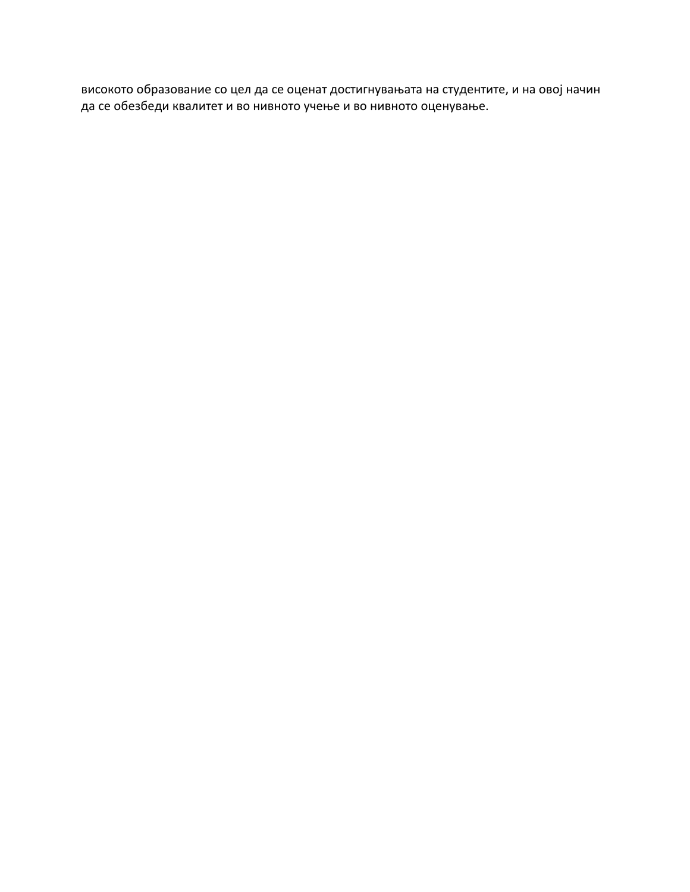високото образование со цел да се оценат достигнувањата на студентите, и на овој начин да се обезбеди квалитет и во нивното учење и во нивното оценување.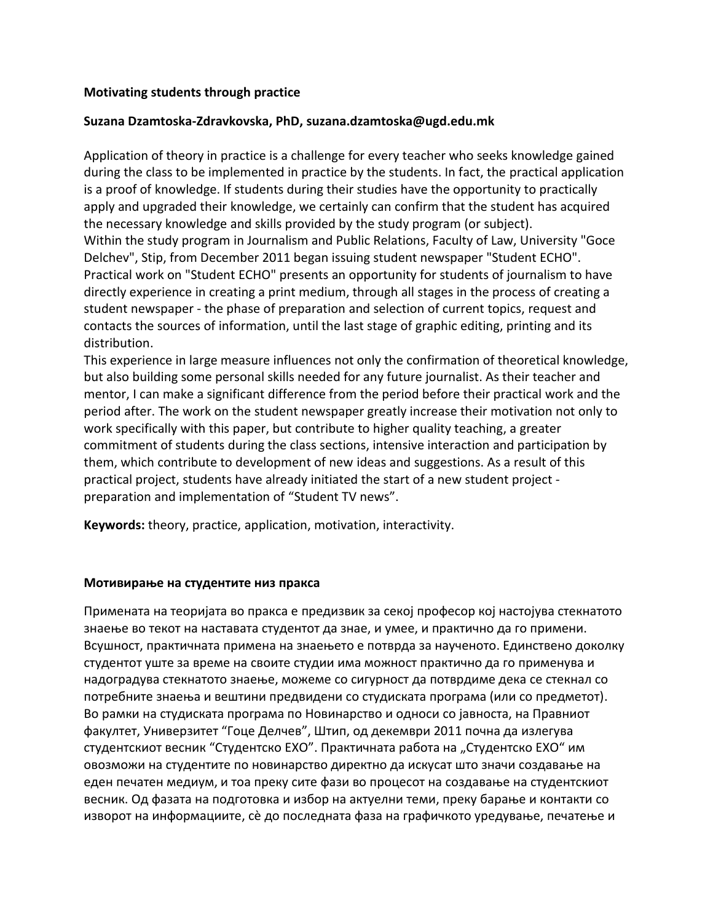**Motivating students through practice**

**Suzana Dzamtoska-Zdravkovska, PhD, suzana.dzamtoska@ugd.edu.mk**

Application of theory in practice is a challenge for every teacher who seeks knowledge gained during the class to be implemented in practice by the students. In fact, the practical application is a proof of knowledge. If students during their studies have the opportunity to practically apply and upgraded their knowledge, we certainly can confirm that the student has acquired the necessary knowledge and skills provided by the study program (or subject).
Within the study program in Journalism and Public Relations, Faculty of Law, University "Goce Delchev", Stip, from December 2011 began issuing student newspaper "Student ECHO". Practical work on "Student ECHO" presents an opportunity for students of journalism to have directly experience in creating a print medium, through all stages in the process of creating a student newspaper - the phase of preparation and selection of current topics, request and contacts the sources of information, until the last stage of graphic editing, printing and its distribution.
This experience in large measure influences not only the confirmation of theoretical knowledge, but also building some personal skills needed for any future journalist. As their teacher and mentor, I can make a significant difference from the period before their practical work and the period after. The work on the student newspaper greatly increase their motivation not only to work specifically with this paper, but contribute to higher quality teaching, a greater commitment of students during the class sections, intensive interaction and participation by them, which contribute to development of new ideas and suggestions. As a result of this practical project, students have already initiated the start of a new student project - preparation and implementation of “Student TV news”.

**Keywords:** theory, practice, application, motivation, interactivity.

**Мотивирање на студентите низ пракса**

Примената на теоријата во пракса е предизвик за секој професор кој настојува стекнатото знаење во текот на наставата студентот да знае, и умее, и практично да го примени. Всушност, практичната примена на знаењето е потврда за наученото. Единствено доколку студентот уште за време на своите студии има можност практично да го применува и надоградува стекнатото знаење, можеме со сигурност да потврдиме дека се стекнал со потребните знаења и вештини предвидени со студиската програма (или со предметот).
Во рамки на студиската програма по Новинарство и односи со јавноста, на Правниот факултет, Универзитет “Гоце Делчев”, Штип, од декември 2011 почна да излегува студентскиот весник “Студентско ЕХО”. Практичната работа на „Студентско ЕХО“ им овозможи на студентите по новинарство директно да искусат што значи создавање на еден печатен медиум, и тоа преку сите фази во процесот на создавање на студентскиот весник. Од фазата на подготовка и избор на актуелни теми, преку барање и контакти со изворот на информациите, сè до последната фаза на графичкото уредување, печатење и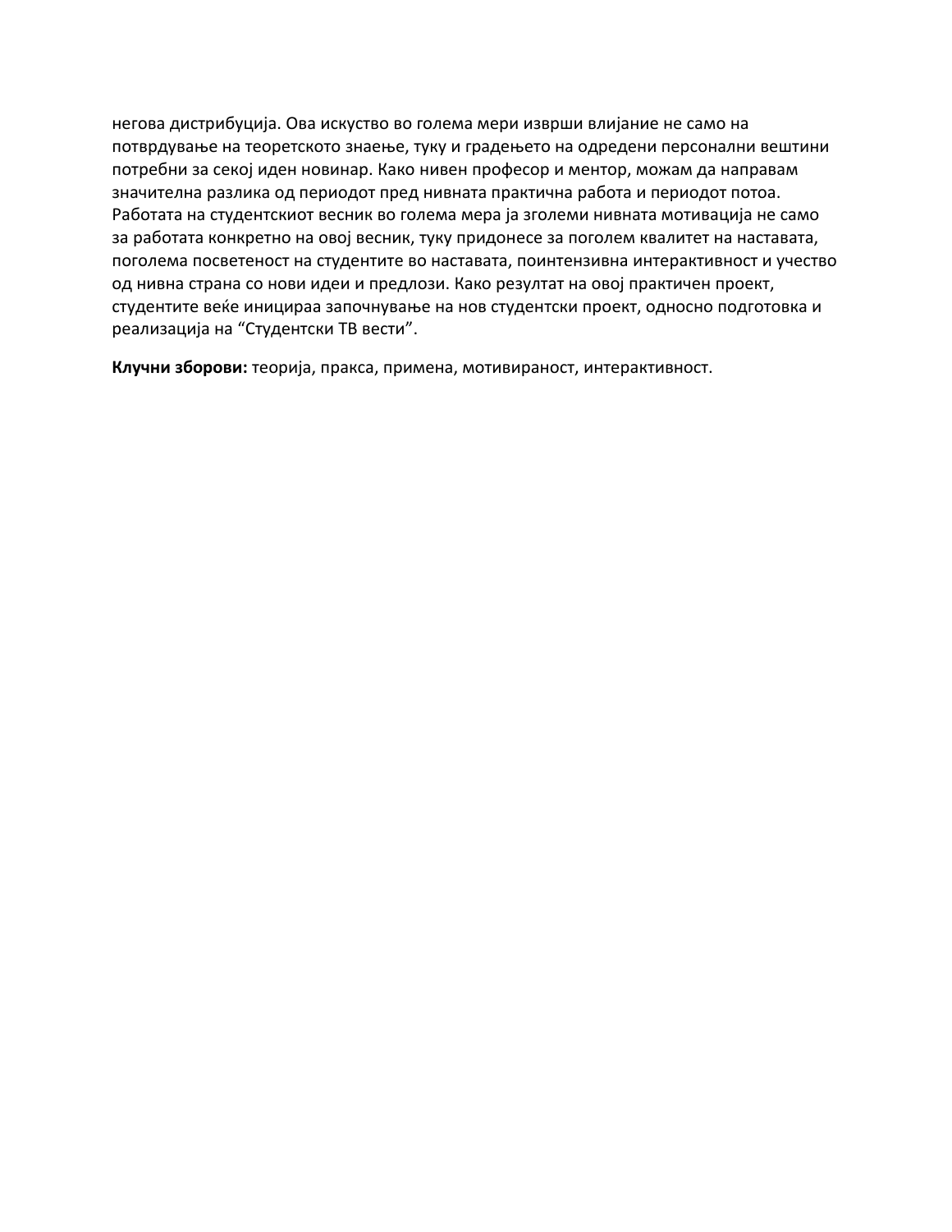негова дистрибуција. Ова искуство во голема мери изврши влијание не само на потврдување на теоретското знаење, туку и градењето на одредени персонални вештини потребни за секој иден новинар. Како нивен професор и ментор, можам да направам значителна разлика од периодот пред нивната практична работа и периодот потоа. Работата на студентскиот весник во голема мера ја зголеми нивната мотивација не само за работата конкретно на овој весник, туку придонесе за поголем квалитет на наставата, поголема посветеност на студентите во наставата, поинтензивна интерактивност и учество од нивна страна со нови идеи и предлози. Како резултат на овој практичен проект, студентите веќе иницираа започнување на нов студентски проект, односно подготовка и реализација на “Студентски ТВ вести”.

**Клучни зборови:** теорија, пракса, примена, мотивираност, интерактивност.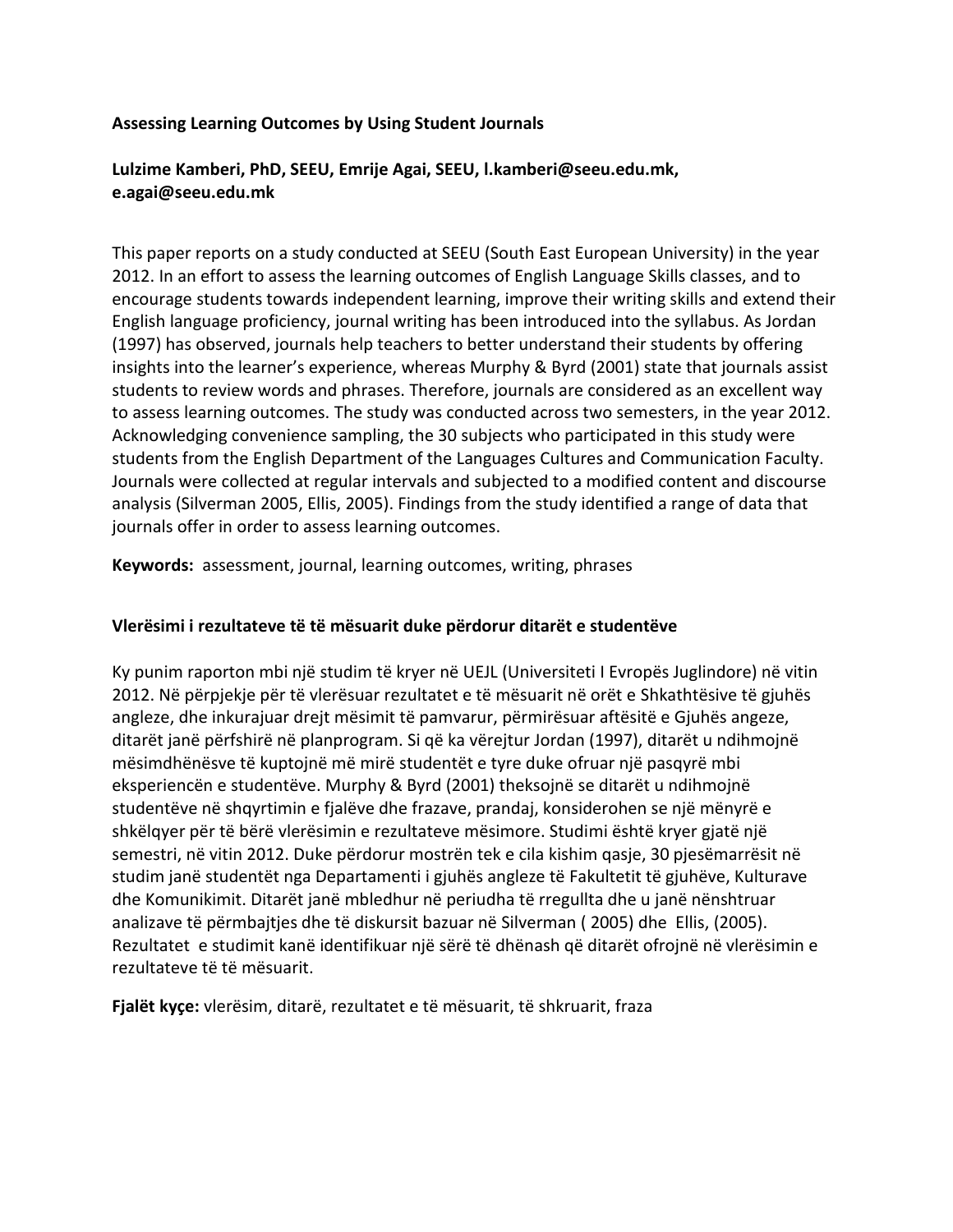**Assessing Learning Outcomes by Using Student Journals**

**Lulzime Kamberi, PhD, SEEU, Emrije Agai, SEEU, l.kamberi@seeu.edu.mk, e.agai@seeu.edu.mk**

This paper reports on a study conducted at SEEU (South East European University) in the year 2012. In an effort to assess the learning outcomes of English Language Skills classes, and to encourage students towards independent learning, improve their writing skills and extend their English language proficiency, journal writing has been introduced into the syllabus. As Jordan (1997) has observed, journals help teachers to better understand their students by offering insights into the learner's experience, whereas Murphy & Byrd (2001) state that journals assist students to review words and phrases. Therefore, journals are considered as an excellent way to assess learning outcomes. The study was conducted across two semesters, in the year 2012. Acknowledging convenience sampling, the 30 subjects who participated in this study were students from the English Department of the Languages Cultures and Communication Faculty. Journals were collected at regular intervals and subjected to a modified content and discourse analysis (Silverman 2005, Ellis, 2005). Findings from the study identified a range of data that journals offer in order to assess learning outcomes.

**Keywords:** assessment, journal, learning outcomes, writing, phrases

**Vlerësimi i rezultateve të të mësuarit duke përdorur ditarët e studentëve**

Ky punim raporton mbi një studim të kryer në UEJL (Universiteti I Evropës Juglindore) në vitin 2012. Në përpjekje për të vlerësuar rezultatet e të mësuarit në orët e Shkathtësive të gjuhës angleze, dhe inkurajuar drejt mësimit të pamvarur, përmirësuar aftësitë e Gjuhës angeze, ditarët janë përfshirë në planprogram. Si që ka vërejtur Jordan (1997), ditarët u ndihmojnë mësimdhënësve të kuptojnë më mirë studentët e tyre duke ofruar një pasqyrë mbi eksperiencën e studentëve. Murphy & Byrd (2001) theksojnë se ditarët u ndihmojnë studentëve në shqyrtimin e fjalëve dhe frazave, prandaj, konsiderohen se një mënyrë e shkëlqyer për të bërë vlerësimin e rezultateve mësimore. Studimi është kryer gjatë një semestri, në vitin 2012. Duke përdorur mostrën tek e cila kishim qasje, 30 pjesëmarrësit në studim janë studentët nga Departamenti i gjuhës angleze të Fakultetit të gjuhëve, Kulturave dhe Komunikimit. Ditarët janë mbledhur në periudha të rregullta dhe u janë nënshtruar analizave të përmbajtjes dhe të diskursit bazuar në Silverman ( 2005) dhe Ellis, (2005). Rezultatet e studimit kanë identifikuar një sërë të dhënash që ditarët ofrojnë në vlerësimin e rezultateve të të mësuarit.

**Fjalët kyçe:** vlerësim, ditarë, rezultatet e të mësuarit, të shkruarit, fraza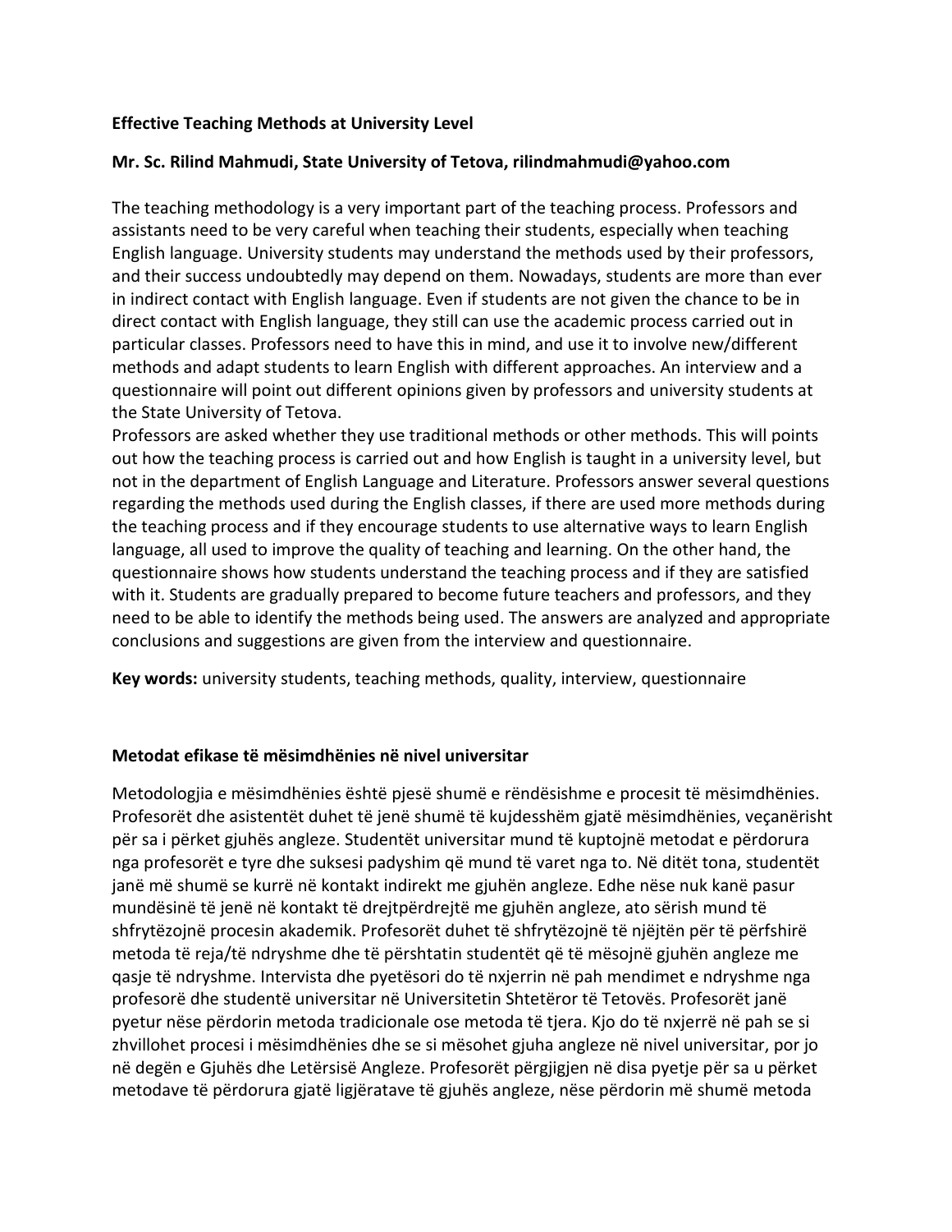**Effective Teaching Methods at University Level**

**Mr. Sc. Rilind Mahmudi, State University of Tetova, rilindmahmudi@yahoo.com**

The teaching methodology is a very important part of the teaching process. Professors and assistants need to be very careful when teaching their students, especially when teaching English language. University students may understand the methods used by their professors, and their success undoubtedly may depend on them. Nowadays, students are more than ever in indirect contact with English language. Even if students are not given the chance to be in direct contact with English language, they still can use the academic process carried out in particular classes. Professors need to have this in mind, and use it to involve new/different methods and adapt students to learn English with different approaches. An interview and a questionnaire will point out different opinions given by professors and university students at the State University of Tetova.
Professors are asked whether they use traditional methods or other methods. This will points out how the teaching process is carried out and how English is taught in a university level, but not in the department of English Language and Literature. Professors answer several questions regarding the methods used during the English classes, if there are used more methods during the teaching process and if they encourage students to use alternative ways to learn English language, all used to improve the quality of teaching and learning. On the other hand, the questionnaire shows how students understand the teaching process and if they are satisfied with it. Students are gradually prepared to become future teachers and professors, and they need to be able to identify the methods being used. The answers are analyzed and appropriate conclusions and suggestions are given from the interview and questionnaire.

**Key words:** university students, teaching methods, quality, interview, questionnaire

**Metodat efikase të mësimdhënies në nivel universitar**

Metodologjia e mësimdhënies është pjesë shumë e rëndësishme e procesit të mësimdhënies. Profesorët dhe asistentët duhet të jenë shumë të kujdesshëm gjatë mësimdhënies, veçanërisht për sa i përket gjuhës angleze. Studentët universitar mund të kuptojnë metodat e përdorura nga profesorët e tyre dhe suksesi padyshim që mund të varet nga to. Në ditët tona, studentët janë më shumë se kurrë në kontakt indirekt me gjuhën angleze. Edhe nëse nuk kanë pasur mundësinë të jenë në kontakt të drejtpërdrejtë me gjuhën angleze, ato sërish mund të shfrytëzojnë procesin akademik. Profesorët duhet të shfrytëzojnë të njëjtën për të përfshirë metoda të reja/të ndryshme dhe të përshtatin studentët që të mësojnë gjuhën angleze me qasje të ndryshme. Intervista dhe pyetësori do të nxjerrin në pah mendimet e ndryshme nga profesorë dhe studentë universitar në Universitetin Shtetëror të Tetovës. Profesorët janë pyetur nëse përdorin metoda tradicionale ose metoda të tjera. Kjo do të nxjerrë në pah se si zhvillohet procesi i mësimdhënies dhe se si mësohet gjuha angleze në nivel universitar, por jo në degën e Gjuhës dhe Letërsisë Angleze. Profesorët përgjigjen në disa pyetje për sa u përket metodave të përdorura gjatë ligjëratave të gjuhës angleze, nëse përdorin më shumë metoda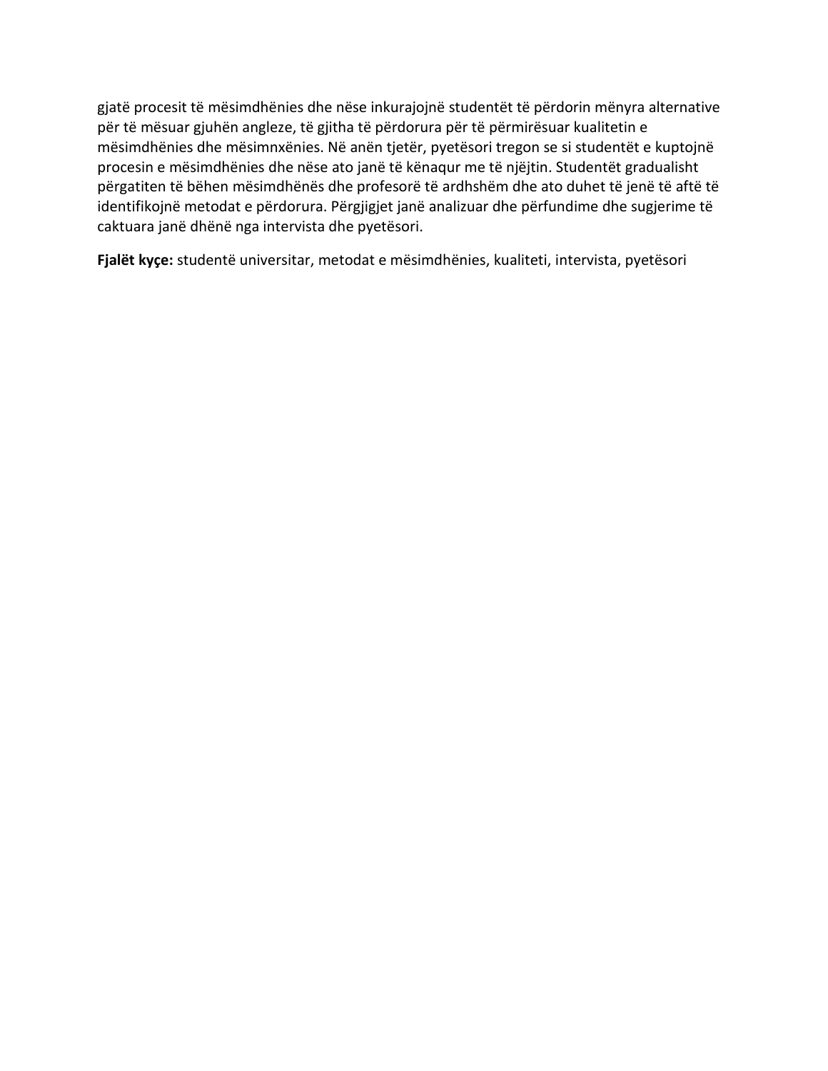gjatë procesit të mësimdhënies dhe nëse inkurajojnë studentët të përdorin mënyra alternative për të mësuar gjuhën angleze, të gjitha të përdorura për të përmirësuar kualitetin e mësimdhënies dhe mësimnxënies. Në anën tjetër, pyetësori tregon se si studentët e kuptojnë procesin e mësimdhënies dhe nëse ato janë të kënaqur me të njëjtin. Studentët gradualisht përgatiten të bëhen mësimdhënës dhe profesorë të ardhshëm dhe ato duhet të jenë të aftë të identifikojnë metodat e përdorura. Përgjigjet janë analizuar dhe përfundime dhe sugjerime të caktuara janë dhënë nga intervista dhe pyetësori.

**Fjalët kyçe:** studentë universitar, metodat e mësimdhënies, kualiteti, intervista, pyetësori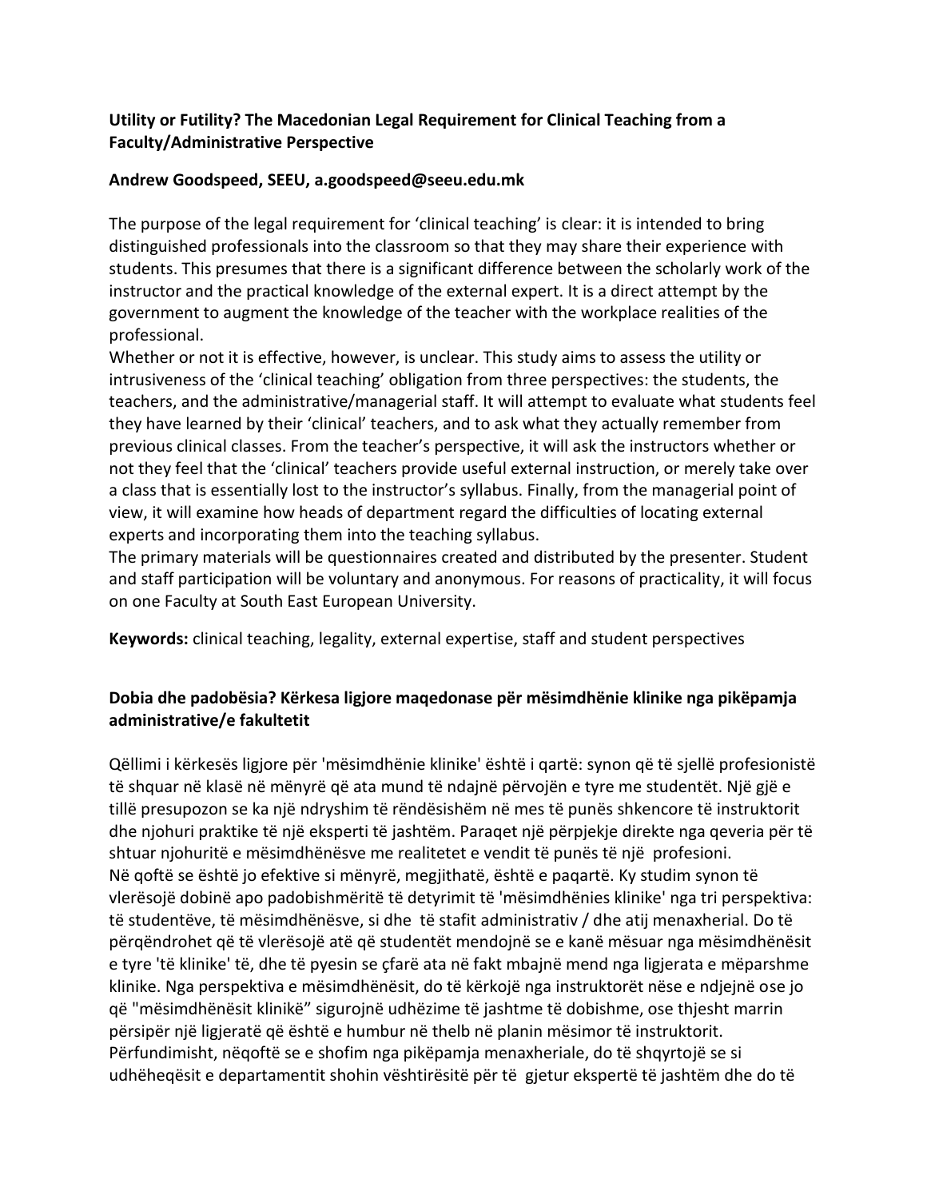**Utility or Futility? The Macedonian Legal Requirement for Clinical Teaching from a Faculty/Administrative Perspective**

**Andrew Goodspeed, SEEU, a.goodspeed@seeu.edu.mk**

The purpose of the legal requirement for 'clinical teaching' is clear: it is intended to bring distinguished professionals into the classroom so that they may share their experience with students. This presumes that there is a significant difference between the scholarly work of the instructor and the practical knowledge of the external expert. It is a direct attempt by the government to augment the knowledge of the teacher with the workplace realities of the professional.

Whether or not it is effective, however, is unclear. This study aims to assess the utility or intrusiveness of the 'clinical teaching' obligation from three perspectives: the students, the teachers, and the administrative/managerial staff. It will attempt to evaluate what students feel they have learned by their 'clinical' teachers, and to ask what they actually remember from previous clinical classes. From the teacher's perspective, it will ask the instructors whether or not they feel that the 'clinical' teachers provide useful external instruction, or merely take over a class that is essentially lost to the instructor's syllabus. Finally, from the managerial point of view, it will examine how heads of department regard the difficulties of locating external experts and incorporating them into the teaching syllabus.

The primary materials will be questionnaires created and distributed by the presenter. Student and staff participation will be voluntary and anonymous. For reasons of practicality, it will focus on one Faculty at South East European University.

**Keywords:** clinical teaching, legality, external expertise, staff and student perspectives

**Dobia dhe padobësia? Kërkesa ligjore maqedonase për mësimdhënie klinike nga pikëpamja administrative/e fakultetit**

Qëllimi i kërkesës ligjore për 'mësimdhënie klinike' është i qartë: synon që të sjellë profesionistë të shquar në klasë në mënyrë që ata mund të ndajnë përvojën e tyre me studentët. Një gjë e tillë presupozon se ka një ndryshim të rëndësishëm në mes të punës shkencore të instruktorit dhe njohuri praktike të një eksperti të jashtëm. Paraqet një përpjekje direkte nga qeveria për të shtuar njohuritë e mësimdhënësve me realitetet e vendit të punës të një profesioni.

Në qoftë se është jo efektive si mënyrë, megjithatë, është e paqartë. Ky studim synon të vlerësojë dobinë apo padobishmëritë të detyrimit të 'mësimdhënies klinike' nga tri perspektiva: të studentëve, të mësimdhënësve, si dhe të stafit administrativ / dhe atij menaxherial. Do të përqëndrohet që të vlerësojë atë që studentët mendojnë se e kanë mësuar nga mësimdhënësit e tyre 'të klinike' të, dhe të pyesin se çfarë ata në fakt mbajnë mend nga ligjerata e mëparshme klinike. Nga perspektiva e mësimdhënësit, do të kërkojë nga instruktorët nëse e ndjejnë ose jo që "mësimdhënësit klinikë" sigurojnë udhëzime të jashtme të dobishme, ose thjesht marrin përsipër një ligjeratë që është e humbur në thelb në planin mësimor të instruktorit. Përfundimisht, nëqoftë se e shofim nga pikëpamja menaxheriale, do të shqyrtojë se si udhëheqësit e departamentit shohin vështirësitë për të gjetur ekspertë të jashtëm dhe do të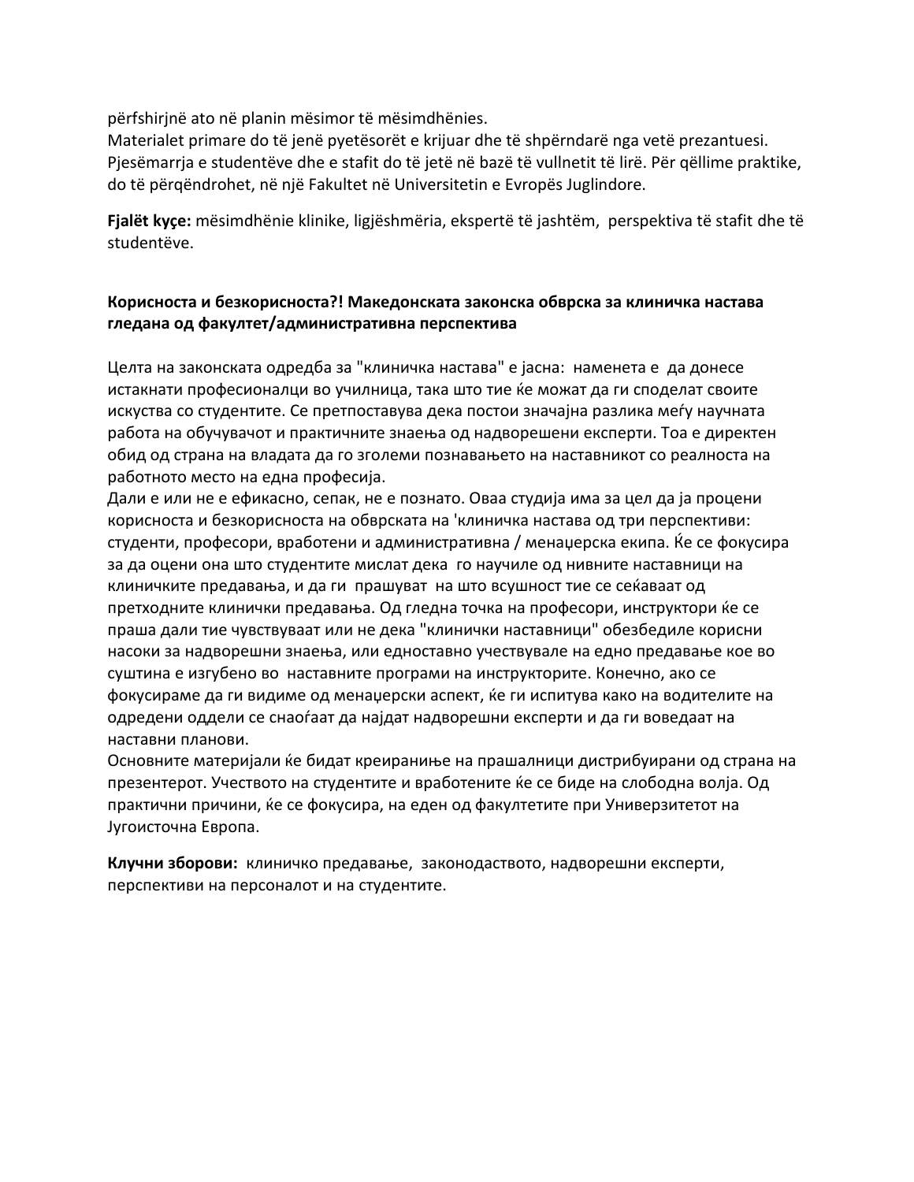përfshirjnë ato në planin mësimor të mësimdhënies.
Materialet primare do të jenë pyetësorët e krijuar dhe të shpërndarë nga vetë prezantuesi. Pjesëmarrja e studentëve dhe e stafit do të jetë në bazë të vullnetit të lirë. Për qëllime praktike, do të përqëndrohet, në një Fakultet në Universitetin e Evropës Juglindore.

**Fjalët kyçe:** mësimdhënie klinike, ligjëshmëria, ekspertë të jashtëm, perspektiva të stafit dhe të studentëve.

**Корисноста и безкорисноста?! Македонската законска обврска за клиничка настава гледана од факултет/административна перспектива**

Целта на законската одредба за "клиничка настава" е јасна: наменета е да донесе истакнати професионалци во училница, така што тие ќе можат да ги споделат своите искуства со студентите. Се претпоставува дека постои значајна разлика меѓу научната работа на обучувачот и практичните знаења од надворешени експерти. Тоа е директен обид од страна на владата да го зголеми познавањето на наставникот со реалноста на работното место на една професија.
Дали е или не е ефикасно, сепак, не е познато. Оваа студија има за цел да ја процени корисноста и безкорисноста на обврската на 'клиничка настава од три перспективи: студенти, професори, вработени и административна / менаџерска екипа. Ќе се фокусира за да оцени она што студентите мислат дека го научиле од нивните наставници на клиничките предавања, и да ги прашуват на што всушност тие се сеќаваат од претходните клинички предавања. Од гледна точка на професори, инструктори ќе се праша дали тие чувствуваат или не дека "клинички наставници" обезбедиле корисни насоки за надворешни знаења, или едноставно учествувале на едно предавање кое во суштина е изгубено во наставните програми на инструкторите. Конечно, ако се фокусираме да ги видиме од менаџерски аспект, ќе ги испитува како на водителите на одредени оддели се снаоѓаат да најдат надворешни експерти и да ги воведаат на наставни планови.
Основните материјали ќе бидат креирање на прашалници дистрибуирани од страна на презентерот. Учеството на студентите и вработените ќе се биде на слободна волја. Од практични причини, ќе се фокусира, на еден од факултетите при Универзитетот на Југоисточна Европа.

**Клучни зборови:** клиничко предавање, законодаството, надворешни експерти, перспективи на персоналот и на студентите.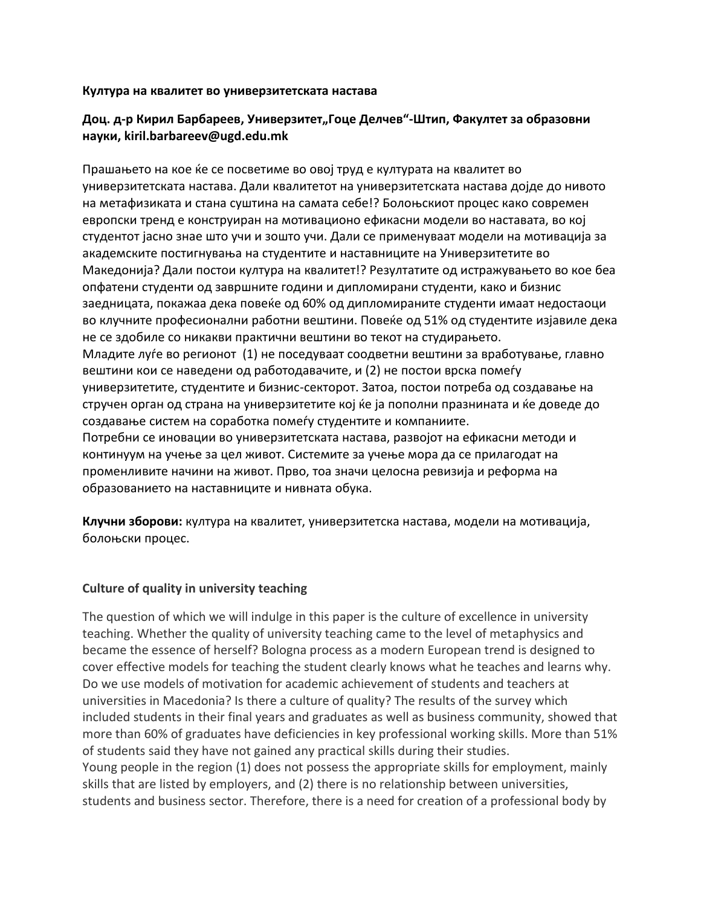**Култура на квалитет во универзитетската настава**

**Доц. д-р Кирил Барбареев, Универзитет„Гоце Делчев“-Штип, Факултет за образовни науки, kiril.barbareev@ugd.edu.mk**

Прашањето на кое ќе се посветиме во овој труд е културата на квалитет во универзитетската настава. Дали квалитетот на универзитетската настава дојде до нивото на метафизиката и стана суштина на самата себе!? Болоњскиот процес како современ европски тренд е конструиран на мотивационо ефикасни модели во наставата, во кој студентот јасно знае што учи и зошто учи. Дали се применуваат модели на мотивација за академските постигнувања на студентите и наставниците на Универзитетите во Македонија? Дали постои култура на квалитет!? Резултатите од истражувањето во кое беа опфатени студенти од завршните години и дипломирани студенти, како и бизнис заедницата, покажаа дека повеќе од 60% од дипломираните студенти имаат недостаоци во клучните професионални работни вештини. Повеќе од 51% од студентите изјавиле дека не се здобиле со никакви практични вештини во текот на студирањето.
Младите луѓе во регионот (1) не поседуваат соодветни вештини за вработување, главно вештини кои се наведени од работодавачите, и (2) не постои врска помеѓу универзитетите, студентите и бизнис-секторот. Затоа, постои потреба од создавање на стручен орган од страна на универзитетите кој ќе ја пополни празнината и ќе доведе до создавање систем на соработка помеѓу студентите и компаниите.
Потребни се иновации во универзитетската настава, развојот на ефикасни методи и континуум на учење за цел живот. Системите за учење мора да се прилагодат на променливите начини на живот. Прво, тоа значи целосна ревизија и реформа на образованието на наставниците и нивната обука.

**Клучни зборови:** култура на квалитет, универзитетска настава, модели на мотивација, болоњски процес.

**Culture of quality in university teaching**

The question of which we will indulge in this paper is the culture of excellence in university teaching. Whether the quality of university teaching came to the level of metaphysics and became the essence of herself? Bologna process as a modern European trend is designed to cover effective models for teaching the student clearly knows what he teaches and learns why. Do we use models of motivation for academic achievement of students and teachers at universities in Macedonia? Is there a culture of quality? The results of the survey which included students in their final years and graduates as well as business community, showed that more than 60% of graduates have deficiencies in key professional working skills. More than 51% of students said they have not gained any practical skills during their studies.
Young people in the region (1) does not possess the appropriate skills for employment, mainly skills that are listed by employers, and (2) there is no relationship between universities, students and business sector. Therefore, there is a need for creation of a professional body by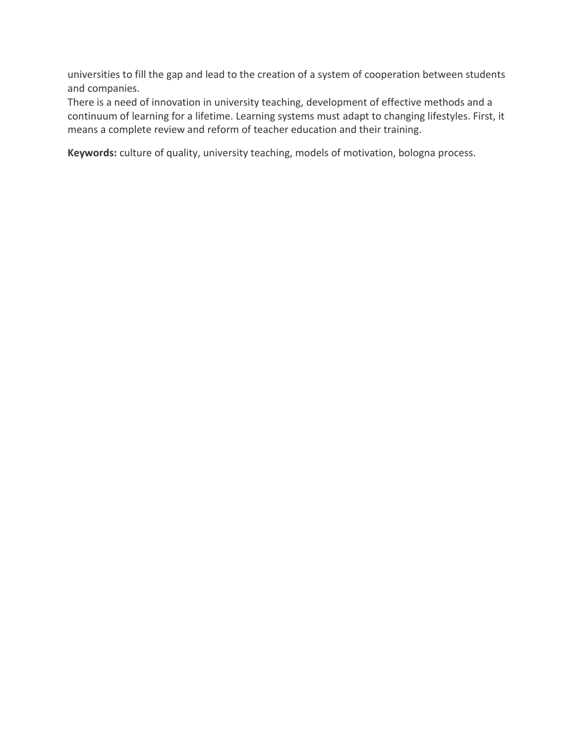universities to fill the gap and lead to the creation of a system of cooperation between students and companies.

There is a need of innovation in university teaching, development of effective methods and a continuum of learning for a lifetime. Learning systems must adapt to changing lifestyles. First, it means a complete review and reform of teacher education and their training.

**Keywords:** culture of quality, university teaching, models of motivation, bologna process.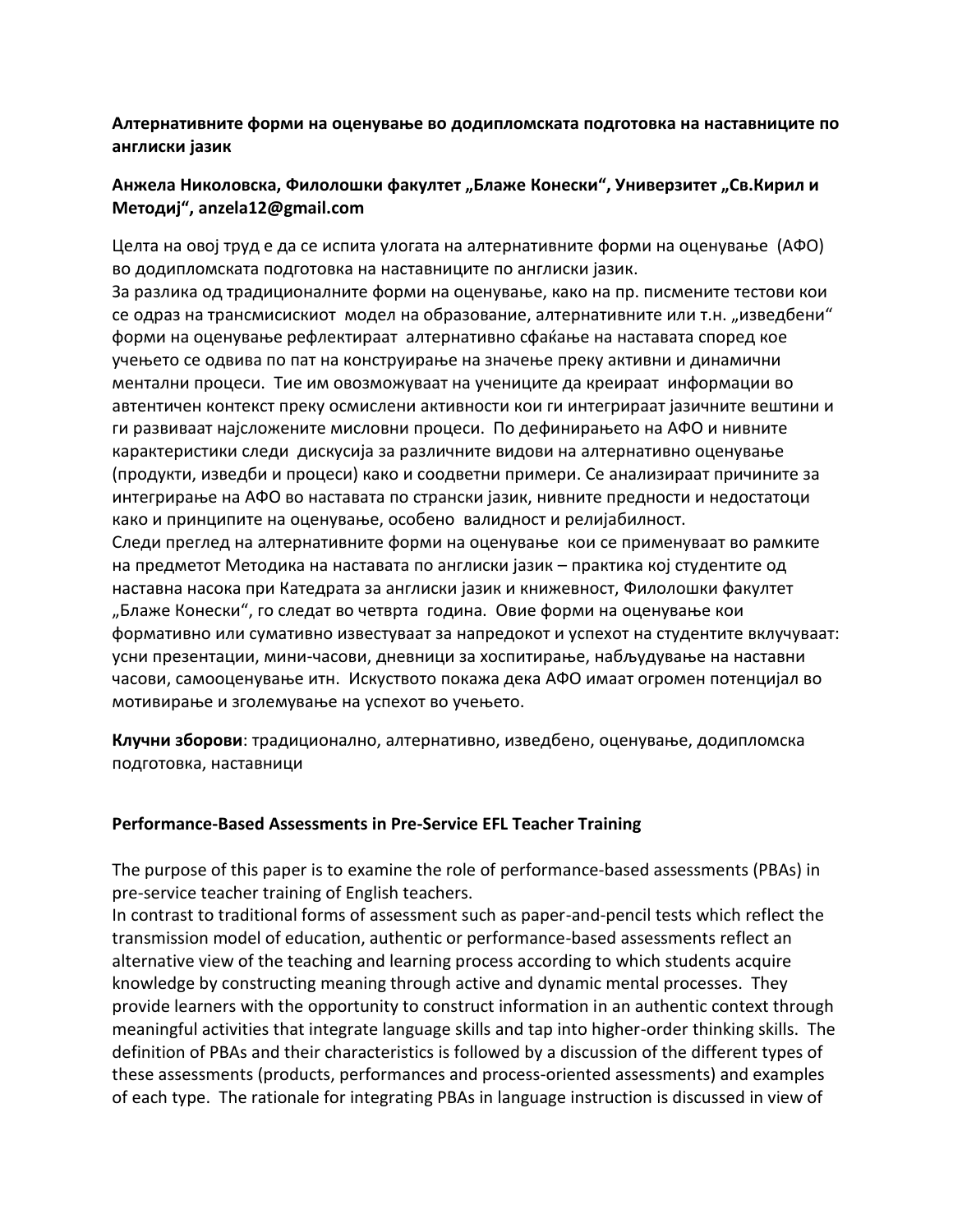**Алтернативните форми на оценување во додипломската подготовка на наставниците по англиски јазик**

**Анжела Николовска, Филолошки факултет „Блаже Конески", Универзитет „Св.Кирил и Методиј", anzela12@gmail.com**

Целта на овој труд е да се испита улогата на алтернативните форми на оценување (АФО) во додипломската подготовка на наставниците по англиски јазик.
За разлика од традиционалните форми на оценување, како на пр. писмените тестови кои се одраз на трансмисискиот модел на образование, алтернативните или т.н. „изведбени" форми на оценување рефлектираат алтернативно сфаќање на наставата според кое учењето се одвива по пат на конструирање на значење преку активни и динамични ментални процеси. Тие им овозможуваат на учениците да креираат информации во автентичен контекст преку осмислени активности кои ги интегрираат јазичните вештини и ги развиваат најсложените мисловни процеси. По дефинирањето на АФО и нивните карактеристики следи дискусија за различните видови на алтернативно оценување (продукти, изведби и процеси) како и соодветни примери. Се анализираат причините за интегрирање на АФО во наставата по странски јазик, нивните предности и недостатоци како и принципите на оценување, особено валидност и релијабилност.
Следи преглед на алтернативните форми на оценување кои се применуваат во рамките на предметот Методика на наставата по англиски јазик – практика кој студентите од наставна насока при Катедрата за англиски јазик и книжевност, Филолошки факултет „Блаже Конески", го следат во четврта година. Овие форми на оценување кои формативно или сумативно известуваат за напредокот и успехот на студентите вклучуваат: усни презентации, мини-часови, дневници за хоспитирање, набљудување на наставни часови, самооценување итн. Искуството покажа дека АФО имаат огромен потенцијал во мотивирање и зголемување на успехот во учењето.

**Клучни зборови**: традиционално, алтернативно, изведбено, оценување, додипломска подготовка, наставници

**Performance-Based Assessments in Pre-Service EFL Teacher Training**

The purpose of this paper is to examine the role of performance-based assessments (PBAs) in pre-service teacher training of English teachers.
In contrast to traditional forms of assessment such as paper-and-pencil tests which reflect the transmission model of education, authentic or performance-based assessments reflect an alternative view of the teaching and learning process according to which students acquire knowledge by constructing meaning through active and dynamic mental processes. They provide learners with the opportunity to construct information in an authentic context through meaningful activities that integrate language skills and tap into higher-order thinking skills. The definition of PBAs and their characteristics is followed by a discussion of the different types of these assessments (products, performances and process-oriented assessments) and examples of each type. The rationale for integrating PBAs in language instruction is discussed in view of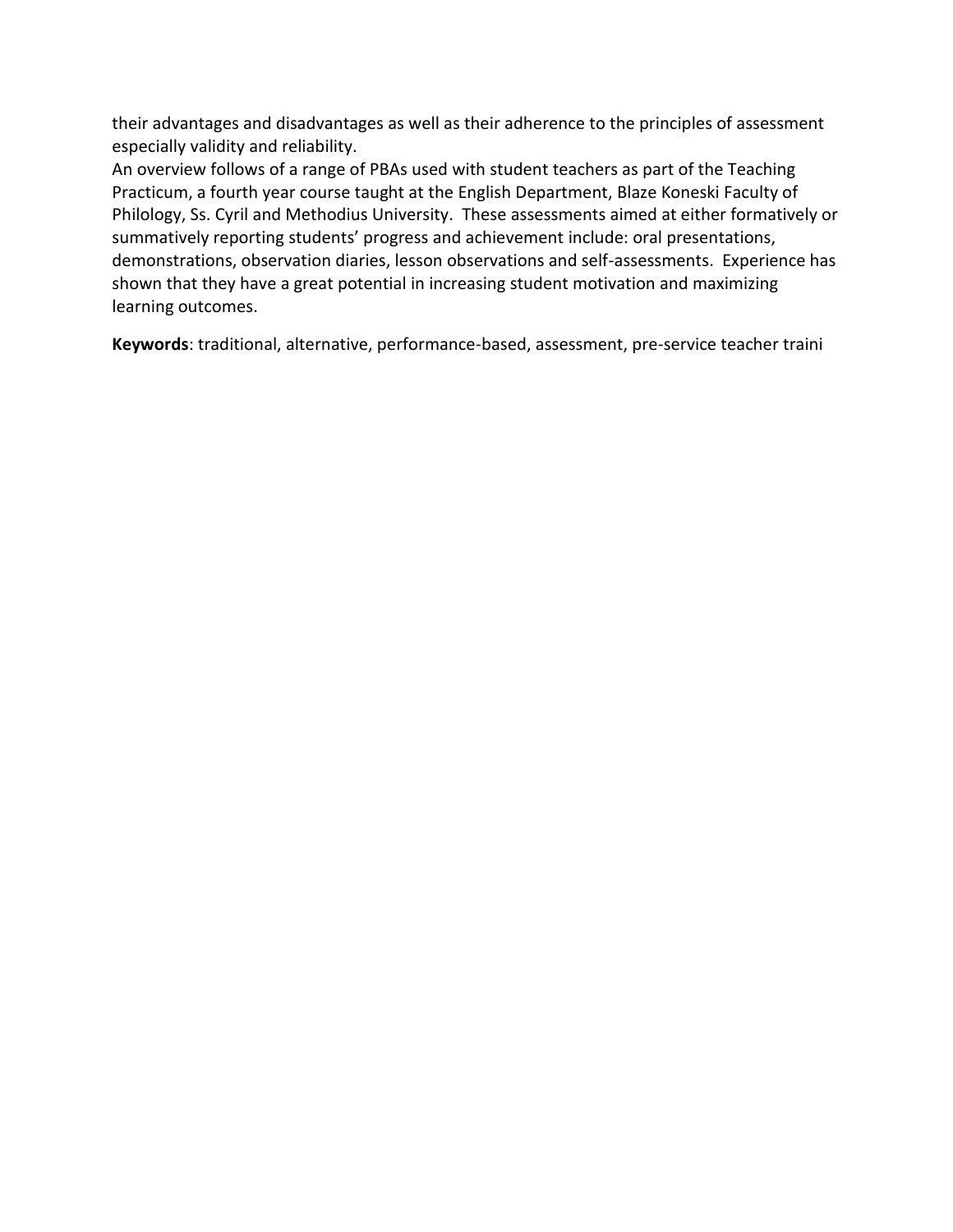their advantages and disadvantages as well as their adherence to the principles of assessment especially validity and reliability.

An overview follows of a range of PBAs used with student teachers as part of the Teaching Practicum, a fourth year course taught at the English Department, Blaze Koneski Faculty of Philology, Ss. Cyril and Methodius University. These assessments aimed at either formatively or summatively reporting students' progress and achievement include: oral presentations, demonstrations, observation diaries, lesson observations and self-assessments. Experience has shown that they have a great potential in increasing student motivation and maximizing learning outcomes.

**Keywords**: traditional, alternative, performance-based, assessment, pre-service teacher traini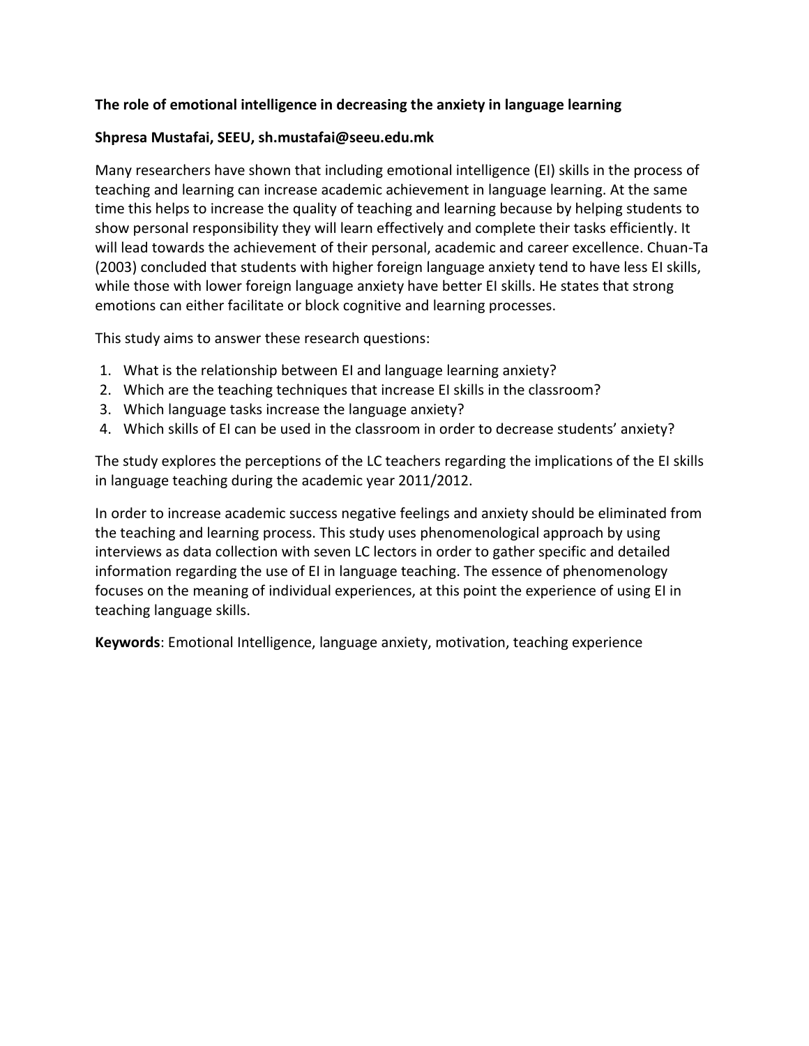**The role of emotional intelligence in decreasing the anxiety in language learning**

**Shpresa Mustafai, SEEU, sh.mustafai@seeu.edu.mk**

Many researchers have shown that including emotional intelligence (EI) skills in the process of teaching and learning can increase academic achievement in language learning. At the same time this helps to increase the quality of teaching and learning because by helping students to show personal responsibility they will learn effectively and complete their tasks efficiently. It will lead towards the achievement of their personal, academic and career excellence. Chuan-Ta (2003) concluded that students with higher foreign language anxiety tend to have less EI skills, while those with lower foreign language anxiety have better EI skills. He states that strong emotions can either facilitate or block cognitive and learning processes.

This study aims to answer these research questions:

1. What is the relationship between EI and language learning anxiety?
2. Which are the teaching techniques that increase EI skills in the classroom?
3. Which language tasks increase the language anxiety?
4. Which skills of EI can be used in the classroom in order to decrease students' anxiety?

The study explores the perceptions of the LC teachers regarding the implications of the EI skills in language teaching during the academic year 2011/2012.

In order to increase academic success negative feelings and anxiety should be eliminated from the teaching and learning process. This study uses phenomenological approach by using interviews as data collection with seven LC lectors in order to gather specific and detailed information regarding the use of EI in language teaching. The essence of phenomenology focuses on the meaning of individual experiences, at this point the experience of using EI in teaching language skills.

**Keywords**: Emotional Intelligence, language anxiety, motivation, teaching experience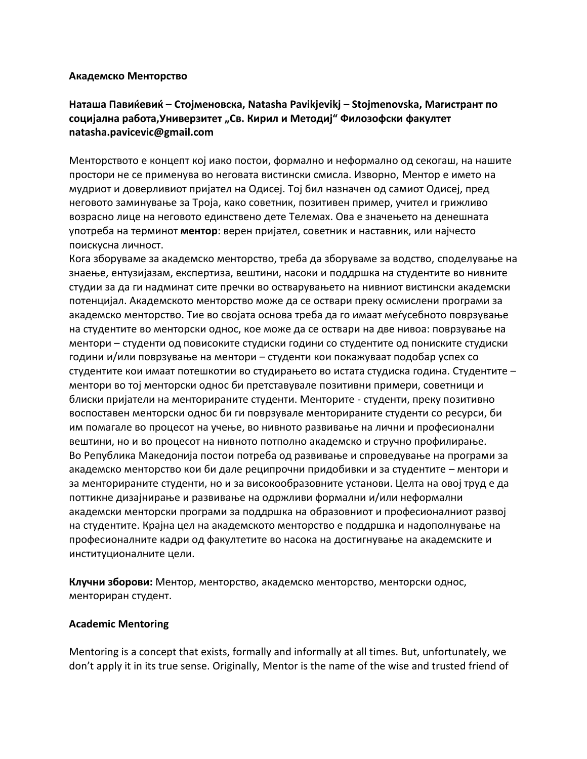**Академско Менторство**

**Наташа Павиќевиќ – Стојменовска, Natasha Pavikjevikj – Stojmenovska, Магистрант по социјална работа,Универзитет „Св. Кирил и Методиј" Филозофски факултет natasha.pavicevic@gmail.com**

Менторството е концепт кој иако постои, формално и неформално од секогаш, на нашите простори не се применува во неговата вистински смисла. Изворно, Ментор е името на мудриот и доверливиот пријател на Одисеј. Тој бил назначен од самиот Одисеј, пред неговото заминување за Троја, како советник, позитивен пример, учител и грижливо возрасно лице на неговото единствено дете Телемах. Ова е значењето на денешната употреба на терминот **ментор**: верен пријател, советник и наставник, или најчесто поискусна личност.

Кога зборуваме за академско менторство, треба да зборуваме за водство, споделување на знаење, ентузијазам, експертиза, вештини, насоки и поддршка на студентите во нивните студии за да ги надминат сите пречки во остварувањето на нивниот вистински академски потенцијал. Академското менторство може да се оствари преку осмислени програми за академско менторство. Тие во својата основа треба да го имаат меѓусебното поврзување на студентите во менторски однос, кое може да се оствари на две нивоа: поврзување на ментори – студенти од повисоките студиски години со студентите од пониските студиски години и/или поврзување на ментори – студенти кои покажуваат подобар успех со студентите кои имаат потешкотии во студирањето во истата студиска година. Студентите – ментори во тој менторски однос би претставувале позитивни примери, советници и блиски пријатели на менторираните студенти. Менторите - студенти, преку позитивно воспоставен менторски однос би ги поврзувале менторираните студенти со ресурси, би им помагале во процесот на учење, во нивното развивање на лични и професионални вештини, но и во процесот на нивното потполно академско и стручно профилирање.

Во Република Македонија постои потреба од развивање и спроведување на програми за академско менторство кои би дале реципрочни придобивки и за студентите – ментори и за менторираните студенти, но и за високообразовните установи. Целта на овој труд е да поттикне дизајнирање и развивање на одржливи формални и/или неформални академски менторски програми за поддршка на образовниот и професионалниот развој на студентите. Крајна цел на академското менторство е поддршка и надополнување на професионалните кадри од факултетите во насока на достигнување на академските и институционалните цели.

**Клучни зборови:** Ментор, менторство, академско менторство, менторски однос, менториран студент.

**Academic Mentoring**

Mentoring is a concept that exists, formally and informally at all times. But, unfortunately, we don't apply it in its true sense. Originally, Mentor is the name of the wise and trusted friend of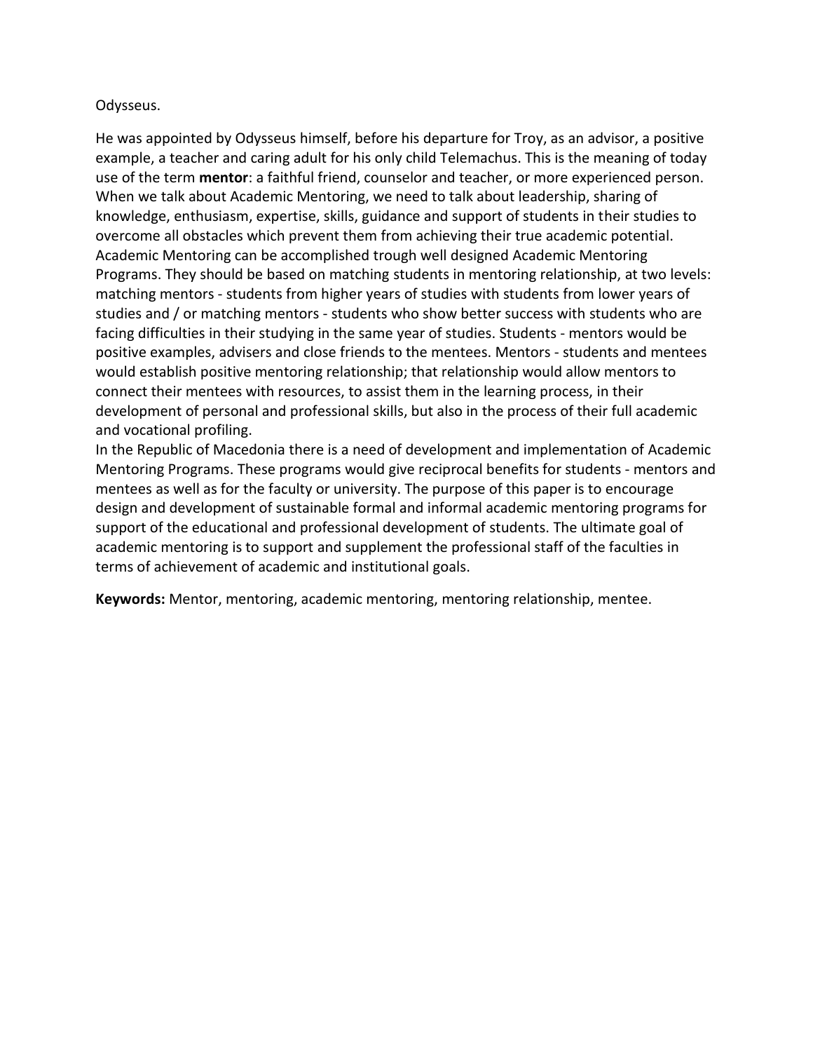Odysseus.

He was appointed by Odysseus himself, before his departure for Troy, as an advisor, a positive example, a teacher and caring adult for his only child Telemachus. This is the meaning of today use of the term **mentor**: a faithful friend, counselor and teacher, or more experienced person. When we talk about Academic Mentoring, we need to talk about leadership, sharing of knowledge, enthusiasm, expertise, skills, guidance and support of students in their studies to overcome all obstacles which prevent them from achieving their true academic potential. Academic Mentoring can be accomplished trough well designed Academic Mentoring Programs. They should be based on matching students in mentoring relationship, at two levels: matching mentors - students from higher years of studies with students from lower years of studies and / or matching mentors - students who show better success with students who are facing difficulties in their studying in the same year of studies. Students - mentors would be positive examples, advisers and close friends to the mentees. Mentors - students and mentees would establish positive mentoring relationship; that relationship would allow mentors to connect their mentees with resources, to assist them in the learning process, in their development of personal and professional skills, but also in the process of their full academic and vocational profiling.
In the Republic of Macedonia there is a need of development and implementation of Academic Mentoring Programs. These programs would give reciprocal benefits for students - mentors and mentees as well as for the faculty or university. The purpose of this paper is to encourage design and development of sustainable formal and informal academic mentoring programs for support of the educational and professional development of students. The ultimate goal of academic mentoring is to support and supplement the professional staff of the faculties in terms of achievement of academic and institutional goals.

**Keywords:** Mentor, mentoring, academic mentoring, mentoring relationship, mentee.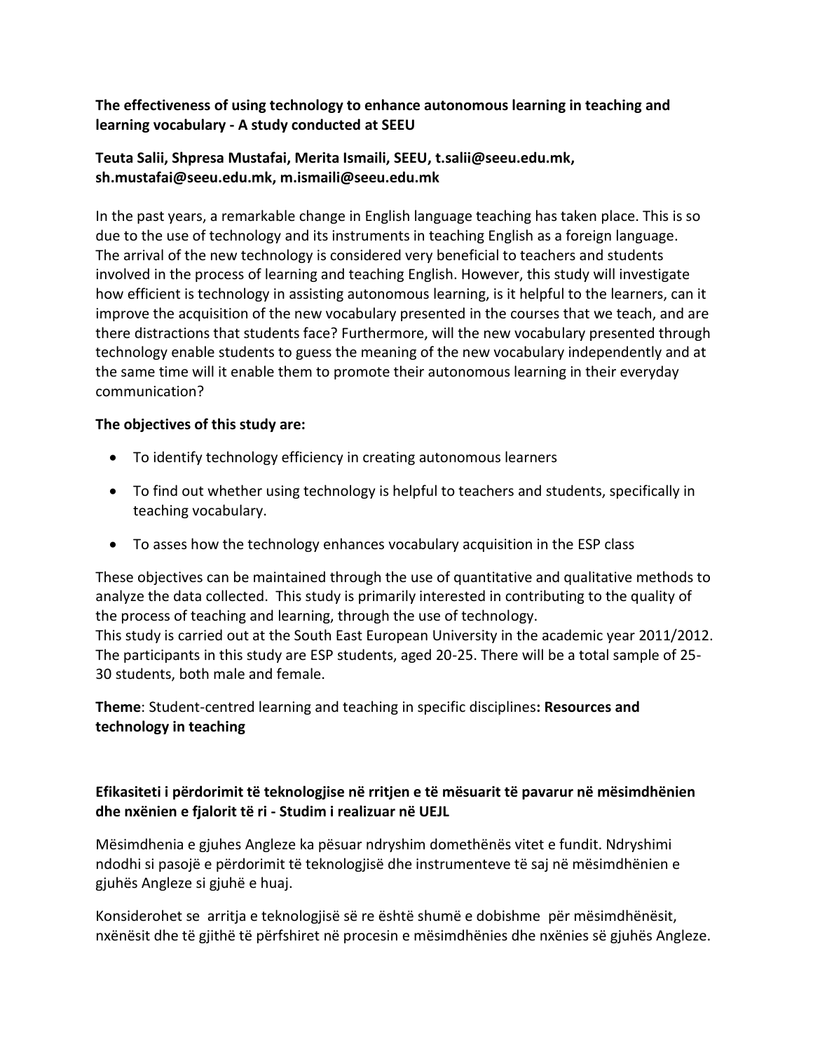**The effectiveness of using technology to enhance autonomous learning in teaching and learning vocabulary - A study conducted at SEEU**

**Teuta Salii, Shpresa Mustafai, Merita Ismaili, SEEU, t.salii@seeu.edu.mk, sh.mustafai@seeu.edu.mk, m.ismaili@seeu.edu.mk**

In the past years, a remarkable change in English language teaching has taken place. This is so due to the use of technology and its instruments in teaching English as a foreign language. The arrival of the new technology is considered very beneficial to teachers and students involved in the process of learning and teaching English. However, this study will investigate how efficient is technology in assisting autonomous learning, is it helpful to the learners, can it improve the acquisition of the new vocabulary presented in the courses that we teach, and are there distractions that students face? Furthermore, will the new vocabulary presented through technology enable students to guess the meaning of the new vocabulary independently and at the same time will it enable them to promote their autonomous learning in their everyday communication?

**The objectives of this study are:**

- To identify technology efficiency in creating autonomous learners
- To find out whether using technology is helpful to teachers and students, specifically in teaching vocabulary.
- To asses how the technology enhances vocabulary acquisition in the ESP class

These objectives can be maintained through the use of quantitative and qualitative methods to analyze the data collected. This study is primarily interested in contributing to the quality of the process of teaching and learning, through the use of technology.
This study is carried out at the South East European University in the academic year 2011/2012. The participants in this study are ESP students, aged 20-25. There will be a total sample of 25-30 students, both male and female.

**Theme**: Student-centred learning and teaching in specific disciplines**: Resources and technology in teaching**

**Efikasiteti i përdorimit të teknologjise në rritjen e të mësuarit të pavarur në mësimdhënien dhe nxënien e fjalorit të ri - Studim i realizuar në UEJL**

Mësimdhenia e gjuhes Angleze ka pësuar ndryshim domethënës vitet e fundit. Ndryshimi ndodhi si pasojë e përdorimit të teknologjisë dhe instrumenteve të saj në mësimdhënien e gjuhës Angleze si gjuhë e huaj.

Konsiderohet se arritja e teknologjisë së re është shumë e dobishme për mësimdhënësit, nxënësit dhe të gjithë të përfshiret në procesin e mësimdhënies dhe nxënies së gjuhës Angleze.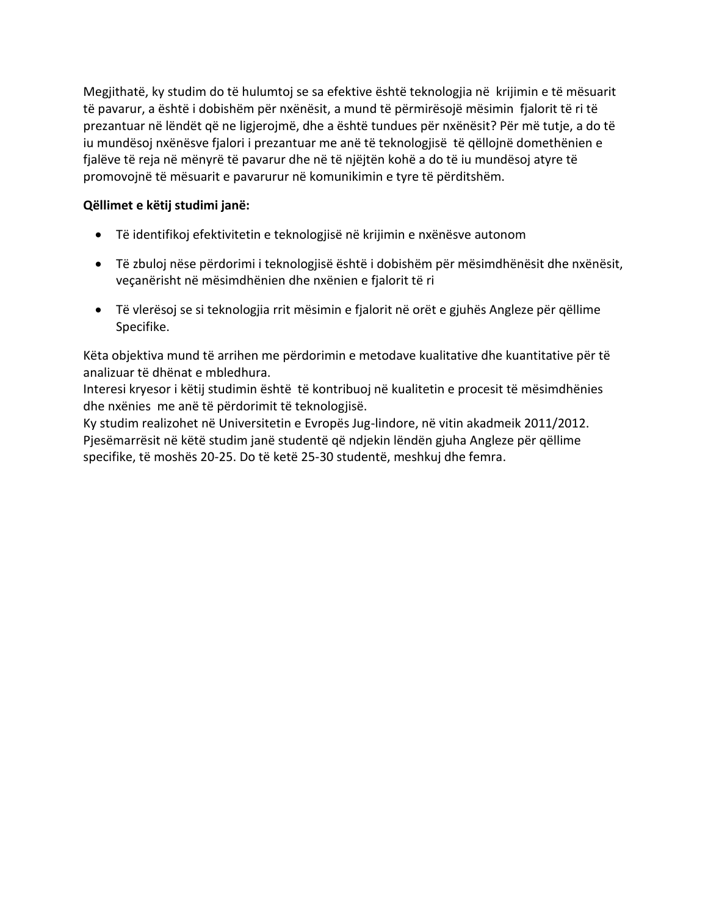Megjithatë, ky studim do të hulumtoj se sa efektive është teknologjia në krijimin e të mësuarit të pavarur, a është i dobishëm për nxënësit, a mund të përmirësojë mësimin fjalorit të ri të prezantuar në lëndët që ne ligjerojmë, dhe a është tundues për nxënësit? Për më tutje, a do të iu mundësoj nxënësve fjalori i prezantuar me anë të teknologjisë të qëllojnë domethënien e fjalëve të reja në mënyrë të pavarur dhe në të njëjtën kohë a do të iu mundësoj atyre të promovojnë të mësuarit e pavarurur në komunikimin e tyre të përditshëm.

**Qëllimet e këtij studimi janë:**

- Të identifikoj efektivitetin e teknologjisë në krijimin e nxënësve autonom
- Të zbuloj nëse përdorimi i teknologjisë është i dobishëm për mësimdhënësit dhe nxënësit, veçanërisht në mësimdhënien dhe nxënien e fjalorit të ri
- Të vlerësoj se si teknologjia rrit mësimin e fjalorit në orët e gjuhës Angleze për qëllime Specifike.

Këta objektiva mund të arrihen me përdorimin e metodave kualitative dhe kuantitative për të analizuar të dhënat e mbledhura.
Interesi kryesor i këtij studimin është të kontribuoj në kualitetin e procesit të mësimdhënies dhe nxënies me anë të përdorimit të teknologjisë.
Ky studim realizohet në Universitetin e Evropës Jug-lindore, në vitin akadmeik 2011/2012. Pjesëmarrësit në këtë studim janë studentë që ndjekin lëndën gjuha Angleze për qëllime specifike, të moshës 20-25. Do të ketë 25-30 studentë, meshkuj dhe femra.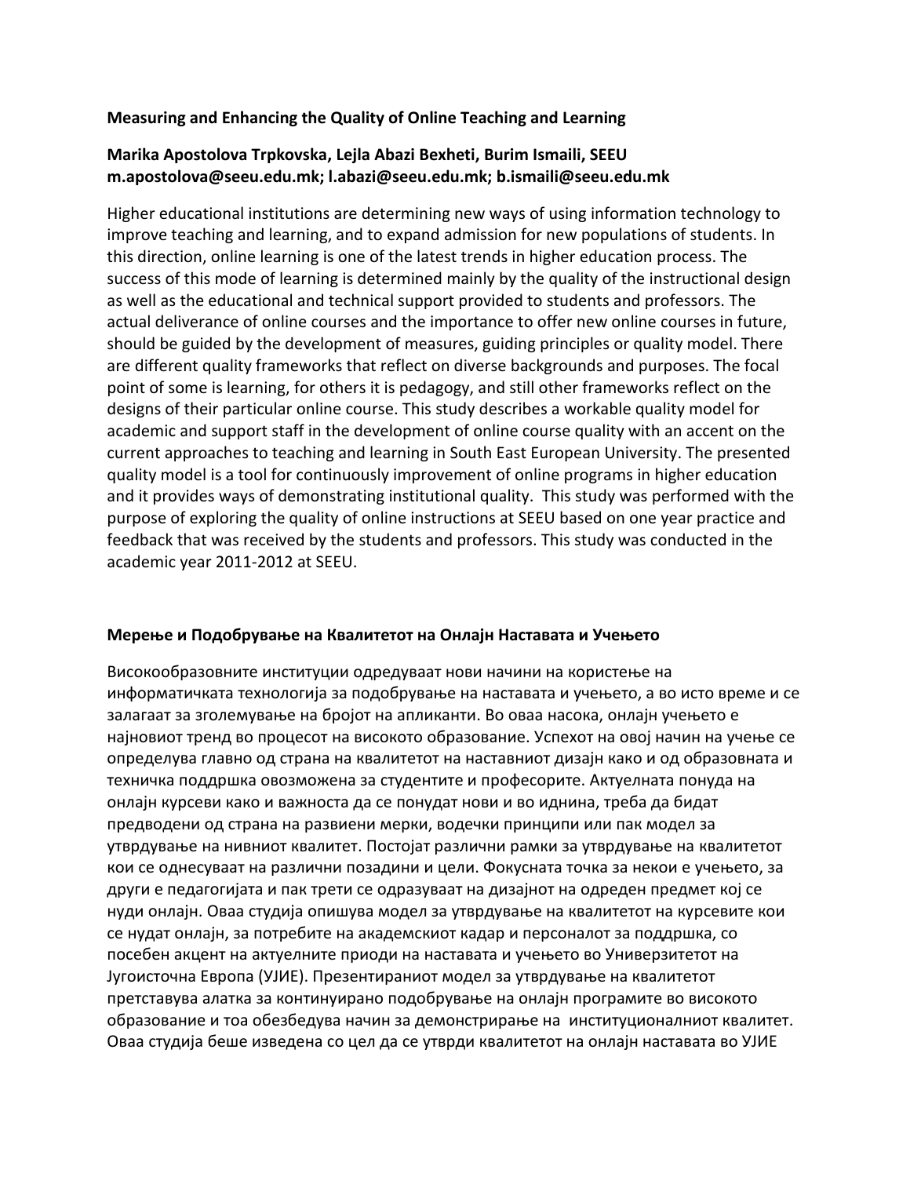**Measuring and Enhancing the Quality of Online Teaching and Learning**

**Marika Apostolova Trpkovska, Lejla Abazi Bexheti, Burim Ismaili, SEEU**
**m.apostolova@seeu.edu.mk; l.abazi@seeu.edu.mk; b.ismaili@seeu.edu.mk**

Higher educational institutions are determining new ways of using information technology to improve teaching and learning, and to expand admission for new populations of students. In this direction, online learning is one of the latest trends in higher education process. The success of this mode of learning is determined mainly by the quality of the instructional design as well as the educational and technical support provided to students and professors. The actual deliverance of online courses and the importance to offer new online courses in future, should be guided by the development of measures, guiding principles or quality model. There are different quality frameworks that reflect on diverse backgrounds and purposes. The focal point of some is learning, for others it is pedagogy, and still other frameworks reflect on the designs of their particular online course. This study describes a workable quality model for academic and support staff in the development of online course quality with an accent on the current approaches to teaching and learning in South East European University. The presented quality model is a tool for continuously improvement of online programs in higher education and it provides ways of demonstrating institutional quality. This study was performed with the purpose of exploring the quality of online instructions at SEEU based on one year practice and feedback that was received by the students and professors. This study was conducted in the academic year 2011-2012 at SEEU.

**Мерење и Подобрување на Квалитетот на Онлајн Наставата и Учењето**

Високообразовните институции одредуваат нови начини на користење на информатичката технологија за подобрување на наставата и учењето, а во исто време и се залагаат за зголемување на бројот на апликанти. Во оваа насока, онлајн учењето е најновиот тренд во процесот на високото образование. Успехот на овој начин на учење се определува главно од страна на квалитетот на наставниот дизајн како и од образовната и техничка поддршка овозможена за студентите и професорите. Актуелната понуда на онлајн курсеви како и важноста да се понудат нови и во иднина, треба да бидат предводени од страна на развиени мерки, водечки принципи или пак модел за утврдување на нивниот квалитет. Постојат различни рамки за утврдување на квалитетот кои се однесуваат на различни позадини и цели. Фокусната точка за некои е учењето, за други е педагогијата и пак трети се одразуваат на дизајнот на одреден предмет кој се нуди онлајн. Оваа студија опишува модел за утврдување на квалитетот на курсевите кои се нудат онлајн, за потребите на академскиот кадар и персоналот за поддршка, со посебен акцент на актуелните приоди на наставата и учењето во Универзитетот на Југоисточна Европа (УЈИЕ). Презентираниот модел за утврдување на квалитетот претставува алатка за континуирано подобрување на онлајн програмите во високото образование и тоа обезбедува начин за демонстрирање на институционалниот квалитет. Оваа студија беше изведена со цел да се утврди квалитетот на онлајн наставата во УЈИЕ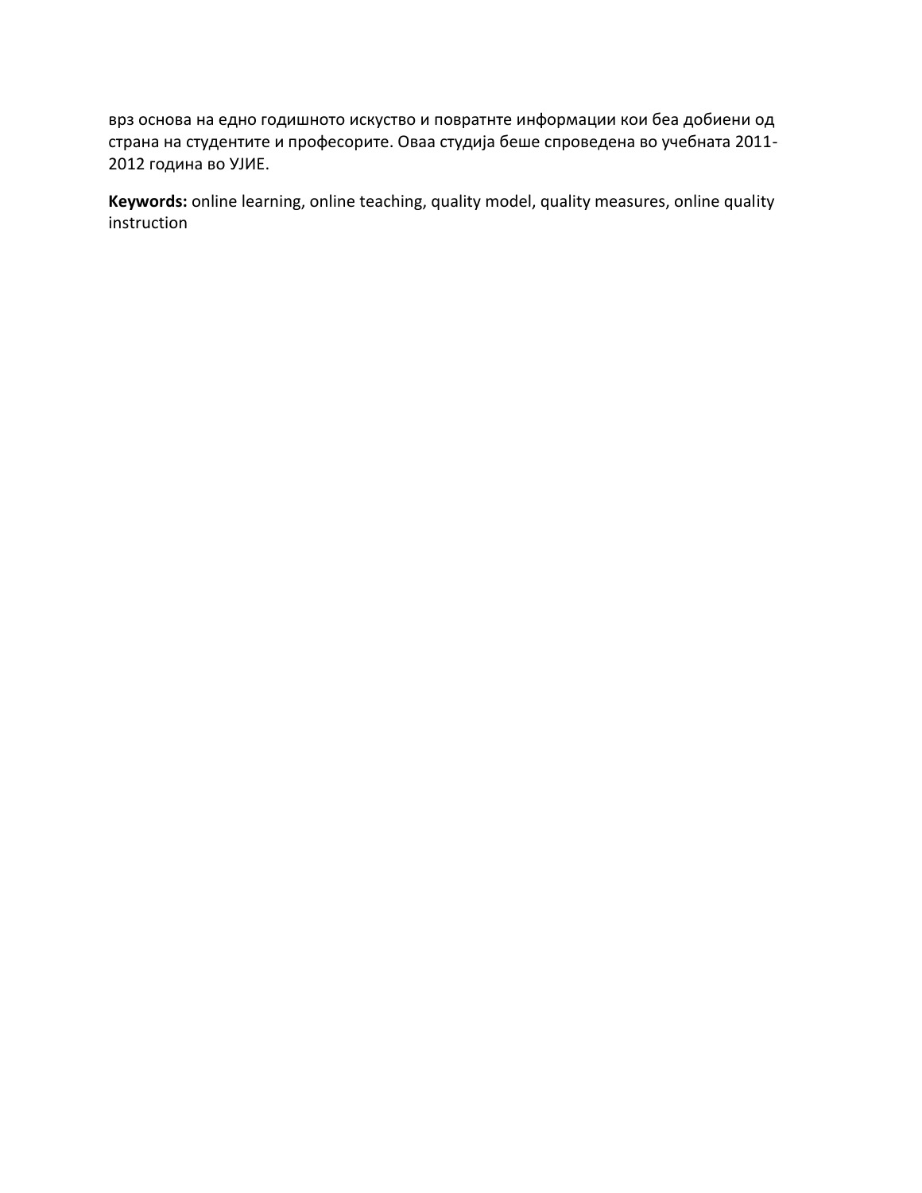врз основа на едно годишното искуство и повратнте информации кои беа добиени од страна на студентите и професорите. Оваа студија беше спроведена во учебната 2011-2012 година во УЈИЕ.

**Keywords:** online learning, online teaching, quality model, quality measures, online quality instruction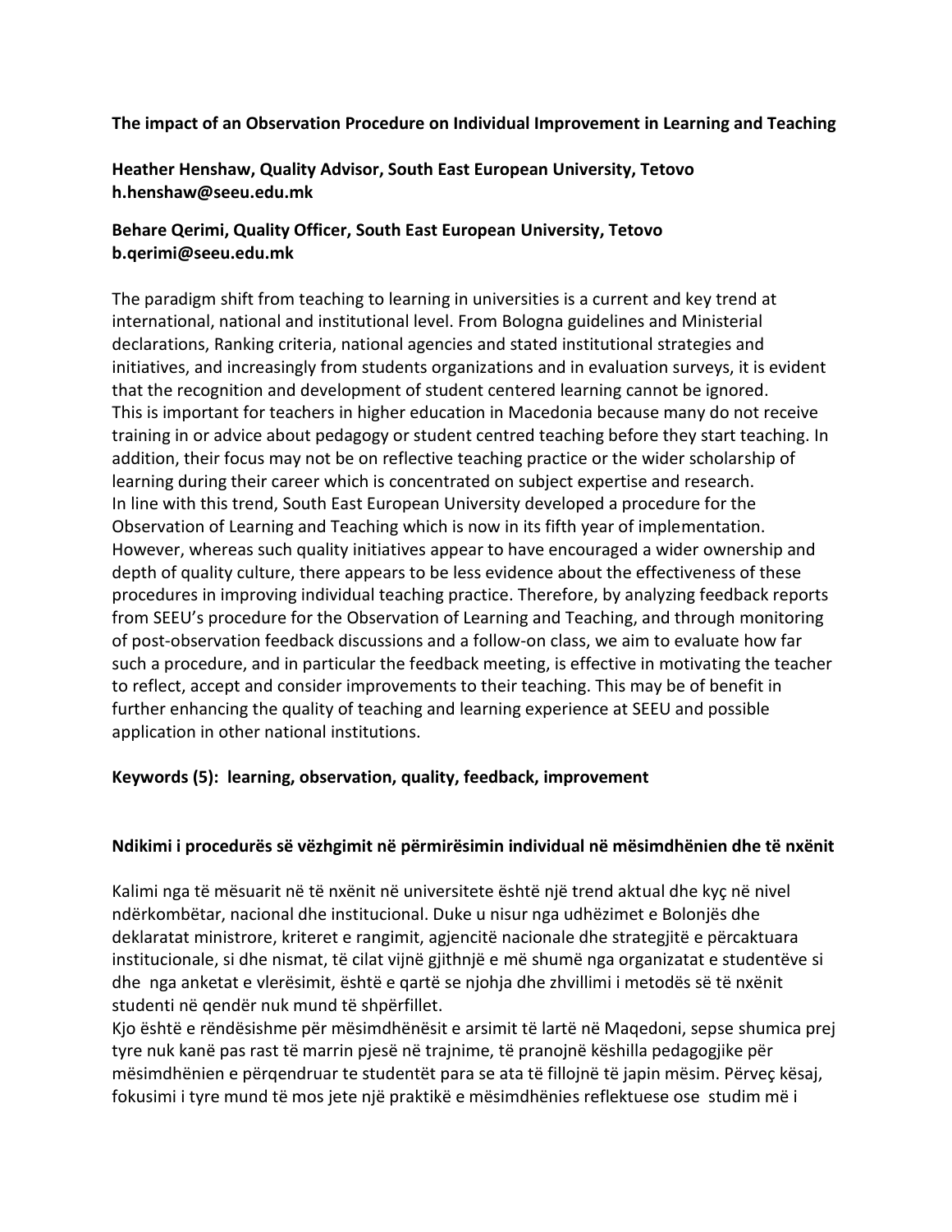**The impact of an Observation Procedure on Individual Improvement in Learning and Teaching**

**Heather Henshaw, Quality Advisor, South East European University, Tetovo**
**h.henshaw@seeu.edu.mk**

**Behare Qerimi, Quality Officer, South East European University, Tetovo**
**b.qerimi@seeu.edu.mk**

The paradigm shift from teaching to learning in universities is a current and key trend at international, national and institutional level. From Bologna guidelines and Ministerial declarations, Ranking criteria, national agencies and stated institutional strategies and initiatives, and increasingly from students organizations and in evaluation surveys, it is evident that the recognition and development of student centered learning cannot be ignored.
This is important for teachers in higher education in Macedonia because many do not receive training in or advice about pedagogy or student centred teaching before they start teaching. In addition, their focus may not be on reflective teaching practice or the wider scholarship of learning during their career which is concentrated on subject expertise and research.
In line with this trend, South East European University developed a procedure for the Observation of Learning and Teaching which is now in its fifth year of implementation. However, whereas such quality initiatives appear to have encouraged a wider ownership and depth of quality culture, there appears to be less evidence about the effectiveness of these procedures in improving individual teaching practice. Therefore, by analyzing feedback reports from SEEU's procedure for the Observation of Learning and Teaching, and through monitoring of post-observation feedback discussions and a follow-on class, we aim to evaluate how far such a procedure, and in particular the feedback meeting, is effective in motivating the teacher to reflect, accept and consider improvements to their teaching. This may be of benefit in further enhancing the quality of teaching and learning experience at SEEU and possible application in other national institutions.

**Keywords (5): learning, observation, quality, feedback, improvement**

**Ndikimi i procedurës së vëzhgimit në përmirësimin individual në mësimdhënien dhe të nxënit**

Kalimi nga të mësuarit në të nxënit në universitete është një trend aktual dhe kyç në nivel ndërkombëtar, nacional dhe institucional. Duke u nisur nga udhëzimet e Bolonjës dhe deklaratat ministrore, kriteret e rangimit, agjencitë nacionale dhe strategjitë e përcaktuara institucionale, si dhe nismat, të cilat vijnë gjithnjë e më shumë nga organizatat e studentëve si dhe nga anketat e vlerësimit, është e qartë se njohja dhe zhvillimi i metodës së të nxënit studenti në qendër nuk mund të shpërfillet.
Kjo është e rëndësishme për mësimdhënësit e arsimit të lartë në Maqedoni, sepse shumica prej tyre nuk kanë pas rast të marrin pjesë në trajnime, të pranojnë këshilla pedagogjike për mësimdhënien e përqendruar te studentët para se ata të fillojnë të japin mësim. Përveç kësaj, fokusimi i tyre mund të mos jete një praktikë e mësimdhënies reflektuese ose studim më i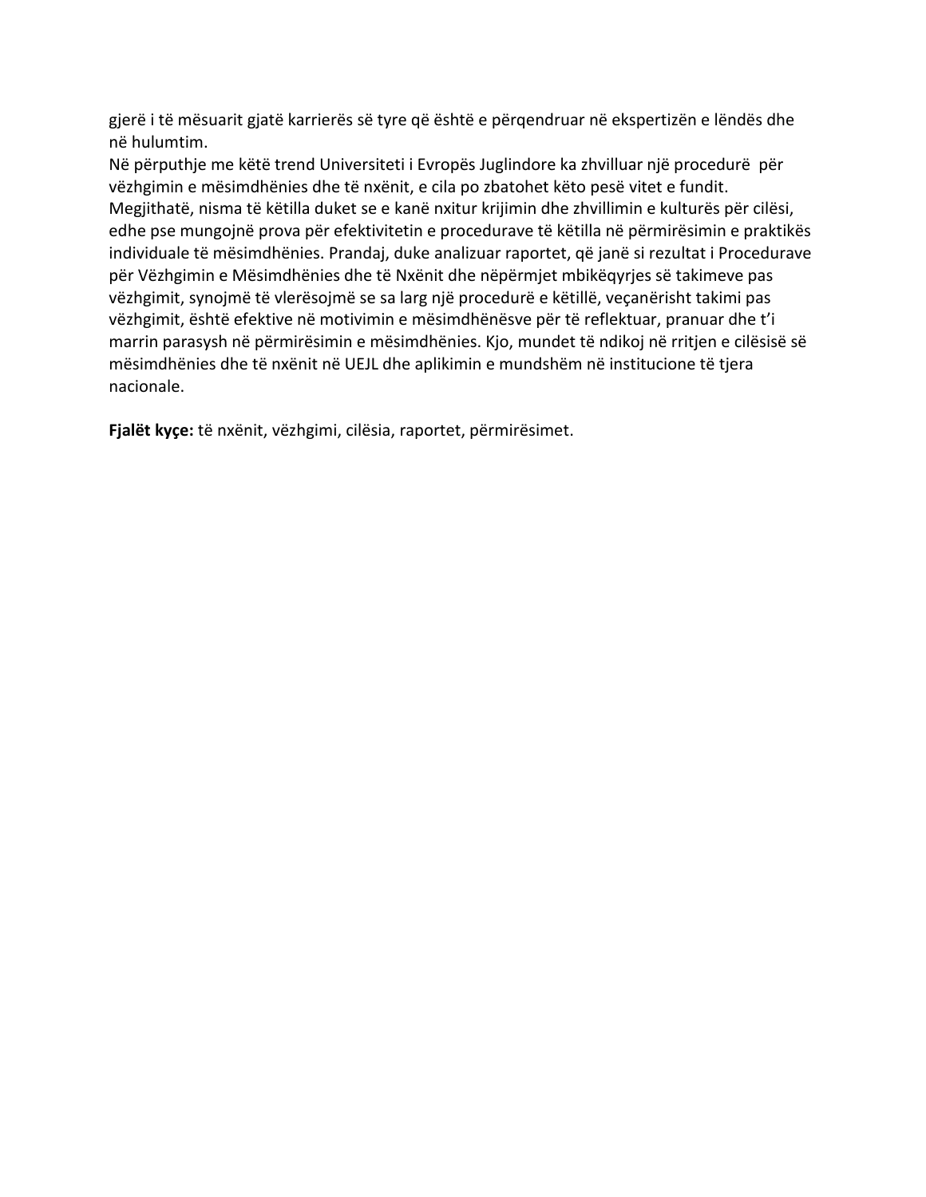gjerë i të mësuarit gjatë karrierës së tyre që është e përqendruar në ekspertizën e lëndës dhe në hulumtim.
Në përputhje me këtë trend Universiteti i Evropës Juglindore ka zhvilluar një procedurë për vëzhgimin e mësimdhënies dhe të nxënit, e cila po zbatohet këto pesë vitet e fundit. Megjithatë, nisma të këtilla duket se e kanë nxitur krijimin dhe zhvillimin e kulturës për cilësi, edhe pse mungojnë prova për efektivitetin e procedurave të këtilla në përmirësimin e praktikës individuale të mësimdhënies. Prandaj, duke analizuar raportet, që janë si rezultat i Procedurave për Vëzhgimin e Mësimdhënies dhe të Nxënit dhe nëpërmjet mbikëqyrjes së takimeve pas vëzhgimit, synojmë të vlerësojmë se sa larg një procedurë e këtillë, veçanërisht takimi pas vëzhgimit, është efektive në motivimin e mësimdhënësve për të reflektuar, pranuar dhe t'i marrin parasysh në përmirësimin e mësimdhënies. Kjo, mundet të ndikoj në rritjen e cilësisë së mësimdhënies dhe të nxënit në UEJL dhe aplikimin e mundshëm në institucione të tjera nacionale.

**Fjalët kyçe:** të nxënit, vëzhgimi, cilësia, raportet, përmirësimet.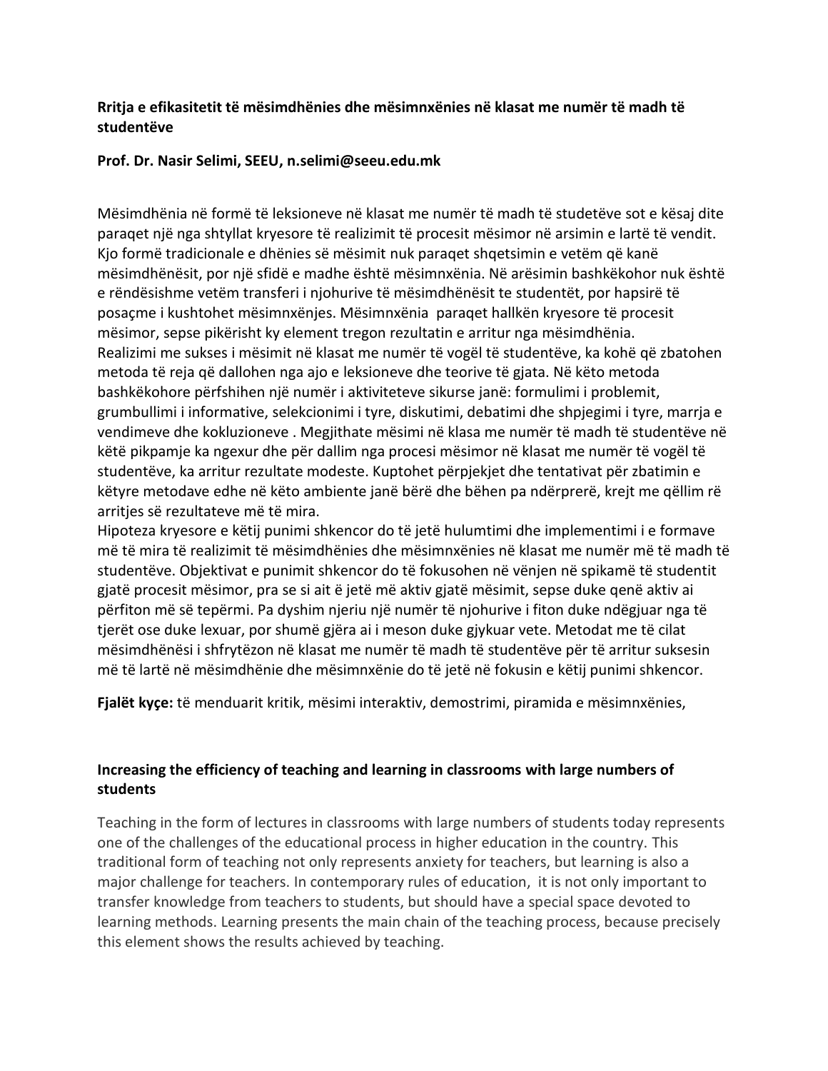**Rritja e efikasitetit të mësimdhënies dhe mësimnxënies në klasat me numër të madh të studentëve**

**Prof. Dr. Nasir Selimi, SEEU, n.selimi@seeu.edu.mk**

Mësimdhënia në formë të leksioneve në klasat me numër të madh të studetëve sot e kësaj dite paraqet një nga shtyllat kryesore të realizimit të procesit mësimor në arsimin e lartë të vendit. Kjo formë tradicionale e dhënies së mësimit nuk paraqet shqetsimin e vetëm që kanë mësimdhënësit, por një sfidë e madhe është mësimnxënia. Në arësimin bashkëkohor nuk është e rëndësishme vetëm transferi i njohurive të mësimdhënësit te studentët, por hapsirë të posaçme i kushtohet mësimnxënjes. Mësimnxënia paraqet hallkën kryesore të procesit mësimor, sepse pikërisht ky element tregon rezultatin e arritur nga mësimdhënia. Realizimi me sukses i mësimit në klasat me numër të vogël të studentëve, ka kohë që zbatohen metoda të reja që dallohen nga ajo e leksioneve dhe teorive të gjata. Në këto metoda bashkëkohore përfshihen një numër i aktiviteteve sikurse janë: formulimi i problemit, grumbullimi i informative, selekcionimi i tyre, diskutimi, debatimi dhe shpjegimi i tyre, marrja e vendimeve dhe kokluzioneve . Megjithate mësimi në klasa me numër të madh të studentëve në këtë pikpamje ka ngexur dhe për dallim nga procesi mësimor në klasat me numër të vogël të studentëve, ka arritur rezultate modeste. Kuptohet përpjekjet dhe tentativat për zbatimin e këtyre metodave edhe në këto ambiente janë bërë dhe bëhen pa ndërprerë, krejt me qëllim rë arritjes së rezultateve më të mira.
Hipoteza kryesore e këtij punimi shkencor do të jetë hulumtimi dhe implementimi i e formave më të mira të realizimit të mësimdhënies dhe mësimnxënies në klasat me numër më të madh të studentëve. Objektivat e punimit shkencor do të fokusohen në vënjen në spikamë të studentit gjatë procesit mësimor, pra se si ait ë jetë më aktiv gjatë mësimit, sepse duke qenë aktiv ai përfiton më së tepërmi. Pa dyshim njeriu një numër të njohurive i fiton duke ndëgjuar nga të tjerët ose duke lexuar, por shumë gjëra ai i meson duke gjykuar vete. Metodat me të cilat mësimdhënësi i shfrytëzon në klasat me numër të madh të studentëve për të arritur suksesin më të lartë në mësimdhënie dhe mësimnxënie do të jetë në fokusin e këtij punimi shkencor.

**Fjalët kyçe:** të menduarit kritik, mësimi interaktiv, demostrimi, piramida e mësimnxënies,

**Increasing the efficiency of teaching and learning in classrooms with large numbers of students**

Teaching in the form of lectures in classrooms with large numbers of students today represents one of the challenges of the educational process in higher education in the country. This traditional form of teaching not only represents anxiety for teachers, but learning is also a major challenge for teachers. In contemporary rules of education, it is not only important to transfer knowledge from teachers to students, but should have a special space devoted to learning methods. Learning presents the main chain of the teaching process, because precisely this element shows the results achieved by teaching.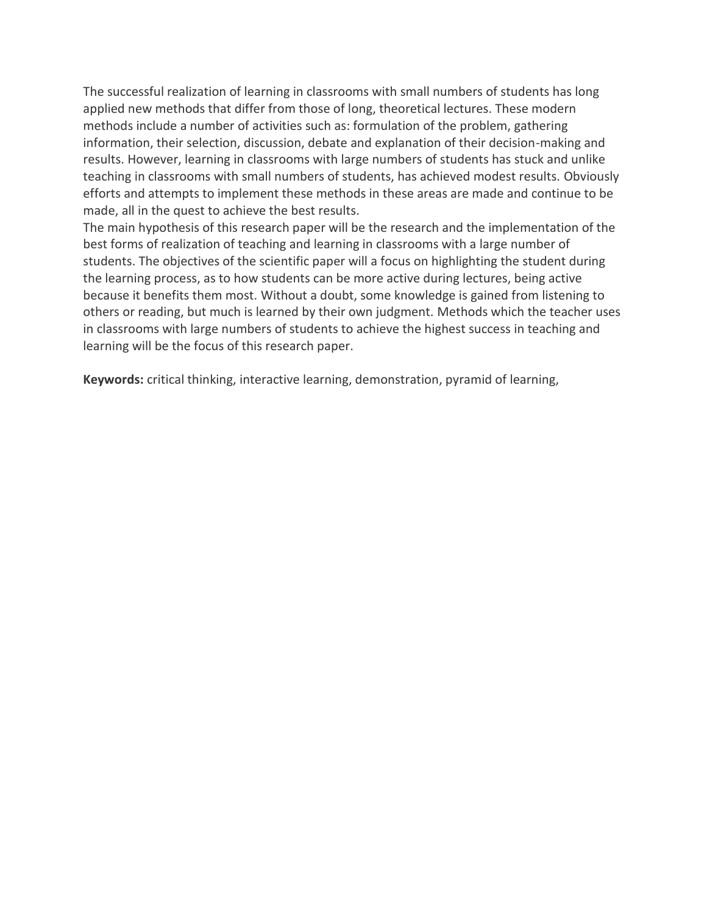The successful realization of learning in classrooms with small numbers of students has long applied new methods that differ from those of long, theoretical lectures. These modern methods include a number of activities such as: formulation of the problem, gathering information, their selection, discussion, debate and explanation of their decision-making and results. However, learning in classrooms with large numbers of students has stuck and unlike teaching in classrooms with small numbers of students, has achieved modest results. Obviously efforts and attempts to implement these methods in these areas are made and continue to be made, all in the quest to achieve the best results.

The main hypothesis of this research paper will be the research and the implementation of the best forms of realization of teaching and learning in classrooms with a large number of students. The objectives of the scientific paper will a focus on highlighting the student during the learning process, as to how students can be more active during lectures, being active because it benefits them most. Without a doubt, some knowledge is gained from listening to others or reading, but much is learned by their own judgment. Methods which the teacher uses in classrooms with large numbers of students to achieve the highest success in teaching and learning will be the focus of this research paper.

**Keywords:** critical thinking, interactive learning, demonstration, pyramid of learning,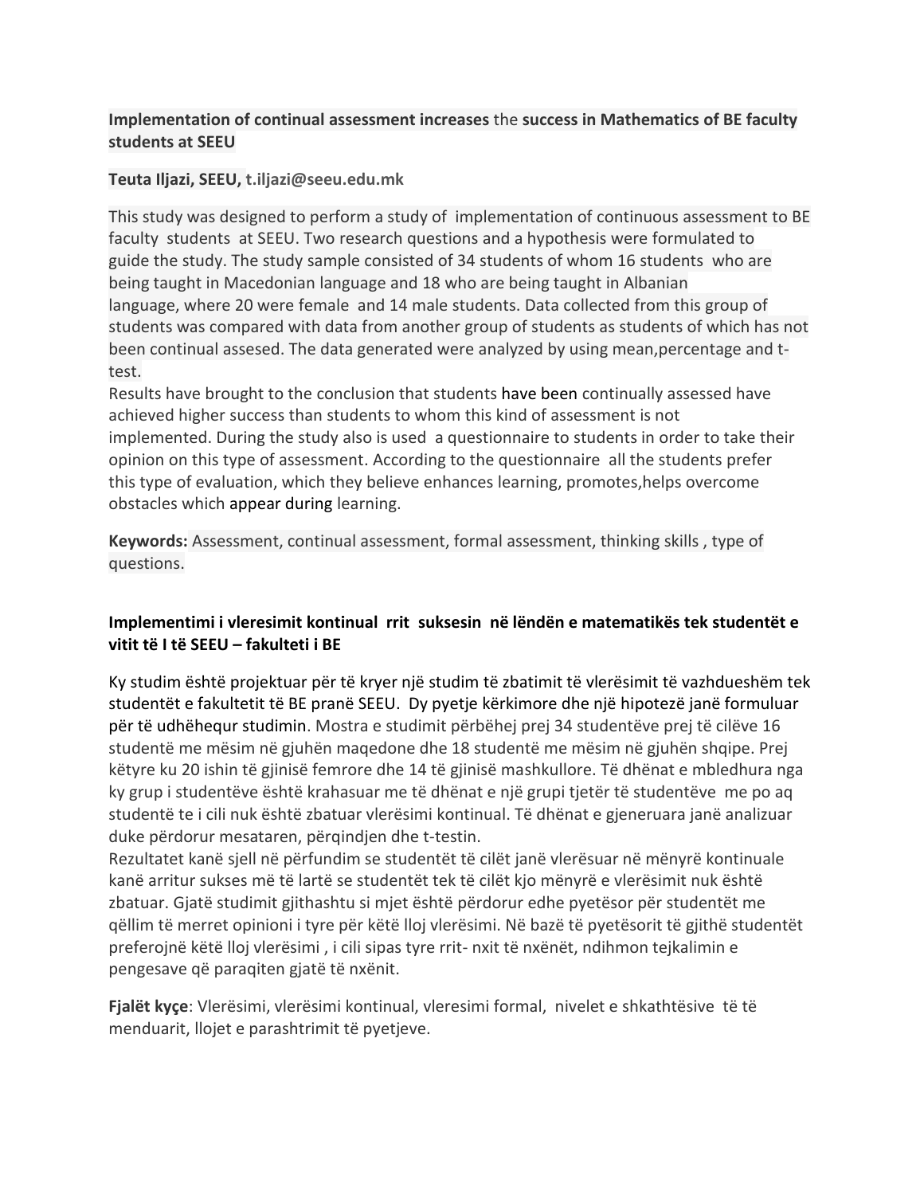**Implementation of continual assessment increases** the **success in Mathematics of BE faculty students at SEEU**

**Teuta Iljazi, SEEU, t.iljazi@seeu.edu.mk**

This study was designed to perform a study of implementation of continuous assessment to BE faculty students at SEEU. Two research questions and a hypothesis were formulated to guide the study. The study sample consisted of 34 students of whom 16 students who are being taught in Macedonian language and 18 who are being taught in Albanian language, where 20 were female and 14 male students. Data collected from this group of students was compared with data from another group of students as students of which has not been continual assesed. The data generated were analyzed by using mean,percentage and t-test.

Results have brought to the conclusion that students have been continually assessed have achieved higher success than students to whom this kind of assessment is not implemented. During the study also is used a questionnaire to students in order to take their opinion on this type of assessment. According to the questionnaire all the students prefer this type of evaluation, which they believe enhances learning, promotes,helps overcome obstacles which appear during learning.

**Keywords:** Assessment, continual assessment, formal assessment, thinking skills , type of questions.

**Implementimi i vleresimit kontinual rrit suksesin në lëndën e matematikës tek studentët e vitit të I të SEEU – fakulteti i BE**

Ky studim është projektuar për të kryer një studim të zbatimit të vlerësimit të vazhdueshëm tek studentët e fakultetit të BE pranë SEEU. Dy pyetje kërkimore dhe një hipotezë janë formuluar për të udhëhequr studimin. Mostra e studimit përbëhej prej 34 studentëve prej të cilëve 16 studentë me mësim në gjuhën maqedone dhe 18 studentë me mësim në gjuhën shqipe. Prej këtyre ku 20 ishin të gjinisë femrore dhe 14 të gjinisë mashkullore. Të dhënat e mbledhura nga ky grup i studentëve është krahasuar me të dhënat e një grupi tjetër të studentëve me po aq studentë te i cili nuk është zbatuar vlerësimi kontinual. Të dhënat e gjeneruara janë analizuar duke përdorur mesataren, përqindjen dhe t-testin.

Rezultatet kanë sjell në përfundim se studentët të cilët janë vlerësuar në mënyrë kontinuale kanë arritur sukses më të lartë se studentët tek të cilët kjo mënyrë e vlerësimit nuk është zbatuar. Gjatë studimit gjithashtu si mjet është përdorur edhe pyetësor për studentët me qëllim të merret opinioni i tyre për këtë lloj vlerësimi. Në bazë të pyetësorit të gjithë studentët preferojnë këtë lloj vlerësimi , i cili sipas tyre rrit- nxit të nxënët, ndihmon tejkalimin e pengesave që paraqiten gjatë të nxënit.

**Fjalët kyçe**: Vlerësimi, vlerësimi kontinual, vleresimi formal, nivelet e shkathtësive të të menduarit, llojet e parashtrimit të pyetjeve.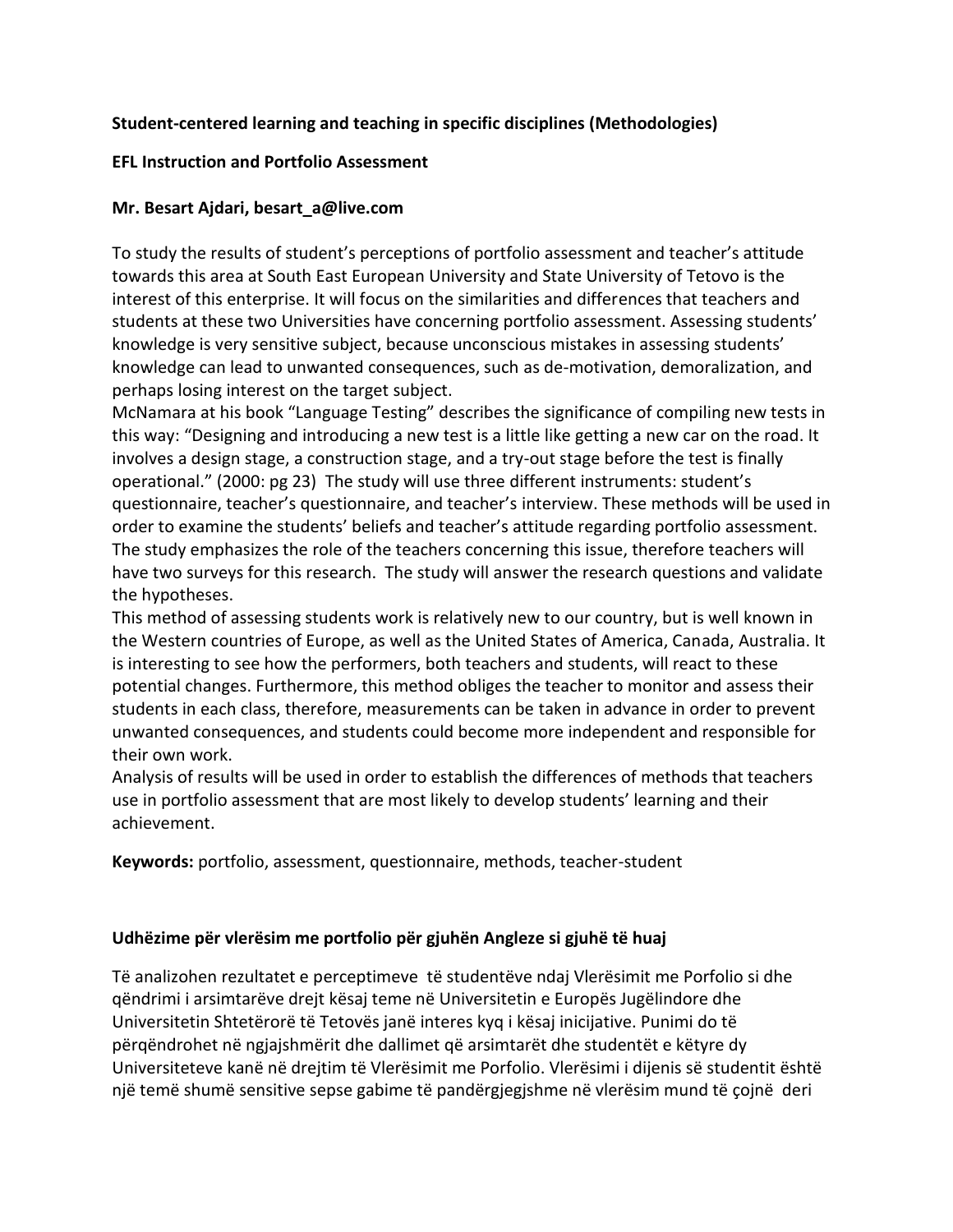**Student-centered learning and teaching in specific disciplines (Methodologies)**

**EFL Instruction and Portfolio Assessment**

**Mr. Besart Ajdari, besart_a@live.com**

To study the results of student's perceptions of portfolio assessment and teacher's attitude towards this area at South East European University and State University of Tetovo is the interest of this enterprise. It will focus on the similarities and differences that teachers and students at these two Universities have concerning portfolio assessment. Assessing students' knowledge is very sensitive subject, because unconscious mistakes in assessing students' knowledge can lead to unwanted consequences, such as de-motivation, demoralization, and perhaps losing interest on the target subject.

McNamara at his book "Language Testing" describes the significance of compiling new tests in this way: "Designing and introducing a new test is a little like getting a new car on the road. It involves a design stage, a construction stage, and a try-out stage before the test is finally operational." (2000: pg 23) The study will use three different instruments: student's questionnaire, teacher's questionnaire, and teacher's interview. These methods will be used in order to examine the students' beliefs and teacher's attitude regarding portfolio assessment. The study emphasizes the role of the teachers concerning this issue, therefore teachers will have two surveys for this research. The study will answer the research questions and validate the hypotheses.

This method of assessing students work is relatively new to our country, but is well known in the Western countries of Europe, as well as the United States of America, Canada, Australia. It is interesting to see how the performers, both teachers and students, will react to these potential changes. Furthermore, this method obliges the teacher to monitor and assess their students in each class, therefore, measurements can be taken in advance in order to prevent unwanted consequences, and students could become more independent and responsible for their own work.

Analysis of results will be used in order to establish the differences of methods that teachers use in portfolio assessment that are most likely to develop students' learning and their achievement.

**Keywords:** portfolio, assessment, questionnaire, methods, teacher-student

**Udhëzime për vlerësim me portfolio për gjuhën Angleze si gjuhë të huaj**

Të analizohen rezultatet e perceptimeve të studentëve ndaj Vlerësimit me Porfolio si dhe qëndrimi i arsimtarëve drejt kësaj teme në Universitetin e Europës Jugëlindore dhe Universitetin Shtetërorë të Tetovës janë interes kyq i kësaj inicijative. Punimi do të përqëndrohet në ngjajshmërit dhe dallimet që arsimtarët dhe studentët e këtyre dy Universiteteve kanë në drejtim të Vlerësimit me Porfolio. Vlerësimi i dijenis së studentit është një temë shumë sensitive sepse gabime të pandërgjegjshme në vlerësim mund të çojnë deri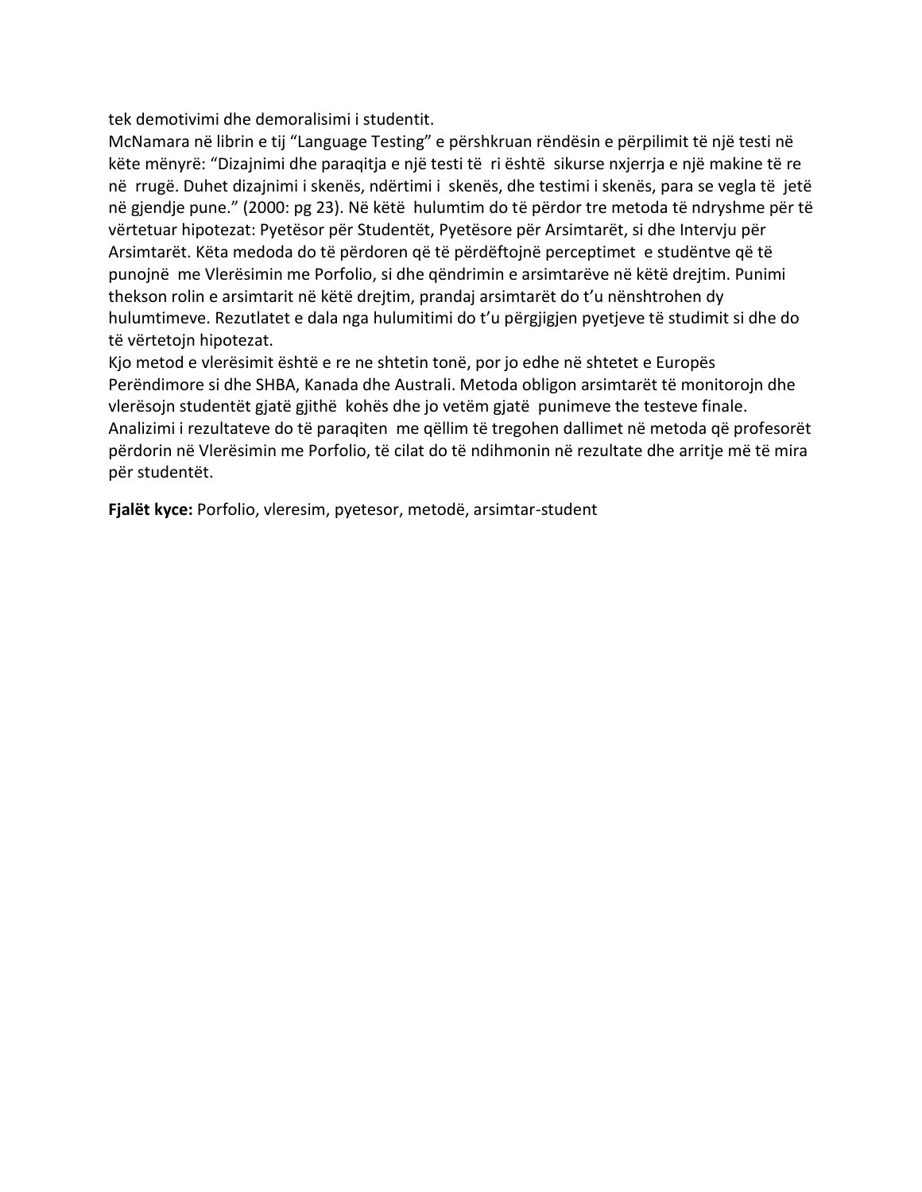tek demotivimi dhe demoralisimi i studentit.

McNamara në librin e tij “Language Testing” e përshkruan rëndësin e përpilimit të një testi në këte mënyrë: “Dizajnimi dhe paraqitja e një testi të ri është sikurse nxjerrja e një makine të re në rrugë. Duhet dizajnimi i skenës, ndërtimi i skenës, dhe testimi i skenës, para se vegla të jetë në gjendje pune.” (2000: pg 23). Në këtë hulumtim do të përdor tre metoda të ndryshme për të vërtetuar hipotezat: Pyetësor për Studentët, Pyetësore për Arsimtarët, si dhe Intervju për Arsimtarët. Këta medoda do të përdoren që të përdëftojnë perceptimet e studëntve që të punojnë me Vlerësimin me Porfolio, si dhe qëndrimin e arsimtarëve në këtë drejtim. Punimi thekson rolin e arsimtarit në këtë drejtim, prandaj arsimtarët do t'u nënshtrohen dy hulumtimeve. Rezutlatet e dala nga hulumitimi do t'u përgjigjen pyetjeve të studimit si dhe do të vërtetojn hipotezat.

Kjo metod e vlerësimit është e re ne shtetin tonë, por jo edhe në shtetet e Europës Perëndimore si dhe SHBA, Kanada dhe Australi. Metoda obligon arsimtarët të monitorojn dhe vlerësojn studentët gjatë gjithë kohës dhe jo vetëm gjatë punimeve the testeve finale. Analizimi i rezultateve do të paraqiten me qëllim të tregohen dallimet në metoda që profesorët përdorin në Vlerësimin me Porfolio, të cilat do të ndihmonin në rezultate dhe arritje më të mira për studentët.

**Fjalët kyce:** Porfolio, vleresim, pyetesor, metodë, arsimtar-student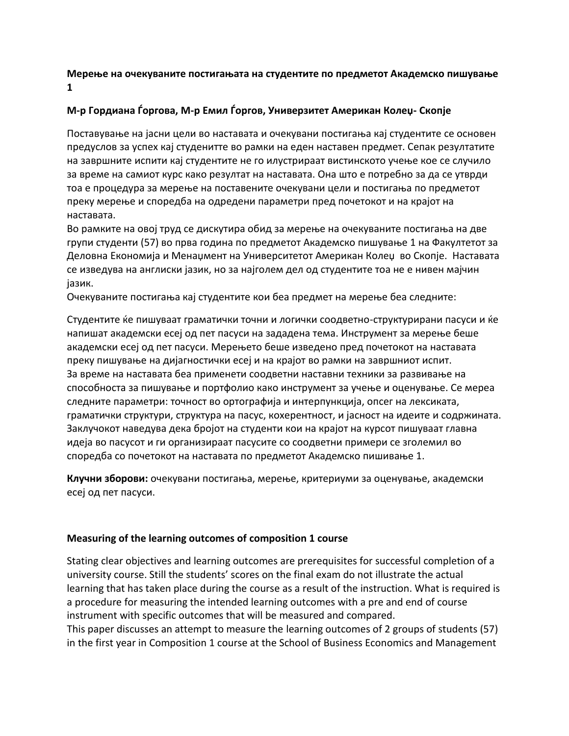**Мерење на очекуваните постигањата на студентите по предметот Академско пишување 1**

**М-р Гордиана Ѓоргова, М-р Емил Ѓоргов, Универзитет Американ Колеџ- Скопје**

Поставување на јасни цели во наставата и очекувани постигања кај студентите се основен предуслов за успех кај студенитте во рамки на еден наставен предмет. Сепак резултатите на завршните испити кај студентите не го илустрираат вистинското учење кое се случило за време на самиот курс како резултат на наставата. Она што е потребно за да се утврди тоа е процедура за мерење на поставените очекувани цели и постигања по предметот преку мерење и споредба на одредени параметри пред почетокот и на крајот на наставата.
Во рамките на овој труд се дискутира обид за мерење на очекуваните постигања на две групи студенти (57) во прва година по предметот Академско пишување 1 на Факултетот за Деловна Економија и Менаџмент на Универзитетот Американ Колеџ во Скопје. Наставата се изведува на англиски јазик, но за најголем дел од студентите тоа не е нивен мајчин јазик.
Очекуваните постигања кај студентите кои беа предмет на мерење беа следните:

Студентите ќе пишуваат граматички точни и логички соодветно-структурирани пасуси и ќе напишат академски есеј од пет пасуси на зададена тема. Инструмент за мерење беше академски есеј од пет пасуси. Мерењето беше изведено пред почетокот на наставата преку пишување на дијагностички есеј и на крајот во рамки на завршниот испит.
За време на наставата беа применети соодветни наставни техники за развивање на способноста за пишување и портфолио како инструмент за учење и оценување. Се мереа следните параметри: точност во ортографија и интерпункција, опсег на лексиката, граматички структури, структура на пасус, кохерентност, и јасност на идеите и содржината.
Заклучокот наведува дека бројот на студенти кои на крајот на курсот пишуваат главна идеја во пасусот и ги организираат пасусите со соодветни примери се зголемил во споредба со почетокот на наставата по предметот Академско пишивање 1.

**Клучни зборови:** очекувани постигања, мерење, критериуми за оценување, академски есеј од пет пасуси.

**Measuring of the learning outcomes of composition 1 course**

Stating clear objectives and learning outcomes are prerequisites for successful completion of a university course. Still the students' scores on the final exam do not illustrate the actual learning that has taken place during the course as a result of the instruction. What is required is a procedure for measuring the intended learning outcomes with a pre and end of course instrument with specific outcomes that will be measured and compared.
This paper discusses an attempt to measure the learning outcomes of 2 groups of students (57) in the first year in Composition 1 course at the School of Business Economics and Management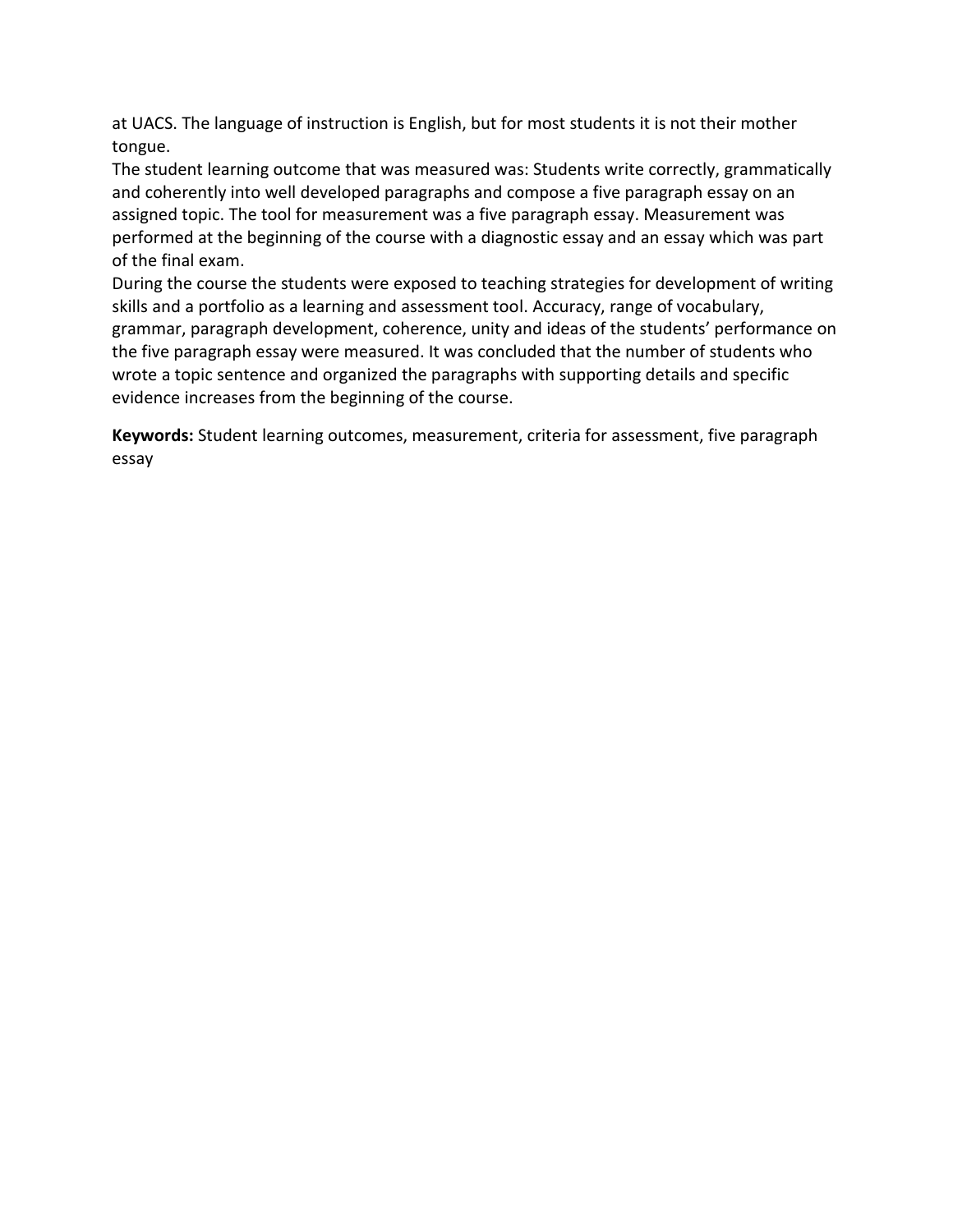at UACS. The language of instruction is English, but for most students it is not their mother tongue.

The student learning outcome that was measured was: Students write correctly, grammatically and coherently into well developed paragraphs and compose a five paragraph essay on an assigned topic. The tool for measurement was a five paragraph essay. Measurement was performed at the beginning of the course with a diagnostic essay and an essay which was part of the final exam.

During the course the students were exposed to teaching strategies for development of writing skills and a portfolio as a learning and assessment tool. Accuracy, range of vocabulary, grammar, paragraph development, coherence, unity and ideas of the students' performance on the five paragraph essay were measured. It was concluded that the number of students who wrote a topic sentence and organized the paragraphs with supporting details and specific evidence increases from the beginning of the course.

**Keywords:** Student learning outcomes, measurement, criteria for assessment, five paragraph essay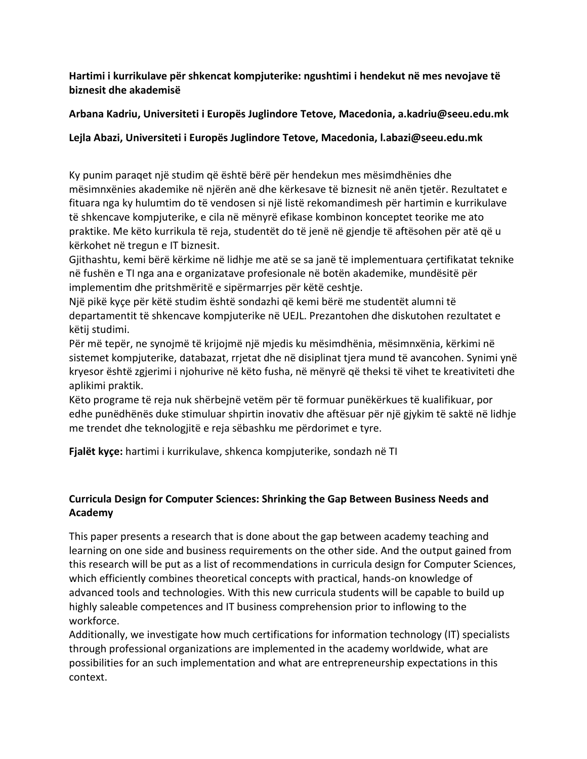**Hartimi i kurrikulave për shkencat kompjuterike: ngushtimi i hendekut në mes nevojave të biznesit dhe akademisë**

**Arbana Kadriu, Universiteti i Europës Juglindore Tetove, Macedonia, a.kadriu@seeu.edu.mk**

**Lejla Abazi, Universiteti i Europës Juglindore Tetove, Macedonia, l.abazi@seeu.edu.mk**

Ky punim paraqet një studim që është bërë për hendekun mes mësimdhënies dhe mësimnxënies akademike në njërën anë dhe kërkesave të biznesit në anën tjetër. Rezultatet e fituara nga ky hulumtim do të vendosen si një listë rekomandimesh për hartimin e kurrikulave të shkencave kompjuterike, e cila në mënyrë efikase kombinon konceptet teorike me ato praktike. Me këto kurrikula të reja, studentët do të jenë në gjendje të aftësohen për atë që u kërkohet në tregun e IT biznesit.
Gjithashtu, kemi bërë kërkime në lidhje me atë se sa janë të implementuara çertifikatat teknike në fushën e TI nga ana e organizatave profesionale në botën akademike, mundësitë për implementim dhe pritshmëritë e sipërmarrjes për këtë ceshtje.
Një pikë kyçe për këtë studim është sondazhi që kemi bërë me studentët alumni të departamentit të shkencave kompjuterike në UEJL. Prezantohen dhe diskutohen rezultatet e këtij studimi.
Për më tepër, ne synojmë të krijojmë një mjedis ku mësimdhënia, mësimnxënia, kërkimi në sistemet kompjuterike, databazat, rrjetat dhe në disiplinat tjera mund të avancohen. Synimi ynë kryesor është zgjerimi i njohurive në këto fusha, në mënyrë që theksi të vihet te kreativiteti dhe aplikimi praktik.
Këto programe të reja nuk shërbejnë vetëm për të formuar punëkërkues të kualifikuar, por edhe punëdhënës duke stimuluar shpirtin inovativ dhe aftësuar për një gjykim të saktë në lidhje me trendet dhe teknologjitë e reja sëbashku me përdorimet e tyre.

**Fjalët kyçe:** hartimi i kurrikulave, shkenca kompjuterike, sondazh në TI

**Curricula Design for Computer Sciences: Shrinking the Gap Between Business Needs and Academy**

This paper presents a research that is done about the gap between academy teaching and learning on one side and business requirements on the other side. And the output gained from this research will be put as a list of recommendations in curricula design for Computer Sciences, which efficiently combines theoretical concepts with practical, hands-on knowledge of advanced tools and technologies. With this new curricula students will be capable to build up highly saleable competences and IT business comprehension prior to inflowing to the workforce.
Additionally, we investigate how much certifications for information technology (IT) specialists through professional organizations are implemented in the academy worldwide, what are possibilities for an such implementation and what are entrepreneurship expectations in this context.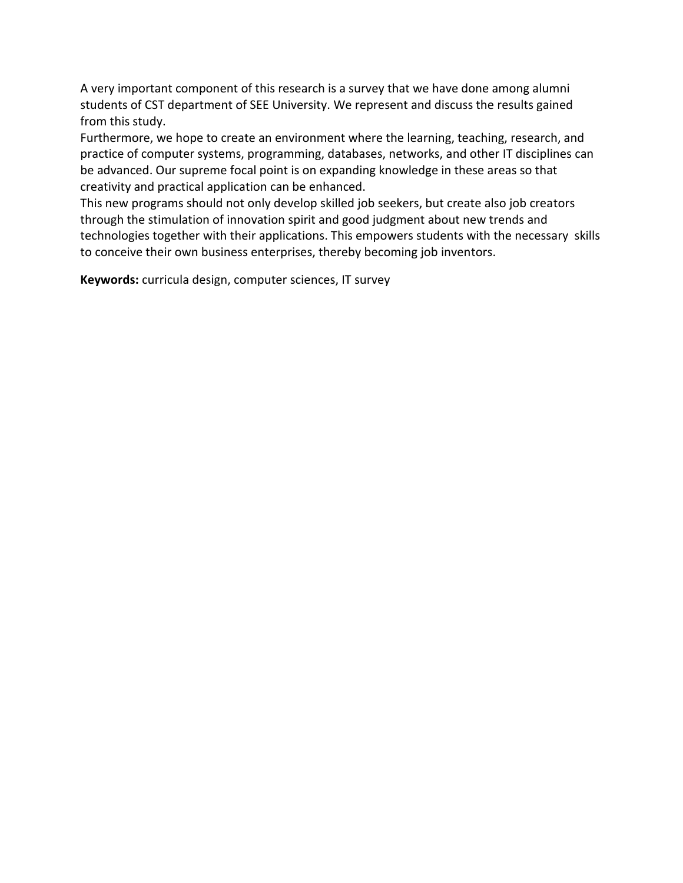A very important component of this research is a survey that we have done among alumni students of CST department of SEE University. We represent and discuss the results gained from this study.

Furthermore, we hope to create an environment where the learning, teaching, research, and practice of computer systems, programming, databases, networks, and other IT disciplines can be advanced. Our supreme focal point is on expanding knowledge in these areas so that creativity and practical application can be enhanced.

This new programs should not only develop skilled job seekers, but create also job creators through the stimulation of innovation spirit and good judgment about new trends and technologies together with their applications. This empowers students with the necessary skills to conceive their own business enterprises, thereby becoming job inventors.

**Keywords:** curricula design, computer sciences, IT survey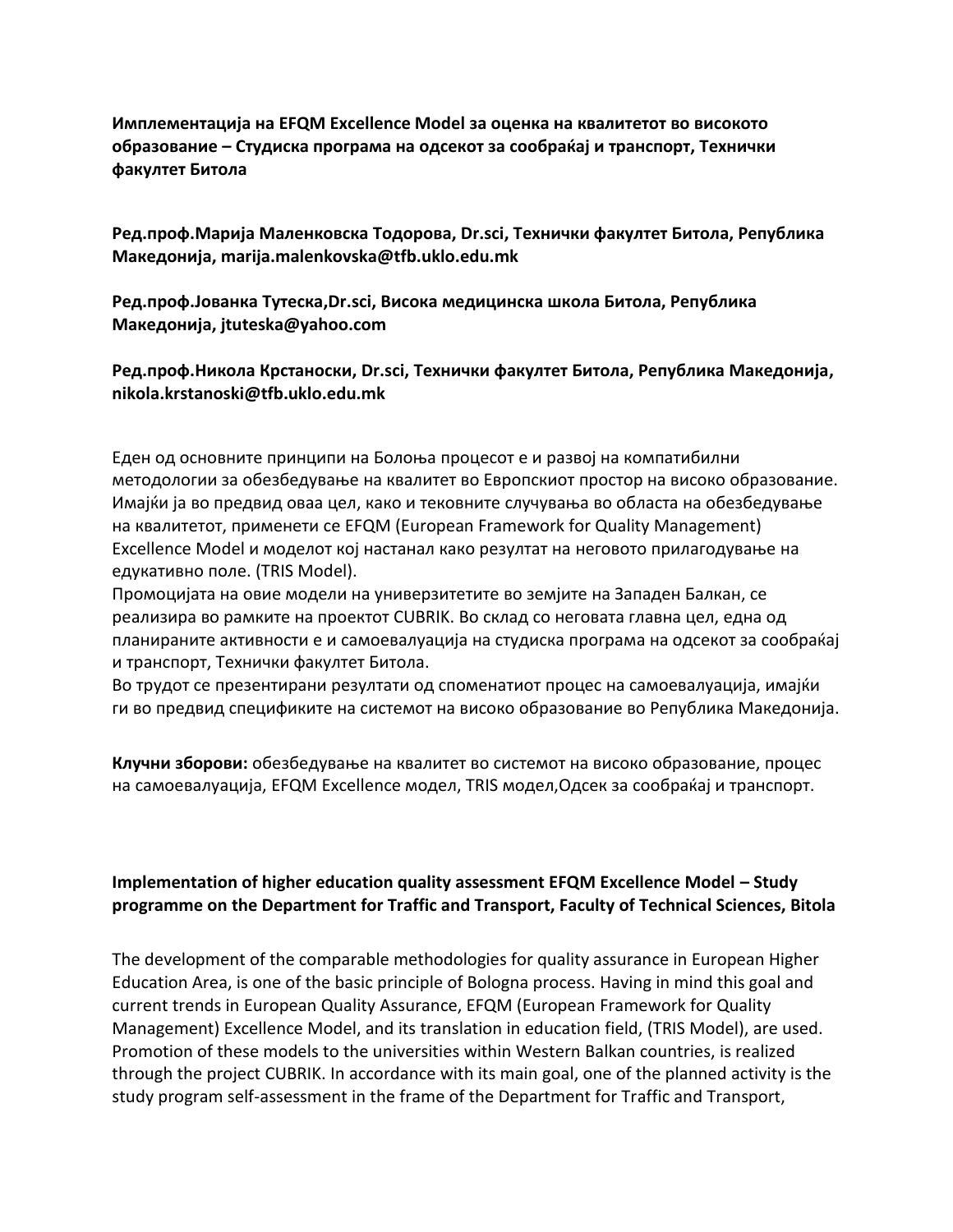**Имплементација на EFQM Excellence Model за оценка на квалитетот во високото образование – Студиска програма на одсекот за сообраќај и транспорт, Технички факултет Битола**

**Ред.проф.Марија Маленковска Тодорова, Dr.sci, Технички факултет Битола, Република Македонија, marija.malenkovska@tfb.uklo.edu.mk**

**Ред.проф.Јованка Тутеска,Dr.sci, Висока медицинска школа Битола, Република Македонија, jtuteska@yahoo.com**

**Ред.проф.Никола Крстаноски, Dr.sci, Технички факултет Битола, Република Македонија, nikola.krstanoski@tfb.uklo.edu.mk**

Еден од основните принципи на Болоња процесот е и развој на компатибилни методологии за обезбедување на квалитет во Европскиот простор на високо образование. Имајќи ја во предвид оваа цел, како и тековните случувања во областа на обезбедување на квалитетот, применети се EFQM (European Framework for Quality Management) Excellence Model и моделот кој настанал како резултат на неговото прилагодување на едукативно поле. (TRIS Model).
Промоцијата на овие модели на универзитетите во земјите на Западен Балкан, се реализира во рамките на проектот CUBRIK. Во склад со неговата главна цел, една од планираните активности е и самоевалуација на студиска програма на одсекот за сообраќај и транспорт, Технички факултет Битола.
Во трудот се презентирани резултати од споменатиот процес на самоевалуација, имајќи ги во предвид спецификите на системот на високо образование во Република Македонија.

**Клучни зборови:** обезбедување на квалитет во системот на високо образование, процес на самоевалуација, EFQM Excellence модел, TRIS модел,Одсек за сообраќај и транспорт.

**Implementation of higher education quality assessment EFQM Excellence Model – Study programme on the Department for Traffic and Transport, Faculty of Technical Sciences, Bitola**

The development of the comparable methodologies for quality assurance in European Higher Education Area, is one of the basic principle of Bologna process. Having in mind this goal and current trends in European Quality Assurance, EFQM (European Framework for Quality Management) Excellence Model, and its translation in education field, (TRIS Model), are used. Promotion of these models to the universities within Western Balkan countries, is realized through the project CUBRIK. In accordance with its main goal, one of the planned activity is the study program self-assessment in the frame of the Department for Traffic and Transport,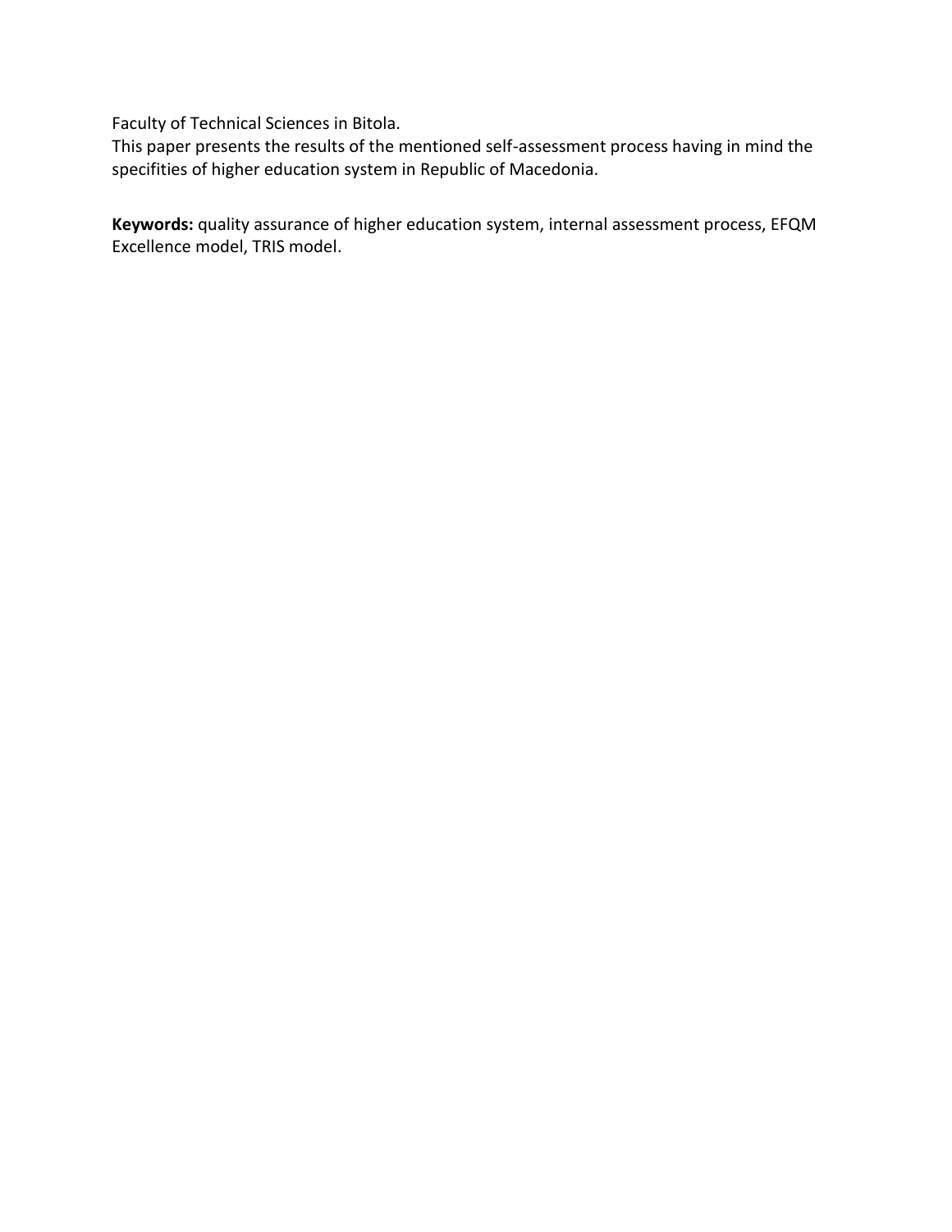Faculty of Technical Sciences in Bitola.
This paper presents the results of the mentioned self-assessment process having in mind the specifities of higher education system in Republic of Macedonia.

**Keywords:** quality assurance of higher education system, internal assessment process, EFQM Excellence model, TRIS model.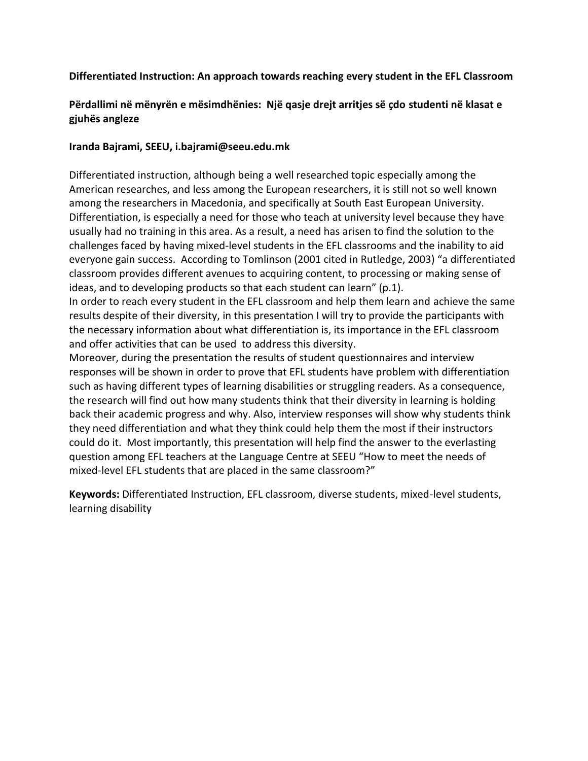**Differentiated Instruction: An approach towards reaching every student in the EFL Classroom**

**Përdallimi në mënyrën e mësimdhënies: Një qasje drejt arritjes së çdo studenti në klasat e gjuhës angleze**

**Iranda Bajrami, SEEU, i.bajrami@seeu.edu.mk**

Differentiated instruction, although being a well researched topic especially among the American researches, and less among the European researchers, it is still not so well known among the researchers in Macedonia, and specifically at South East European University. Differentiation, is especially a need for those who teach at university level because they have usually had no training in this area. As a result, a need has arisen to find the solution to the challenges faced by having mixed-level students in the EFL classrooms and the inability to aid everyone gain success. According to Tomlinson (2001 cited in Rutledge, 2003) "a differentiated classroom provides different avenues to acquiring content, to processing or making sense of ideas, and to developing products so that each student can learn" (p.1).

In order to reach every student in the EFL classroom and help them learn and achieve the same results despite of their diversity, in this presentation I will try to provide the participants with the necessary information about what differentiation is, its importance in the EFL classroom and offer activities that can be used to address this diversity.

Moreover, during the presentation the results of student questionnaires and interview responses will be shown in order to prove that EFL students have problem with differentiation such as having different types of learning disabilities or struggling readers. As a consequence, the research will find out how many students think that their diversity in learning is holding back their academic progress and why. Also, interview responses will show why students think they need differentiation and what they think could help them the most if their instructors could do it. Most importantly, this presentation will help find the answer to the everlasting question among EFL teachers at the Language Centre at SEEU "How to meet the needs of mixed-level EFL students that are placed in the same classroom?"

**Keywords:** Differentiated Instruction, EFL classroom, diverse students, mixed-level students, learning disability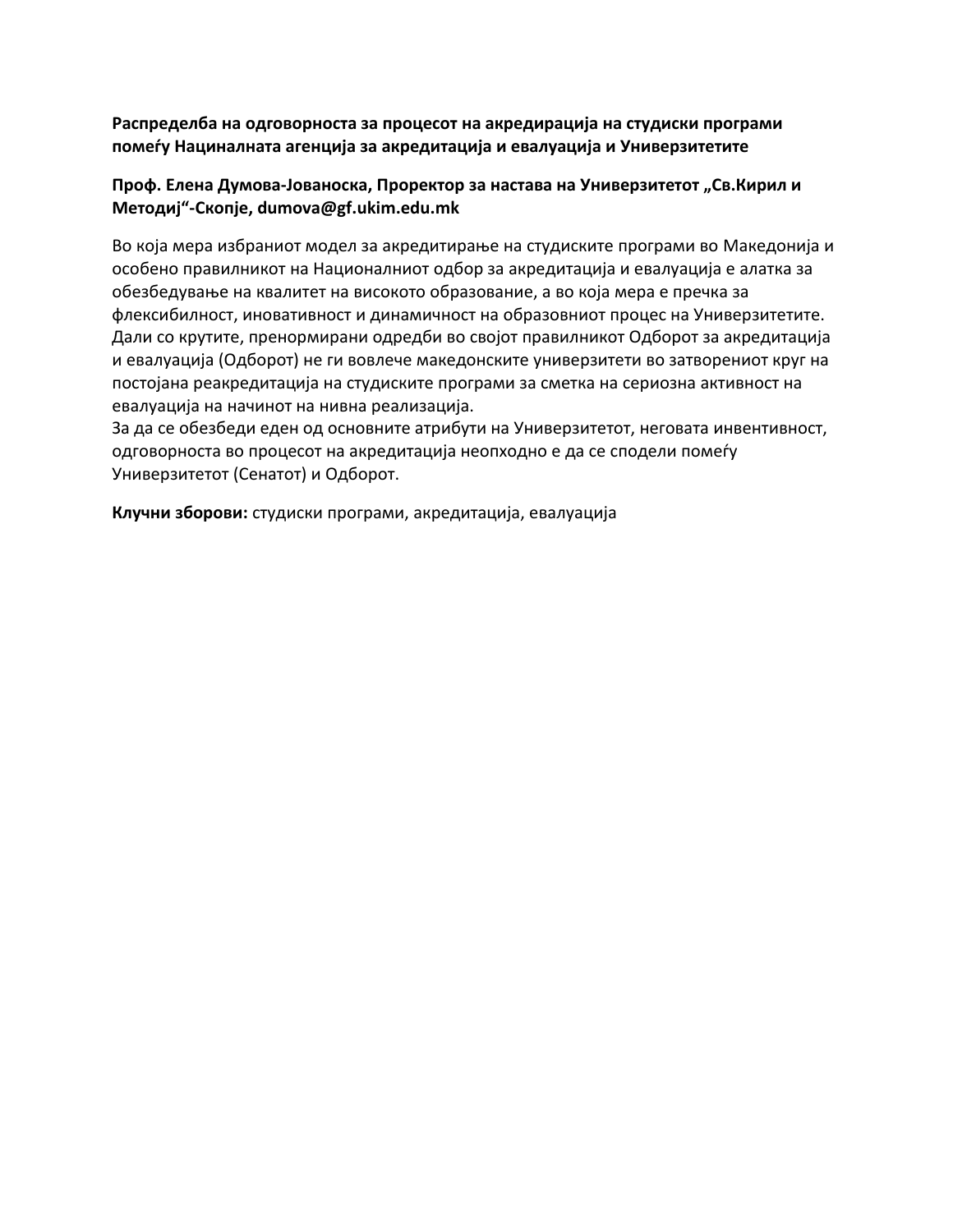**Распределба на одговорноста за процесот на акредирација на студиски програми помеѓу Нациналната агенција за акредитација и евалуација и Универзитетите**

**Проф. Елена Думова-Јованоска, Проректор за настава на Универзитетот „Св.Кирил и Методиј"-Скопје, dumova@gf.ukim.edu.mk**

Во која мера избраниот модел за акредитирање на студиските програми во Македонија и особено правилникот на Националниот одбор за акредитација и евалуација е алатка за обезбедување на квалитет на високото образование, а во која мера е пречка за флексибилност, иновативност и динамичност на образовниот процес на Универзитетите. Дали со крутите, пренормирани одредби во својот правилникот Одборот за акредитација и евалуација (Одборот) не ги вовлече македонските универзитети во затворениот круг на постојана реакредитација на студиските програми за сметка на сериозна активност на евалуација на начинот на нивна реализација.
За да се обезбеди еден од основните атрибути на Универзитетот, неговата инвентивност, одговорноста во процесот на акредитација неопходно е да се сподели помеѓу Универзитетот (Сенатот) и Одборот.

**Клучни зборови:** студиски програми, акредитација, евалуација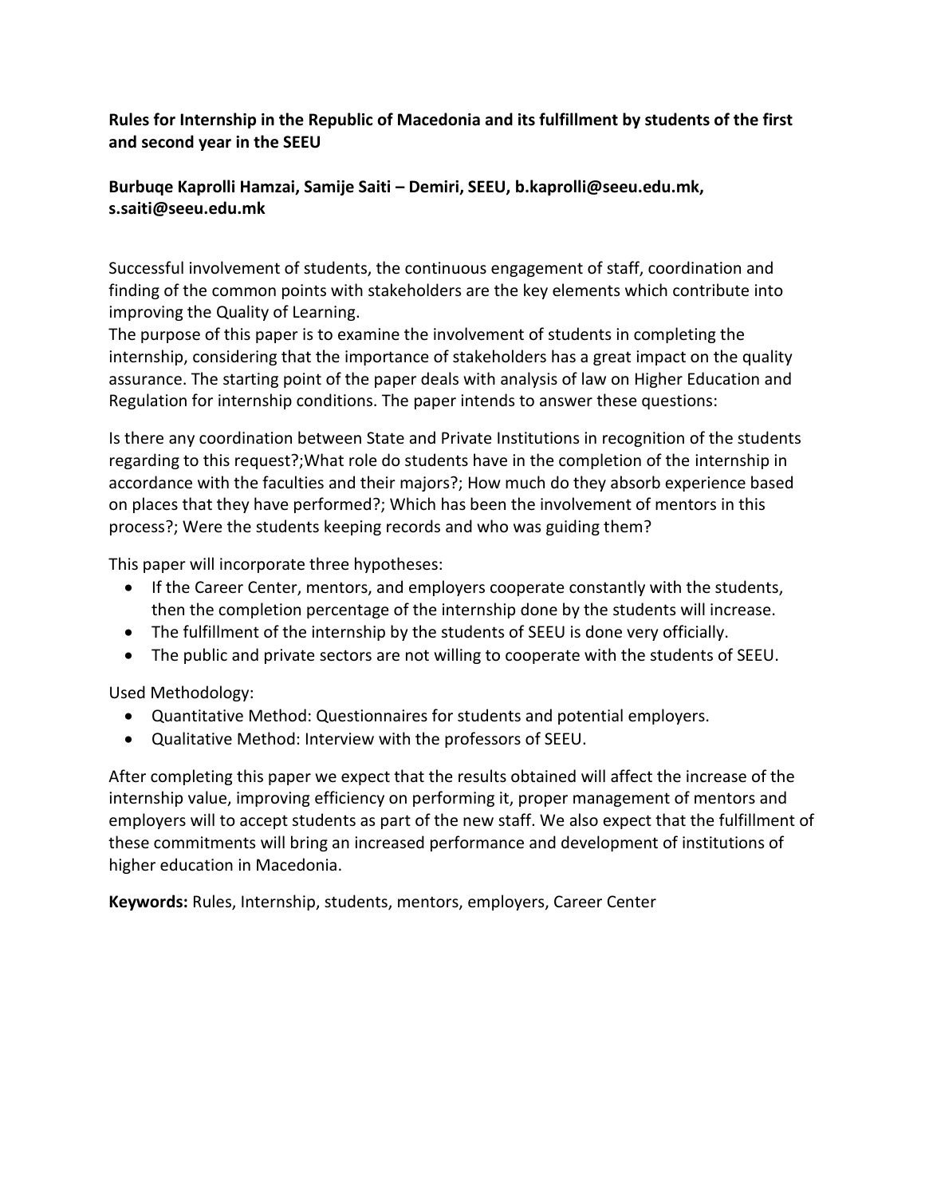**Rules for Internship in the Republic of Macedonia and its fulfillment by students of the first and second year in the SEEU**

**Burbuqe Kaprolli Hamzai, Samije Saiti – Demiri, SEEU, b.kaprolli@seeu.edu.mk, s.saiti@seeu.edu.mk**

Successful involvement of students, the continuous engagement of staff, coordination and finding of the common points with stakeholders are the key elements which contribute into improving the Quality of Learning.
The purpose of this paper is to examine the involvement of students in completing the internship, considering that the importance of stakeholders has a great impact on the quality assurance. The starting point of the paper deals with analysis of law on Higher Education and Regulation for internship conditions. The paper intends to answer these questions:

Is there any coordination between State and Private Institutions in recognition of the students regarding to this request?;What role do students have in the completion of the internship in accordance with the faculties and their majors?; How much do they absorb experience based on places that they have performed?; Which has been the involvement of mentors in this process?; Were the students keeping records and who was guiding them?

This paper will incorporate three hypotheses:

- If the Career Center, mentors, and employers cooperate constantly with the students, then the completion percentage of the internship done by the students will increase.
- The fulfillment of the internship by the students of SEEU is done very officially.
- The public and private sectors are not willing to cooperate with the students of SEEU.

Used Methodology:

- Quantitative Method: Questionnaires for students and potential employers.
- Qualitative Method: Interview with the professors of SEEU.

After completing this paper we expect that the results obtained will affect the increase of the internship value, improving efficiency on performing it, proper management of mentors and employers will to accept students as part of the new staff. We also expect that the fulfillment of these commitments will bring an increased performance and development of institutions of higher education in Macedonia.

**Keywords:** Rules, Internship, students, mentors, employers, Career Center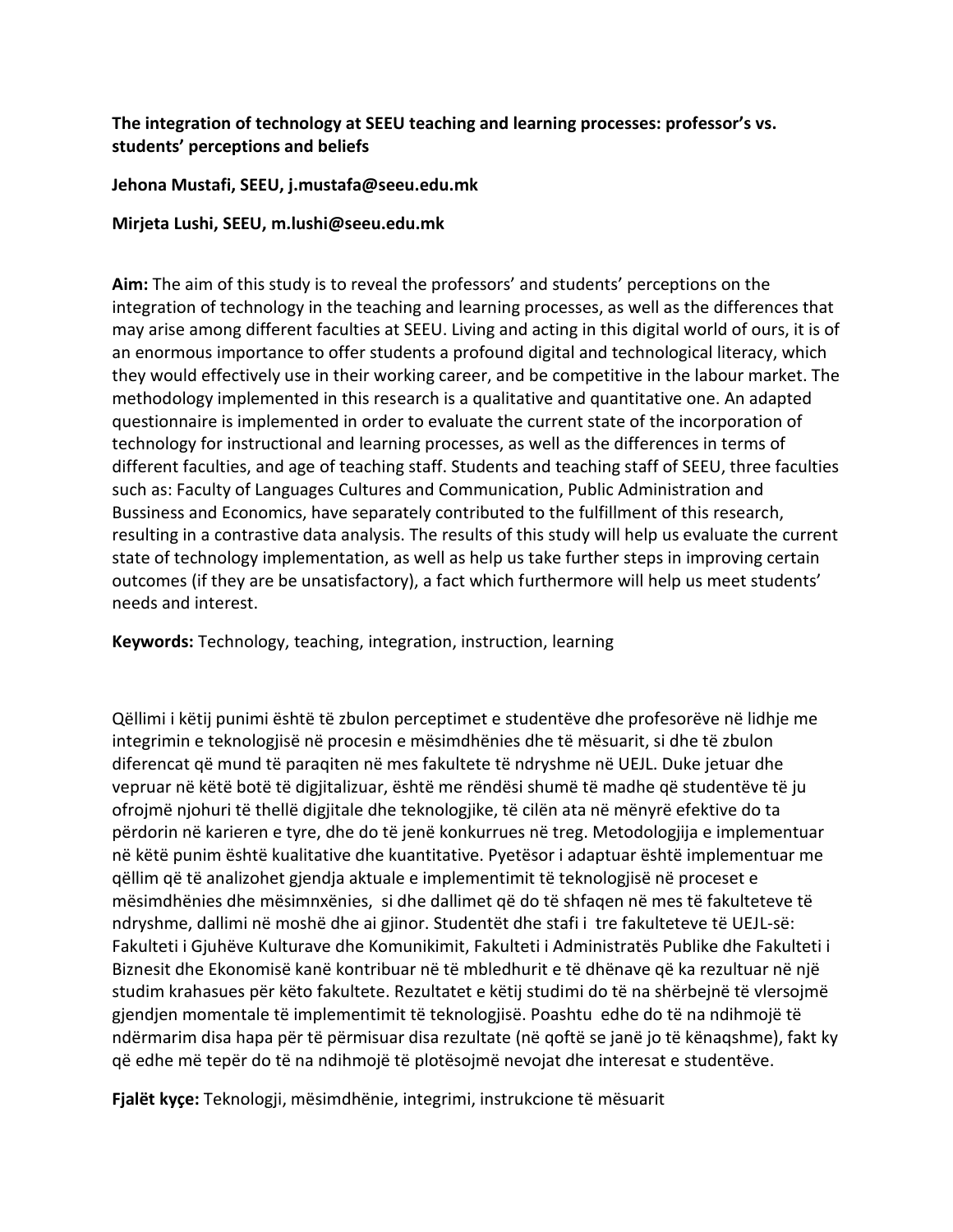**The integration of technology at SEEU teaching and learning processes: professor's vs. students' perceptions and beliefs**

**Jehona Mustafi, SEEU, j.mustafa@seeu.edu.mk**

**Mirjeta Lushi, SEEU, m.lushi@seeu.edu.mk**

**Aim:** The aim of this study is to reveal the professors' and students' perceptions on the integration of technology in the teaching and learning processes, as well as the differences that may arise among different faculties at SEEU. Living and acting in this digital world of ours, it is of an enormous importance to offer students a profound digital and technological literacy, which they would effectively use in their working career, and be competitive in the labour market. The methodology implemented in this research is a qualitative and quantitative one. An adapted questionnaire is implemented in order to evaluate the current state of the incorporation of technology for instructional and learning processes, as well as the differences in terms of different faculties, and age of teaching staff. Students and teaching staff of SEEU, three faculties such as: Faculty of Languages Cultures and Communication, Public Administration and Bussiness and Economics, have separately contributed to the fulfillment of this research, resulting in a contrastive data analysis. The results of this study will help us evaluate the current state of technology implementation, as well as help us take further steps in improving certain outcomes (if they are be unsatisfactory), a fact which furthermore will help us meet students' needs and interest.

**Keywords:** Technology, teaching, integration, instruction, learning

Qëllimi i këtij punimi është të zbulon perceptimet e studentëve dhe profesorëve në lidhje me integrimin e teknologjisë në procesin e mësimdhënies dhe të mësuarit, si dhe të zbulon diferencat që mund të paraqiten në mes fakultete të ndryshme në UEJL. Duke jetuar dhe vepruar në këtë botë të digjitalizuar, është me rëndësi shumë të madhe që studentëve të ju ofrojmë njohuri të thellë digjitale dhe teknologjike, të cilën ata në mënyrë efektive do ta përdorin në karieren e tyre, dhe do të jenë konkurrues në treg. Metodologjija e implementuar në këtë punim është kualitative dhe kuantitative. Pyetësor i adaptuar është implementuar me qëllim që të analizohet gjendja aktuale e implementimit të teknologjisë në proceset e mësimdhënies dhe mësimnxënies, si dhe dallimet që do të shfaqen në mes të fakulteteve të ndryshme, dallimi në moshë dhe ai gjinor. Studentët dhe stafi i tre fakulteteve të UEJL-së: Fakulteti i Gjuhëve Kulturave dhe Komunikimit, Fakulteti i Administratës Publike dhe Fakulteti i Biznesit dhe Ekonomisë kanë kontribuar në të mbledhurit e të dhënave që ka rezultuar në një studim krahasues për këto fakultete. Rezultatet e këtij studimi do të na shërbejnë të vlersojmë gjendjen momentale të implementimit të teknologjisë. Poashtu edhe do të na ndihmojë të ndërmarim disa hapa për të përmisuar disa rezultate (në qoftë se janë jo të kënaqshme), fakt ky që edhe më tepër do të na ndihmojë të plotësojmë nevojat dhe interesat e studentëve.

**Fjalët kyçe:** Teknologji, mësimdhënie, integrimi, instrukcione të mësuarit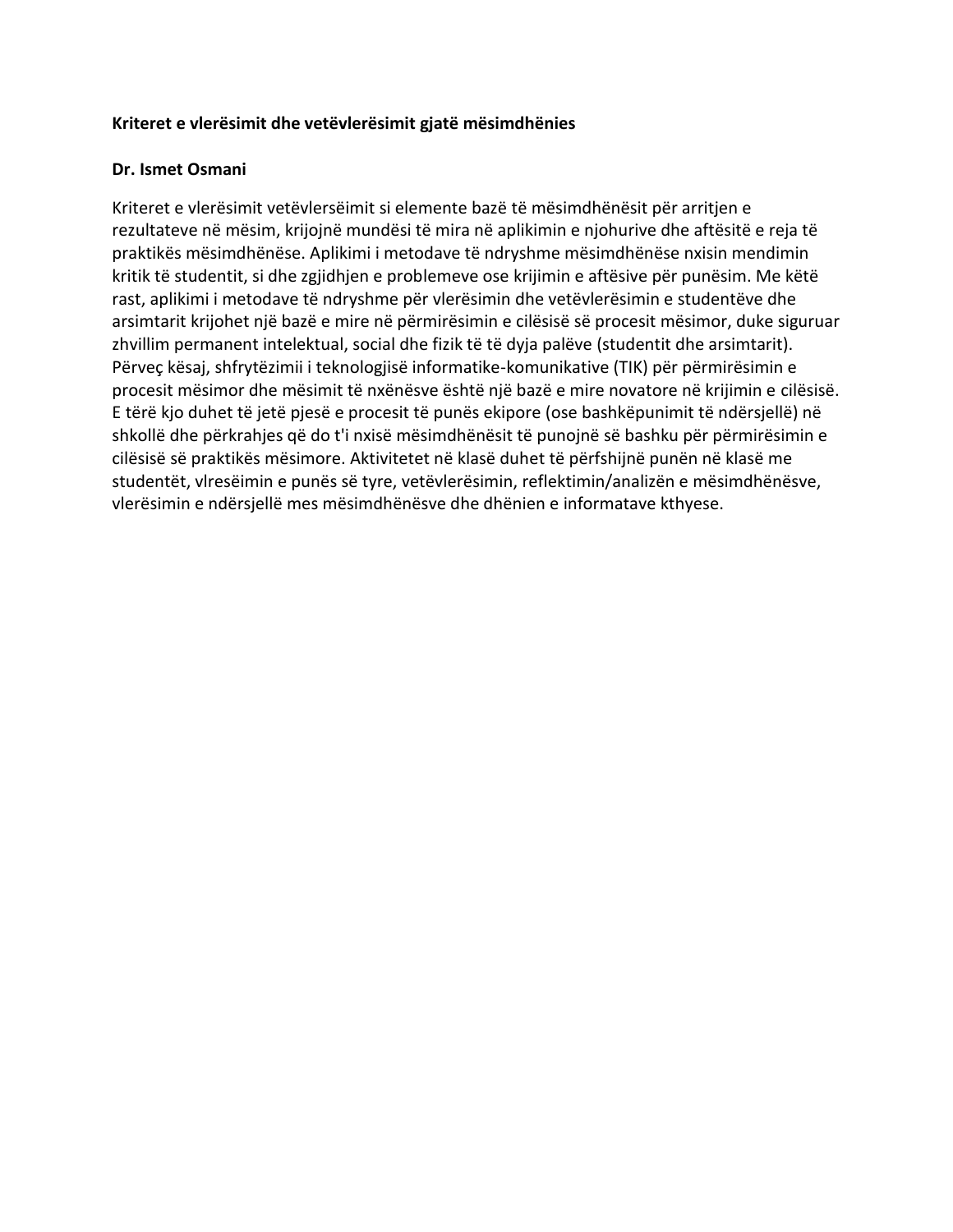**Kriteret e vlerësimit dhe vetëvlerësimit gjatë mësimdhënies**

**Dr. Ismet Osmani**

Kriteret e vlerësimit vetëvlerseimit si elemente bazë të mësimdhënësit për arritjen e rezultateve në mësim, krijojnë mundësi të mira në aplikimin e njohurive dhe aftësitë e reja të praktikës mësimdhënëse. Aplikimi i metodave të ndryshme mësimdhënëse nxisin mendimin kritik të studentit, si dhe zgjidhjen e problemeve ose krijimin e aftësive për punësim. Me këtë rast, aplikimi i metodave të ndryshme për vlerësimin dhe vetëvlerësimin e studentëve dhe arsimtarit krijohet një bazë e mire në përmirësimin e cilësisë së procesit mësimor, duke siguruar zhvillim permanent intelektual, social dhe fizik të të dyja palëve (studentit dhe arsimtarit). Përveç kësaj, shfrytëzimii i teknologjisë informatike-komunikative (TIK) për përmirësimin e procesit mësimor dhe mësimit të nxënësve është një bazë e mire novatore në krijimin e cilësisë. E tërë kjo duhet të jetë pjesë e procesit të punës ekipore (ose bashkëpunimit të ndërsjellë) në shkollë dhe përkrahjes që do t'i nxisë mësimdhënësit të punojnë së bashku për përmirësimin e cilësisë së praktikës mësimore. Aktivitetet në klasë duhet të përfshijnë punën në klasë me studentët, vlreseimin e punës së tyre, vetëvlerësimin, reflektimin/analizën e mësimdhënësve, vlerësimin e ndërsjellë mes mësimdhënësve dhe dhënien e informatave kthyese.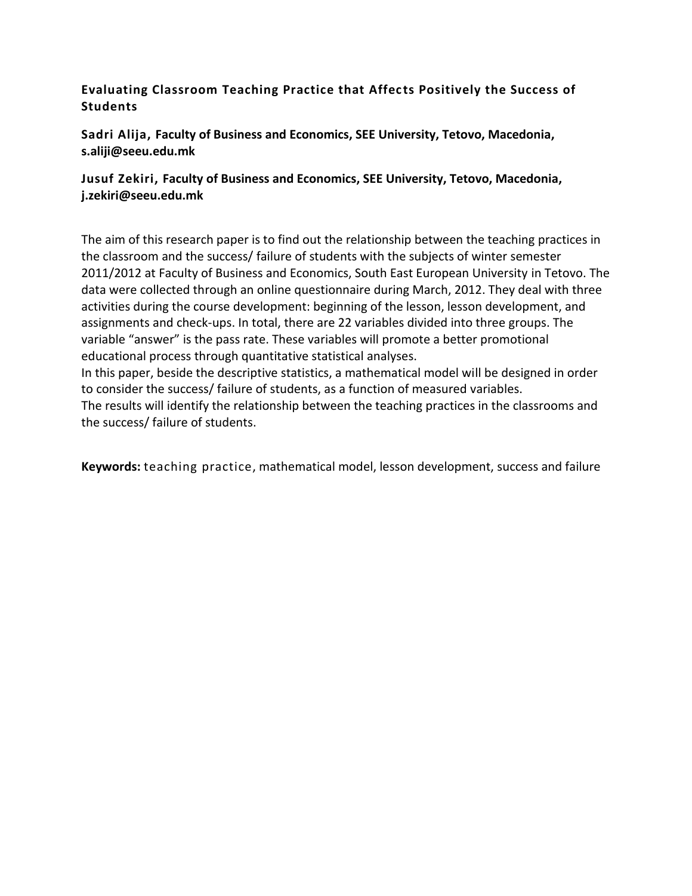### Evaluating Classroom Teaching Practice that Affects Positively the Success of Students

**Sadri Alija, Faculty of Business and Economics, SEE University, Tetovo, Macedonia, s.aliji@seeu.edu.mk**

**Jusuf Zekiri, Faculty of Business and Economics, SEE University, Tetovo, Macedonia, j.zekiri@seeu.edu.mk**

The aim of this research paper is to find out the relationship between the teaching practices in the classroom and the success/ failure of students with the subjects of winter semester 2011/2012 at Faculty of Business and Economics, South East European University in Tetovo. The data were collected through an online questionnaire during March, 2012. They deal with three activities during the course development: beginning of the lesson, lesson development, and assignments and check-ups. In total, there are 22 variables divided into three groups. The variable "answer" is the pass rate. These variables will promote a better promotional educational process through quantitative statistical analyses.

In this paper, beside the descriptive statistics, a mathematical model will be designed in order to consider the success/ failure of students, as a function of measured variables.

The results will identify the relationship between the teaching practices in the classrooms and the success/ failure of students.

**Keywords:** teaching practice, mathematical model, lesson development, success and failure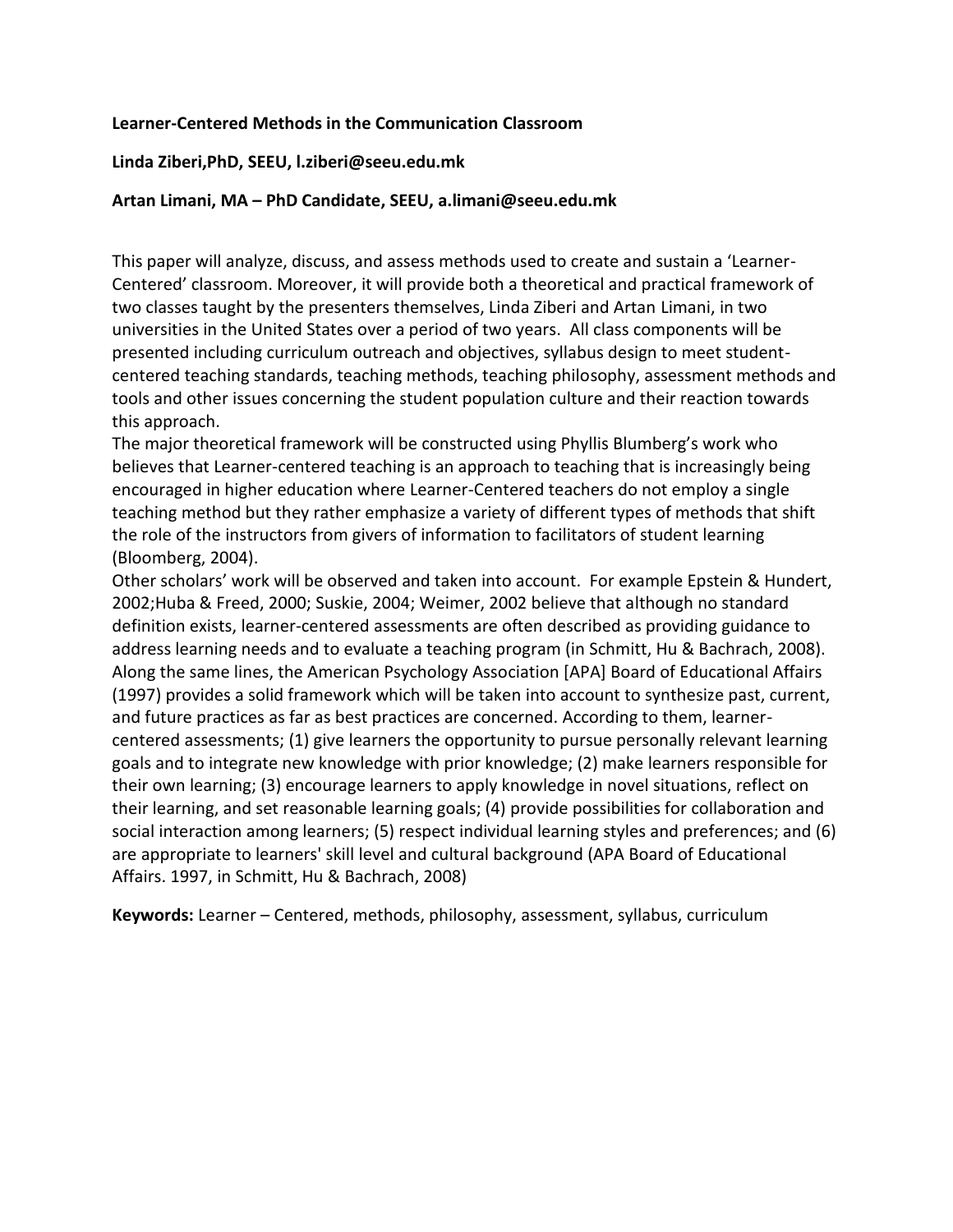**Learner-Centered Methods in the Communication Classroom**

**Linda Ziberi,PhD, SEEU, l.ziberi@seeu.edu.mk**

**Artan Limani, MA – PhD Candidate, SEEU, a.limani@seeu.edu.mk**

This paper will analyze, discuss, and assess methods used to create and sustain a 'Learner-Centered' classroom. Moreover, it will provide both a theoretical and practical framework of two classes taught by the presenters themselves, Linda Ziberi and Artan Limani, in two universities in the United States over a period of two years. All class components will be presented including curriculum outreach and objectives, syllabus design to meet student-centered teaching standards, teaching methods, teaching philosophy, assessment methods and tools and other issues concerning the student population culture and their reaction towards this approach.

The major theoretical framework will be constructed using Phyllis Blumberg's work who believes that Learner-centered teaching is an approach to teaching that is increasingly being encouraged in higher education where Learner-Centered teachers do not employ a single teaching method but they rather emphasize a variety of different types of methods that shift the role of the instructors from givers of information to facilitators of student learning (Bloomberg, 2004).

Other scholars' work will be observed and taken into account. For example Epstein & Hundert, 2002;Huba & Freed, 2000; Suskie, 2004; Weimer, 2002 believe that although no standard definition exists, learner-centered assessments are often described as providing guidance to address learning needs and to evaluate a teaching program (in Schmitt, Hu & Bachrach, 2008). Along the same lines, the American Psychology Association [APA] Board of Educational Affairs (1997) provides a solid framework which will be taken into account to synthesize past, current, and future practices as far as best practices are concerned. According to them, learner-centered assessments; (1) give learners the opportunity to pursue personally relevant learning goals and to integrate new knowledge with prior knowledge; (2) make learners responsible for their own learning; (3) encourage learners to apply knowledge in novel situations, reflect on their learning, and set reasonable learning goals; (4) provide possibilities for collaboration and social interaction among learners; (5) respect individual learning styles and preferences; and (6) are appropriate to learners' skill level and cultural background (APA Board of Educational Affairs. 1997, in Schmitt, Hu & Bachrach, 2008)

**Keywords:** Learner – Centered, methods, philosophy, assessment, syllabus, curriculum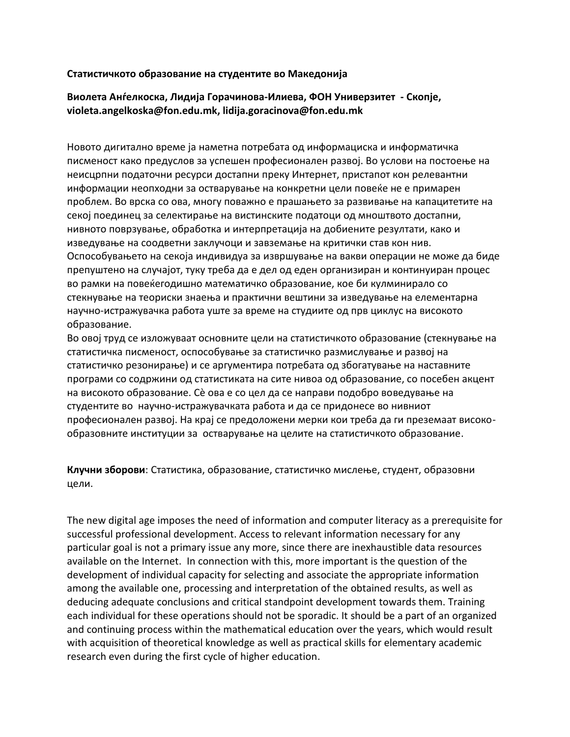**Статистичкото образование на студентите во Македонија**

**Виолета Анѓелкоска, Лидија Горачинова-Илиева, ФОН Универзитет - Скопје, violeta.angelkoska@fon.edu.mk, lidija.goracinova@fon.edu.mk**

Новото дигитално време ја наметна потребата од информациска и информатичка писменост како предуслов за успешен професионален развој. Во услови на постоење на неисцрпни податочни ресурси достапни преку Интернет, пристапот кон релевантни информации неопходни за остварување на конкретни цели повеќе не е примарен проблем. Во врска со ова, многу поважно е прашањето за развивање на капацитетите на секој поединец за селектирање на вистинските податоци од мноштвото достапни, нивното поврзување, обработка и интерпретација на добиените резултати, како и изведување на соодветни заклучоци и завземање на критички став кон нив. Оспособувањето на секоја индивидуа за извршување на вакви операции не може да биде препуштено на случајот, туку треба да е дел од еден организиран и континуиран процес во рамки на повеќегодишно математичко образование, кое би кулминирало со стекнување на теориски знаења и практични вештини за изведување на елементарна научно-истражувачка работа уште за време на студиите од прв циклус на високото образование.

Во овој труд се изложуваат основните цели на статистичкото образование (стекнување на статистичка писменост, оспособување за статистичко размислување и развој на статистичко резонирање) и се аргументира потребата од збогатување на наставните програми со содржини од статистиката на сите нивоа од образование, со посебен акцент на високото образование. Сè ова е со цел да се направи подобро воведување на студентите во научно-истражувачката работа и да се придонесе во нивниот професионален развој. На крај се предоложени мерки кои треба да ги преземаат високо-образовните институции за остварување на целите на статистичкото образование.

**Клучни зборови**: Статистика, образование, статистичко мислење, студент, образовни цели.

The new digital age imposes the need of information and computer literacy as a prerequisite for successful professional development. Access to relevant information necessary for any particular goal is not a primary issue any more, since there are inexhaustible data resources available on the Internet. In connection with this, more important is the question of the development of individual capacity for selecting and associate the appropriate information among the available one, processing and interpretation of the obtained results, as well as deducing adequate conclusions and critical standpoint development towards them. Training each individual for these operations should not be sporadic. It should be a part of an organized and continuing process within the mathematical education over the years, which would result with acquisition of theoretical knowledge as well as practical skills for elementary academic research even during the first cycle of higher education.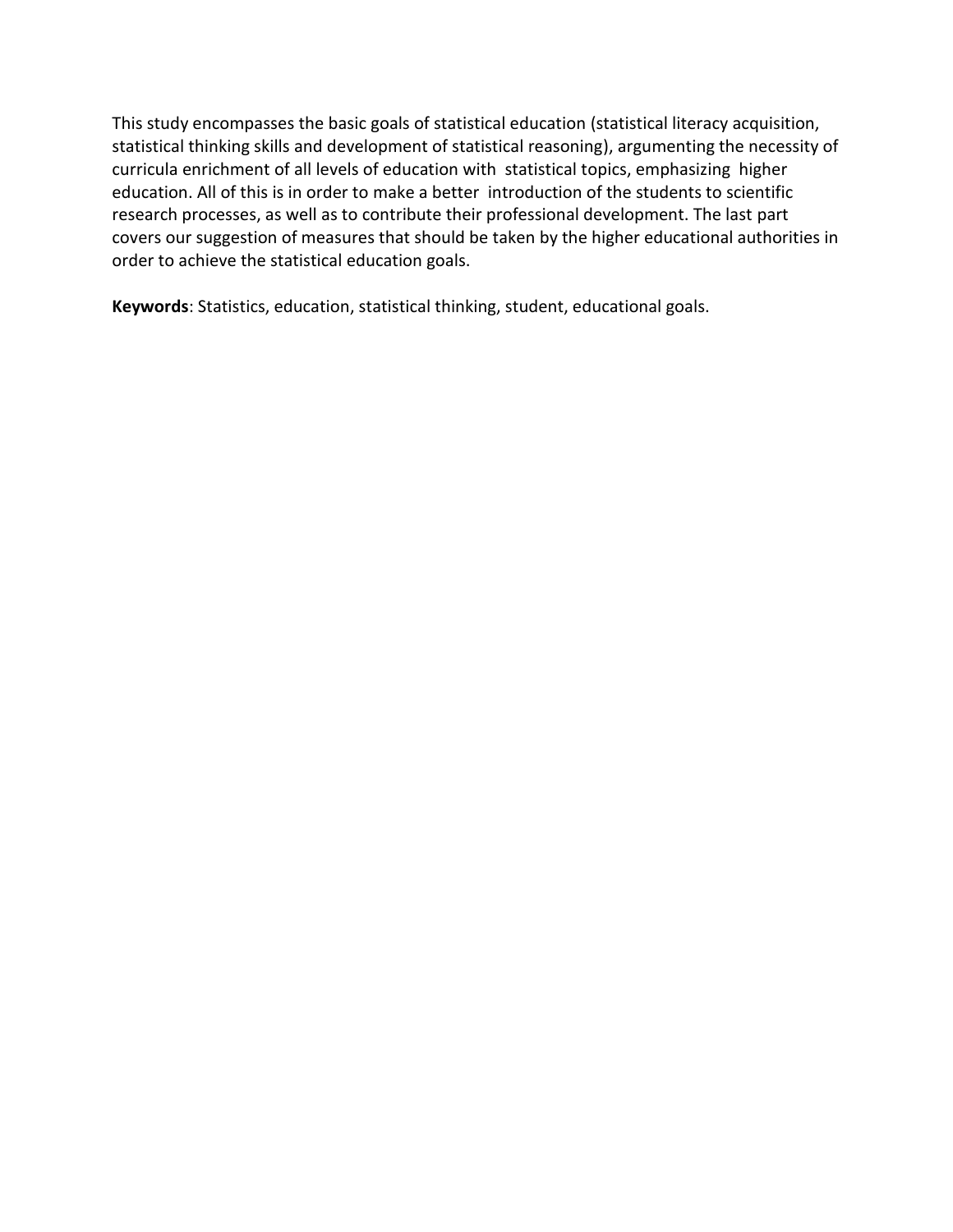This study encompasses the basic goals of statistical education (statistical literacy acquisition, statistical thinking skills and development of statistical reasoning), argumenting the necessity of curricula enrichment of all levels of education with statistical topics, emphasizing higher education. All of this is in order to make a better introduction of the students to scientific research processes, as well as to contribute their professional development. The last part covers our suggestion of measures that should be taken by the higher educational authorities in order to achieve the statistical education goals.

**Keywords**: Statistics, education, statistical thinking, student, educational goals.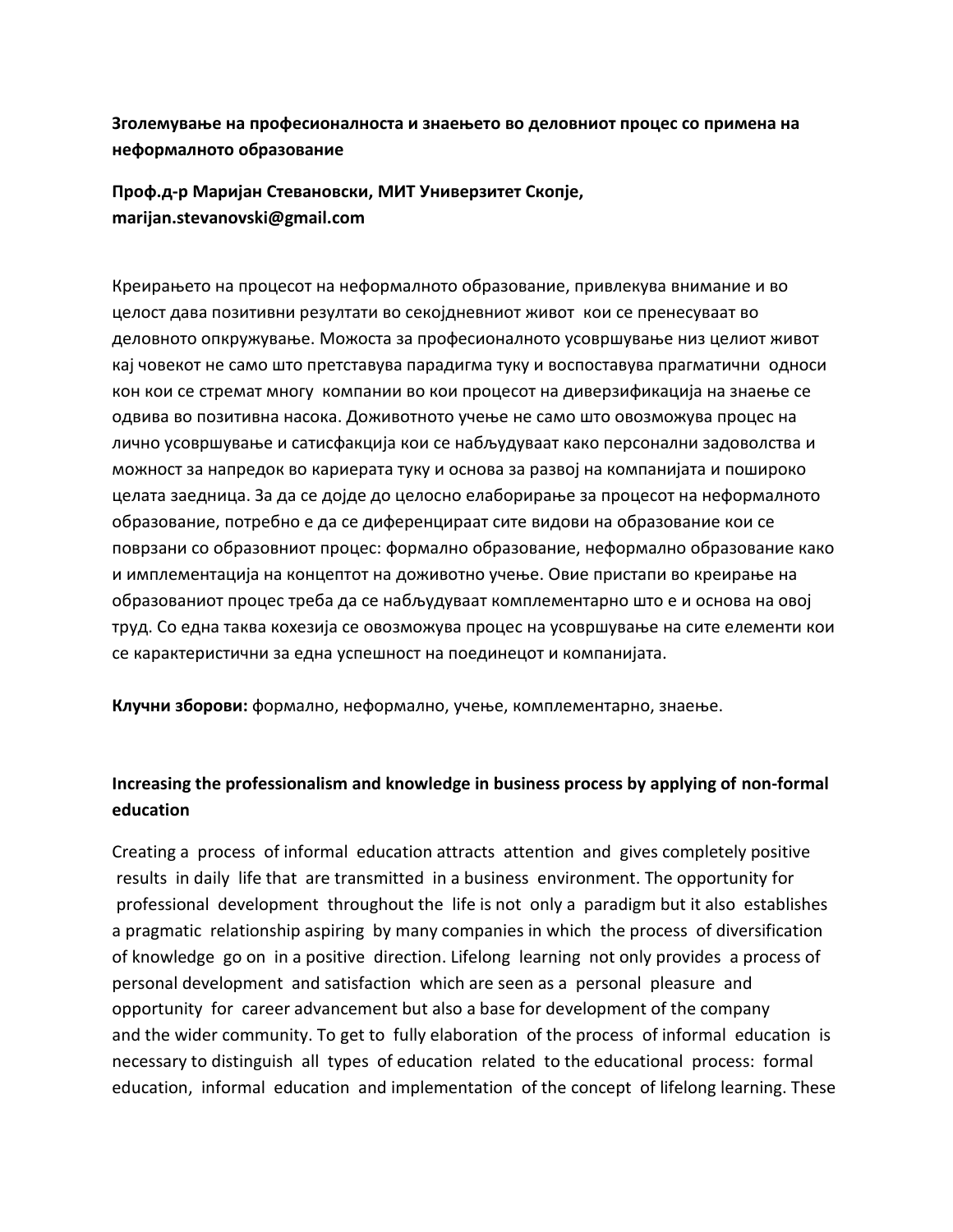**Зголемување на професионалноста и знаењето во деловниот процес со примена на неформалното образование**

**Проф.д-р Маријан Стевановски, МИТ Универзитет Скопје, marijan.stevanovski@gmail.com**

Креирањето на процесот на неформалното образование, привлекува внимание и во целост дава позитивни резултати во секојдневниот живот кои се пренесуваат во деловното опкружување. Можоста за професионалното усовршување низ целиот живот кај човекот не само што претставува парадигма туку и воспоставува прагматични односи кон кои се стремат многу компании во кои процесот на диверзификација на знаење се одвива во позитивна насока. Доживотното учење не само што овозможува процес на лично усовршување и сатисфакција кои се набљудуваат како персонални задоволства и можност за напредок во кариерата туку и основа за развој на компанијата и пошироко целата заедница. За да се дојде до целосно елаборирање за процесот на неформалното образование, потребно е да се диференцираат сите видови на образование кои се поврзани со образовниот процес: формално образование, неформално образование како и имплементација на концептот на доживотно учење. Овие пристапи во креирање на образованиот процес треба да се набљудуваат комплементарно што е и основа на овој труд. Со една таква кохезија се овозможува процес на усовршување на сите елементи кои се карактеристични за една успешност на поединецот и компанијата.

**Клучни зборови:** формално, неформално, учење, комплементарно, знаење.

**Increasing the professionalism and knowledge in business process by applying of non-formal education**

Creating a process of informal education attracts attention and gives completely positive results in daily life that are transmitted in a business environment. The opportunity for professional development throughout the life is not only a paradigm but it also establishes a pragmatic relationship aspiring by many companies in which the process of diversification of knowledge go on in a positive direction. Lifelong learning not only provides a process of personal development and satisfaction which are seen as a personal pleasure and opportunity for career advancement but also a base for development of the company and the wider community. To get to fully elaboration of the process of informal education is necessary to distinguish all types of education related to the educational process: formal education, informal education and implementation of the concept of lifelong learning. These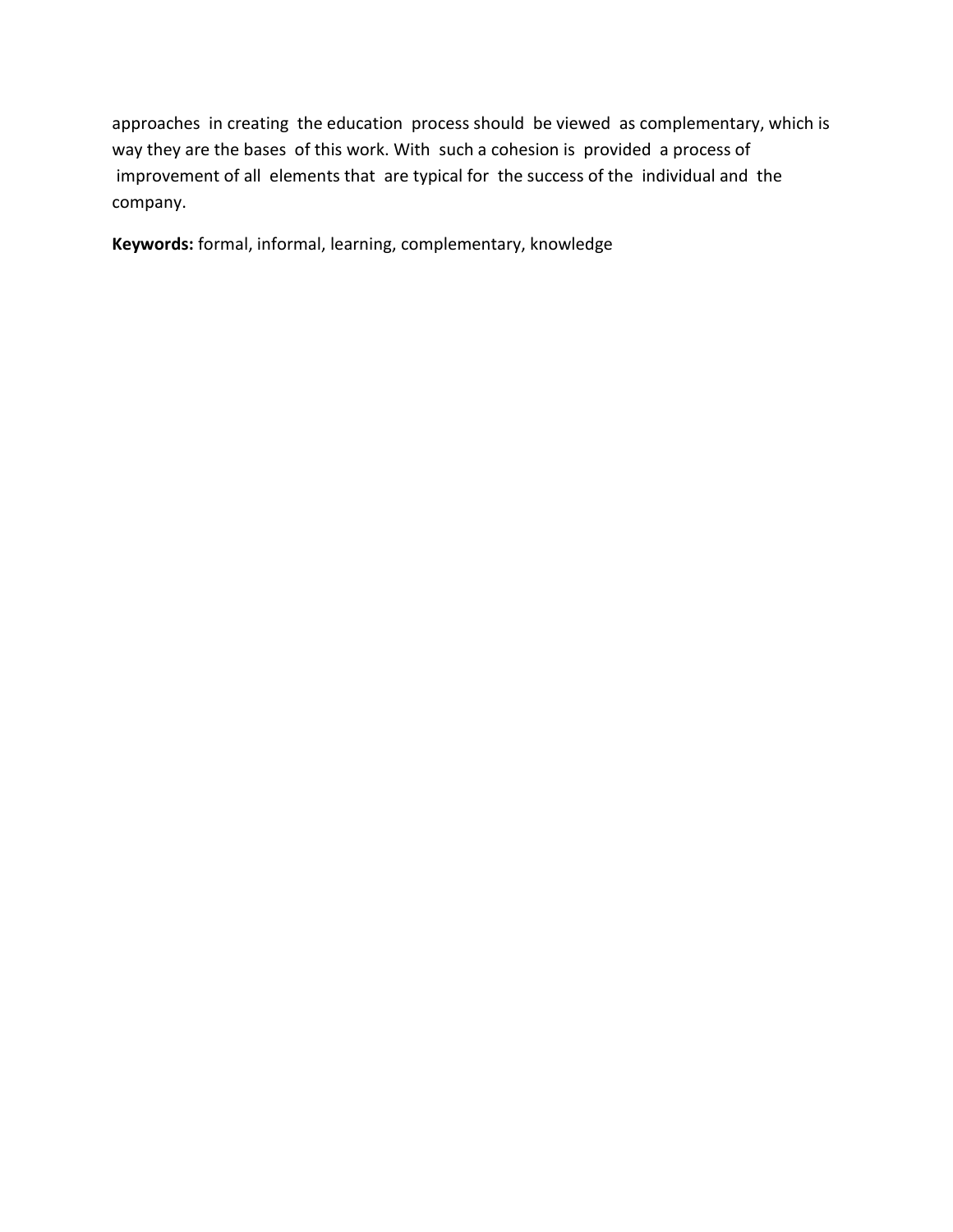approaches in creating the education process should be viewed as complementary, which is way they are the bases of this work. With such a cohesion is provided a process of improvement of all elements that are typical for the success of the individual and the company.

**Keywords:** formal, informal, learning, complementary, knowledge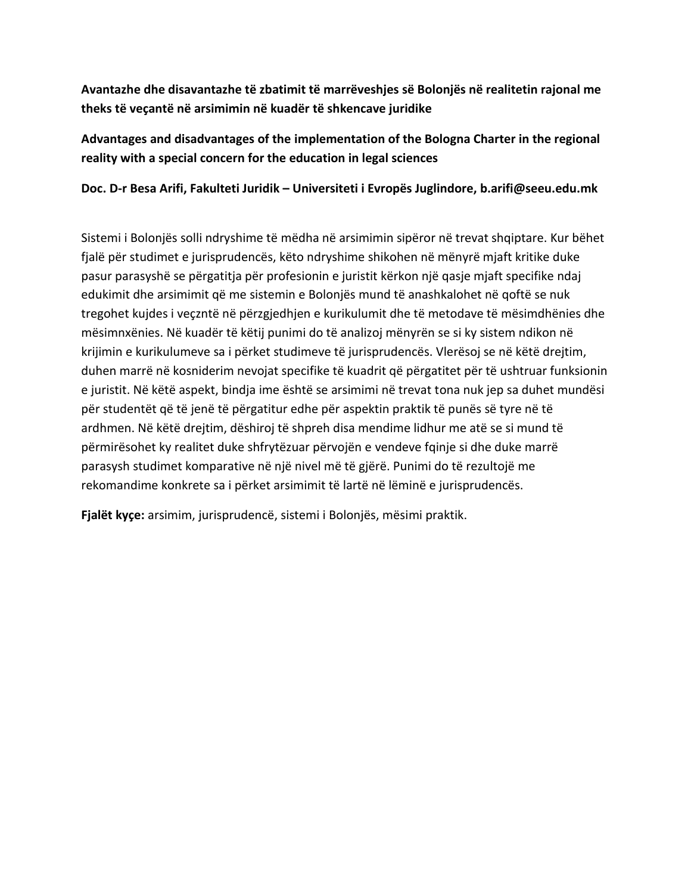**Avantazhe dhe disavantazhe të zbatimit të marrëveshjes së Bolonjës në realitetin rajonal me theks të veçantë në arsimimin në kuadër të shkencave juridike**

**Advantages and disadvantages of the implementation of the Bologna Charter in the regional reality with a special concern for the education in legal sciences**

**Doc. D-r Besa Arifi, Fakulteti Juridik – Universiteti i Evropës Juglindore, b.arifi@seeu.edu.mk**

Sistemi i Bolonjës solli ndryshime të mëdha në arsimimin sipëror në trevat shqiptare. Kur bëhet fjalë për studimet e jurisprudencës, këto ndryshime shikohen në mënyrë mjaft kritike duke pasur parasyshë se përgatitja për profesionin e juristit kërkon një qasje mjaft specifike ndaj edukimit dhe arsimimit që me sistemin e Bolonjës mund të anashkalohet në qoftë se nuk tregohet kujdes i veçzntë në përzgjedhjen e kurikulumit dhe të metodave të mësimdhënies dhe mësimnxënies. Në kuadër të këtij punimi do të analizoj mënyrën se si ky sistem ndikon në krijimin e kurikulumeve sa i përket studimeve të jurisprudencës. Vlerësoj se në këtë drejtim, duhen marrë në kosniderim nevojat specifike të kuadrit që përgatitet për të ushtruar funksionin e juristit. Në këtë aspekt, bindja ime është se arsimimi në trevat tona nuk jep sa duhet mundësi për studentët që të jenë të përgatitur edhe për aspektin praktik të punës së tyre në të ardhmen. Në këtë drejtim, dëshiroj të shpreh disa mendime lidhur me atë se si mund të përmirësohet ky realitet duke shfrytëzuar përvojën e vendeve fqinje si dhe duke marrë parasysh studimet komparative në një nivel më të gjërë. Punimi do të rezultojë me rekomandime konkrete sa i përket arsimimit të lartë në lëminë e jurisprudencës.

**Fjalët kyçe:** arsimim, jurisprudencë, sistemi i Bolonjës, mësimi praktik.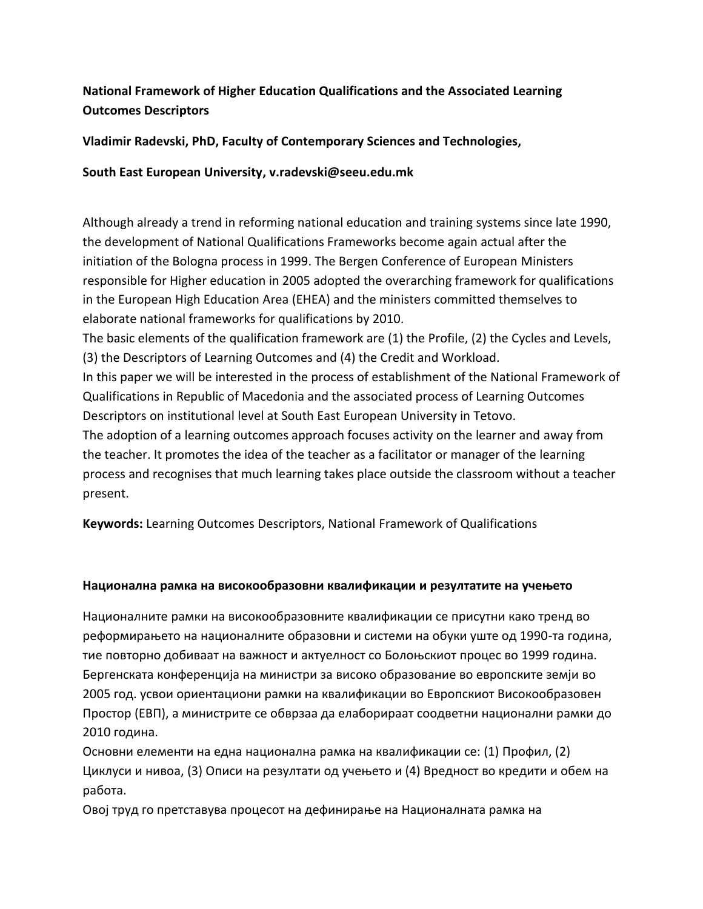**National Framework of Higher Education Qualifications and the Associated Learning Outcomes Descriptors**

**Vladimir Radevski, PhD, Faculty of Contemporary Sciences and Technologies,**

**South East European University, v.radevski@seeu.edu.mk**

Although already a trend in reforming national education and training systems since late 1990, the development of National Qualifications Frameworks become again actual after the initiation of the Bologna process in 1999. The Bergen Conference of European Ministers responsible for Higher education in 2005 adopted the overarching framework for qualifications in the European High Education Area (EHEA) and the ministers committed themselves to elaborate national frameworks for qualifications by 2010.
The basic elements of the qualification framework are (1) the Profile, (2) the Cycles and Levels, (3) the Descriptors of Learning Outcomes and (4) the Credit and Workload.
In this paper we will be interested in the process of establishment of the National Framework of Qualifications in Republic of Macedonia and the associated process of Learning Outcomes Descriptors on institutional level at South East European University in Tetovo.
The adoption of a learning outcomes approach focuses activity on the learner and away from the teacher. It promotes the idea of the teacher as a facilitator or manager of the learning process and recognises that much learning takes place outside the classroom without a teacher present.

**Keywords:** Learning Outcomes Descriptors, National Framework of Qualifications

**Национална рамка на високообразовни квалификации и резултатите на учењето**

Националните рамки на високообразовните квалификации се присутни како тренд во реформирањето на националните образовни и системи на обуки уште од 1990-та година, тие повторно добиваат на важност и актуелност со Болоњскиот процес во 1999 година. Бергенската конференција на министри за високо образование во европските земји во 2005 год. усвои ориентациони рамки на квалификации во Европскиот Високообразовен Простор (ЕВП), а министрите се обврзаа да елаборираат соодветни национални рамки до 2010 година.
Основни елементи на една национална рамка на квалификации се: (1) Профил, (2) Циклуси и нивоа, (3) Описи на резултати од учењето и (4) Вредност во кредити и обем на работа.
Овој труд го претставува процесот на дефинирање на Националната рамка на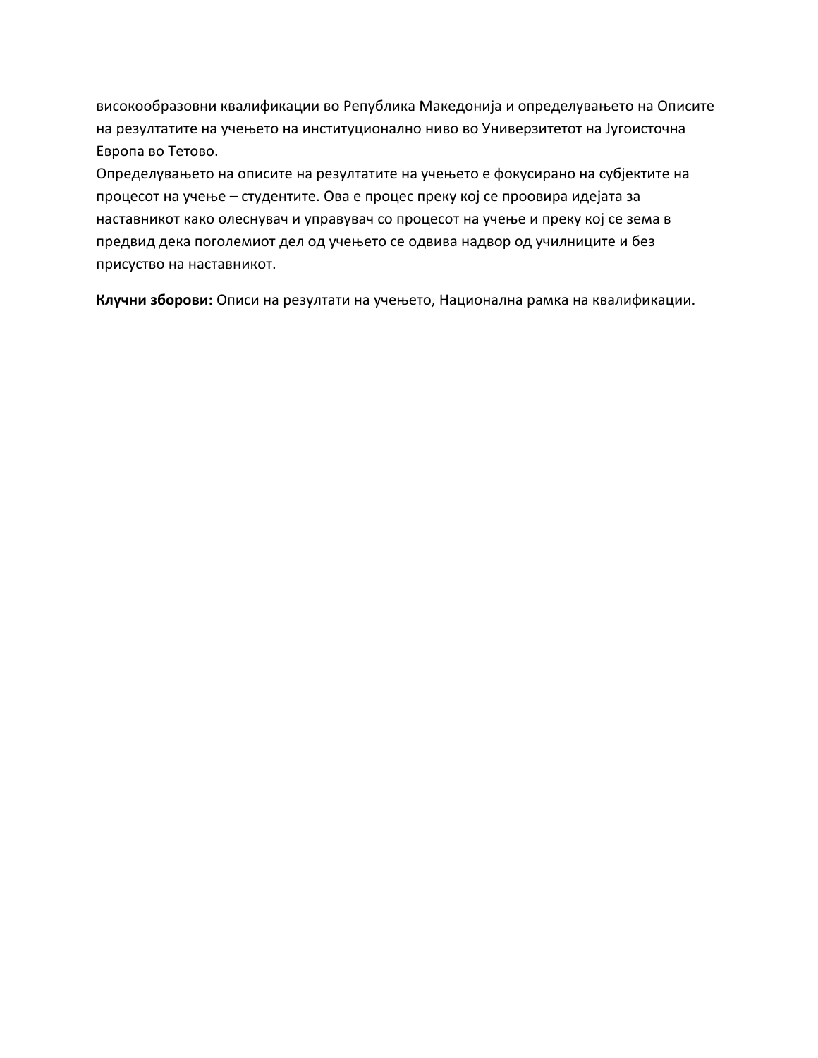високообразовни квалификации во Република Македонија и определувањето на Описите на резултатите на учењето на институционално ниво во Универзитетот на Југоисточна Европа во Тетово.
Определувањето на описите на резултатите на учењето е фокусирано на субјектите на процесот на учење – студентите. Ова е процес преку кој се проовира идејата за наставникот како олеснувач и управувач со процесот на учење и преку кој се зема в предвид дека поголемиот дел од учењето се одвива надвор од училниците и без присуство на наставникот.

**Клучни зборови:** Описи на резултати на учењето, Национална рамка на квалификации.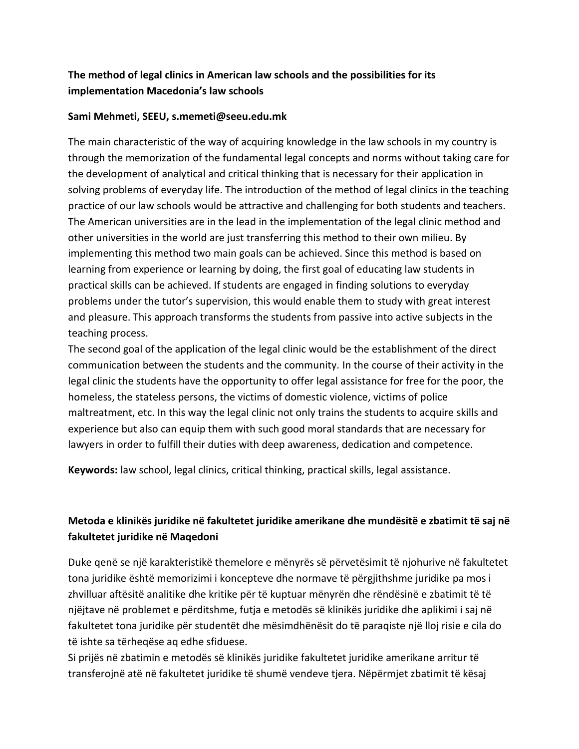**The method of legal clinics in American law schools and the possibilities for its implementation Macedonia's law schools**

**Sami Mehmeti, SEEU, s.memeti@seeu.edu.mk**

The main characteristic of the way of acquiring knowledge in the law schools in my country is through the memorization of the fundamental legal concepts and norms without taking care for the development of analytical and critical thinking that is necessary for their application in solving problems of everyday life. The introduction of the method of legal clinics in the teaching practice of our law schools would be attractive and challenging for both students and teachers. The American universities are in the lead in the implementation of the legal clinic method and other universities in the world are just transferring this method to their own milieu. By implementing this method two main goals can be achieved. Since this method is based on learning from experience or learning by doing, the first goal of educating law students in practical skills can be achieved. If students are engaged in finding solutions to everyday problems under the tutor's supervision, this would enable them to study with great interest and pleasure. This approach transforms the students from passive into active subjects in the teaching process.

The second goal of the application of the legal clinic would be the establishment of the direct communication between the students and the community. In the course of their activity in the legal clinic the students have the opportunity to offer legal assistance for free for the poor, the homeless, the stateless persons, the victims of domestic violence, victims of police maltreatment, etc. In this way the legal clinic not only trains the students to acquire skills and experience but also can equip them with such good moral standards that are necessary for lawyers in order to fulfill their duties with deep awareness, dedication and competence.

**Keywords:** law school, legal clinics, critical thinking, practical skills, legal assistance.

**Metoda e klinikës juridike në fakultetet juridike amerikane dhe mundësitë e zbatimit të saj në fakultetet juridike në Maqedoni**

Duke qenë se një karakteristikë themelore e mënyrës së përvetësimit të njohurive në fakultetet tona juridike është memorizimi i koncepteve dhe normave të përgjithshme juridike pa mos i zhvilluar aftësitë analitike dhe kritike për të kuptuar mënyrën dhe rëndësinë e zbatimit të të njëjtave në problemet e përditshme, futja e metodës së klinikës juridike dhe aplikimi i saj në fakultetet tona juridike për studentët dhe mësimdhënësit do të paraqiste një lloj risie e cila do të ishte sa tërheqëse aq edhe sfiduese.

Si prijës në zbatimin e metodës së klinikës juridike fakultetet juridike amerikane arritur të transferojnë atë në fakultetet juridike të shumë vendeve tjera. Nëpërmjet zbatimit të kësaj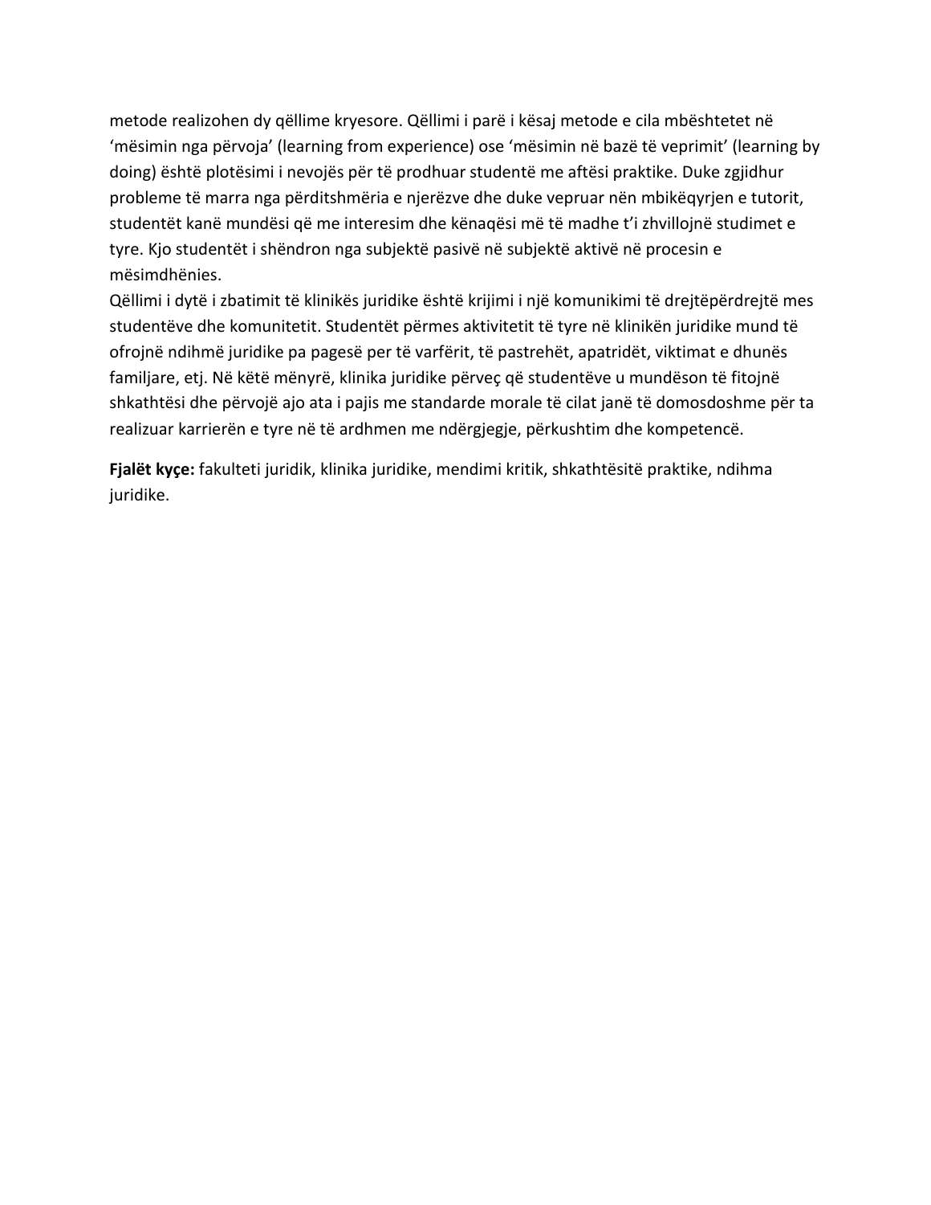metode realizohen dy qëllime kryesore. Qëllimi i parë i kësaj metode e cila mbështetet në 'mësimin nga përvoja' (learning from experience) ose 'mësimin në bazë të veprimit' (learning by doing) është plotësimi i nevojës për të prodhuar studentë me aftësi praktike. Duke zgjidhur probleme të marra nga përditshmëria e njerëzve dhe duke vepruar nën mbikëqyrjen e tutorit, studentët kanë mundësi që me interesim dhe kënaqësi më të madhe t'i zhvillojnë studimet e tyre. Kjo studentët i shëndron nga subjektë pasivë në subjektë aktivë në procesin e mësimdhënies.

Qëllimi i dytë i zbatimit të klinikës juridike është krijimi i një komunikimi të drejtëpërdrejtë mes studentëve dhe komunitetit. Studentët përmes aktivitetit të tyre në klinikën juridike mund të ofrojnë ndihmë juridike pa pagesë per të varfërit, të pastrehët, apatridët, viktimat e dhunës familjare, etj. Në këtë mënyrë, klinika juridike përveç që studentëve u mundëson të fitojnë shkathtësi dhe përvojë ajo ata i pajis me standarde morale të cilat janë të domosdoshme për ta realizuar karrierën e tyre në të ardhmen me ndërgjegje, përkushtim dhe kompetencë.

**Fjalët kyçe:** fakulteti juridik, klinika juridike, mendimi kritik, shkathtësitë praktike, ndihma juridike.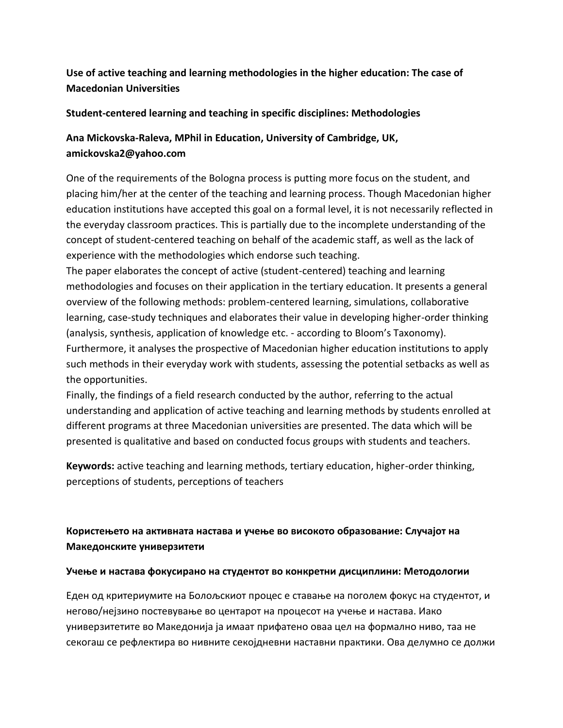**Use of active teaching and learning methodologies in the higher education: The case of Macedonian Universities**

**Student-centered learning and teaching in specific disciplines: Methodologies**

**Ana Mickovska-Raleva, MPhil in Education, University of Cambridge, UK, amickovska2@yahoo.com**

One of the requirements of the Bologna process is putting more focus on the student, and placing him/her at the center of the teaching and learning process. Though Macedonian higher education institutions have accepted this goal on a formal level, it is not necessarily reflected in the everyday classroom practices. This is partially due to the incomplete understanding of the concept of student-centered teaching on behalf of the academic staff, as well as the lack of experience with the methodologies which endorse such teaching.

The paper elaborates the concept of active (student-centered) teaching and learning methodologies and focuses on their application in the tertiary education. It presents a general overview of the following methods: problem-centered learning, simulations, collaborative learning, case-study techniques and elaborates their value in developing higher-order thinking (analysis, synthesis, application of knowledge etc. - according to Bloom's Taxonomy). Furthermore, it analyses the prospective of Macedonian higher education institutions to apply such methods in their everyday work with students, assessing the potential setbacks as well as the opportunities.

Finally, the findings of a field research conducted by the author, referring to the actual understanding and application of active teaching and learning methods by students enrolled at different programs at three Macedonian universities are presented. The data which will be presented is qualitative and based on conducted focus groups with students and teachers.

**Keywords:** active teaching and learning methods, tertiary education, higher-order thinking, perceptions of students, perceptions of teachers

**Користењето на активната настава и учење во високото образование: Случајот на Македонските универзитети**

**Учење и настава фокусирано на студентот во конкретни дисциплини: Методологии**

Еден од критериумите на Болоњскиот процес е ставање на поголем фокус на студентот, и негово/нејзино поставување во центарот на процесот на учење и настава. Иако универзитетите во Македонија ја имаат прифатено оваа цел на формално ниво, таа не секогаш се рефлектира во нивните секојдневни наставни практики. Ова делумно се должи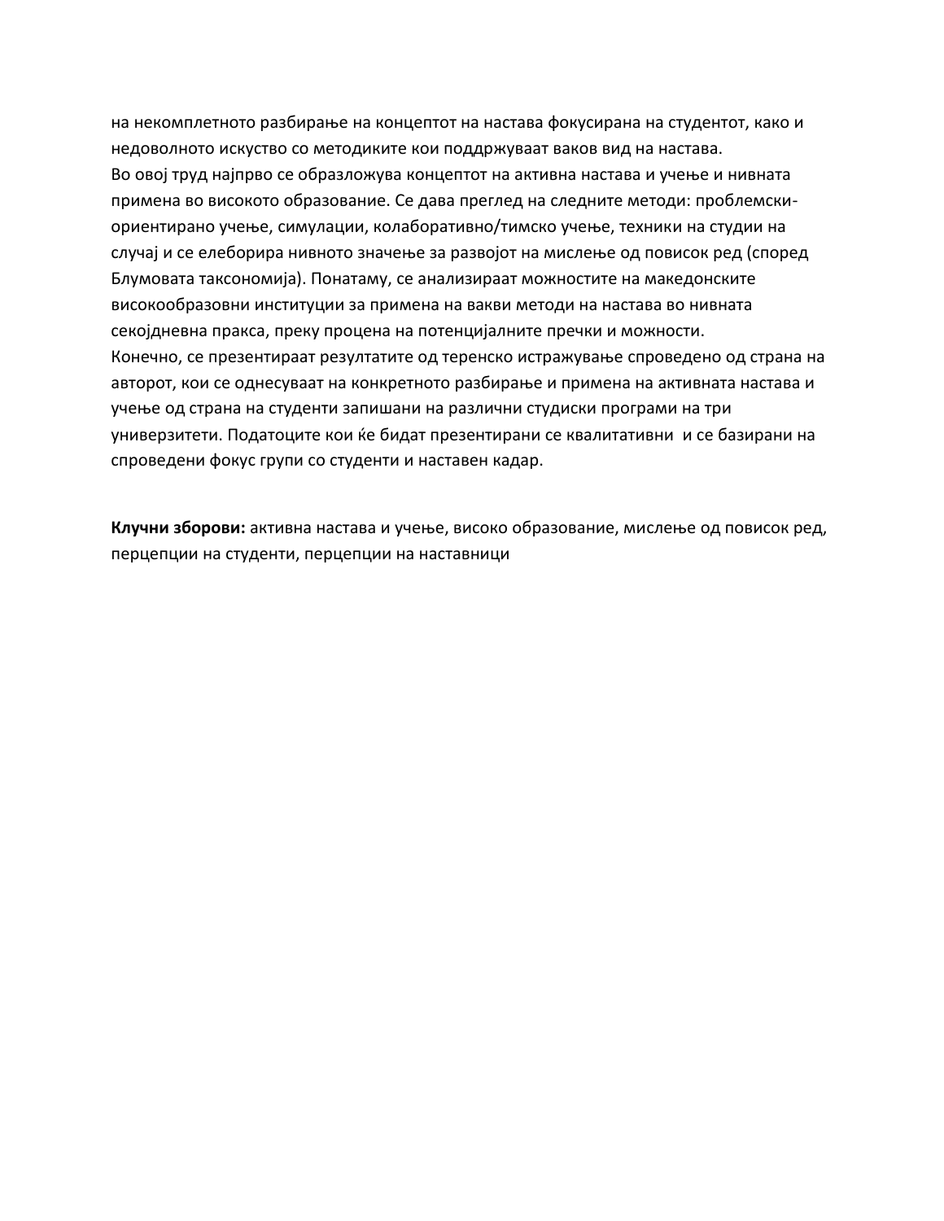на некомплетното разбирање на концептот на настава фокусирана на студентот, како и недоволното искуство со методиките кои поддржуваат ваков вид на настава.

Во овој труд најпрво се образложува концептот на активна настава и учење и нивната примена во високото образование. Се дава преглед на следните методи: проблемски-ориентирано учење, симулации, колаборативно/тимско учење, техники на студии на случај и се елеборира нивното значење за развојот на мислење од повисок ред (според Блумовата таксономија). Понатаму, се анализираат можностите на македонските високообразовни институции за примена на вакви методи на настава во нивната секојдневна пракса, преку процена на потенцијалните пречки и можности.

Конечно, се презентираат резултатите од теренско истражување спроведено од страна на авторот, кои се однесуваат на конкретното разбирање и примена на активната настава и учење од страна на студенти запишани на различни студиски програми на три универзитети. Податоците кои ќе бидат презентирани се квалитативни и се базирани на спроведени фокус групи со студенти и наставен кадар.

**Клучни зборови:** активна настава и учење, високо образование, мислење од повисок ред, перцепции на студенти, перцепции на наставници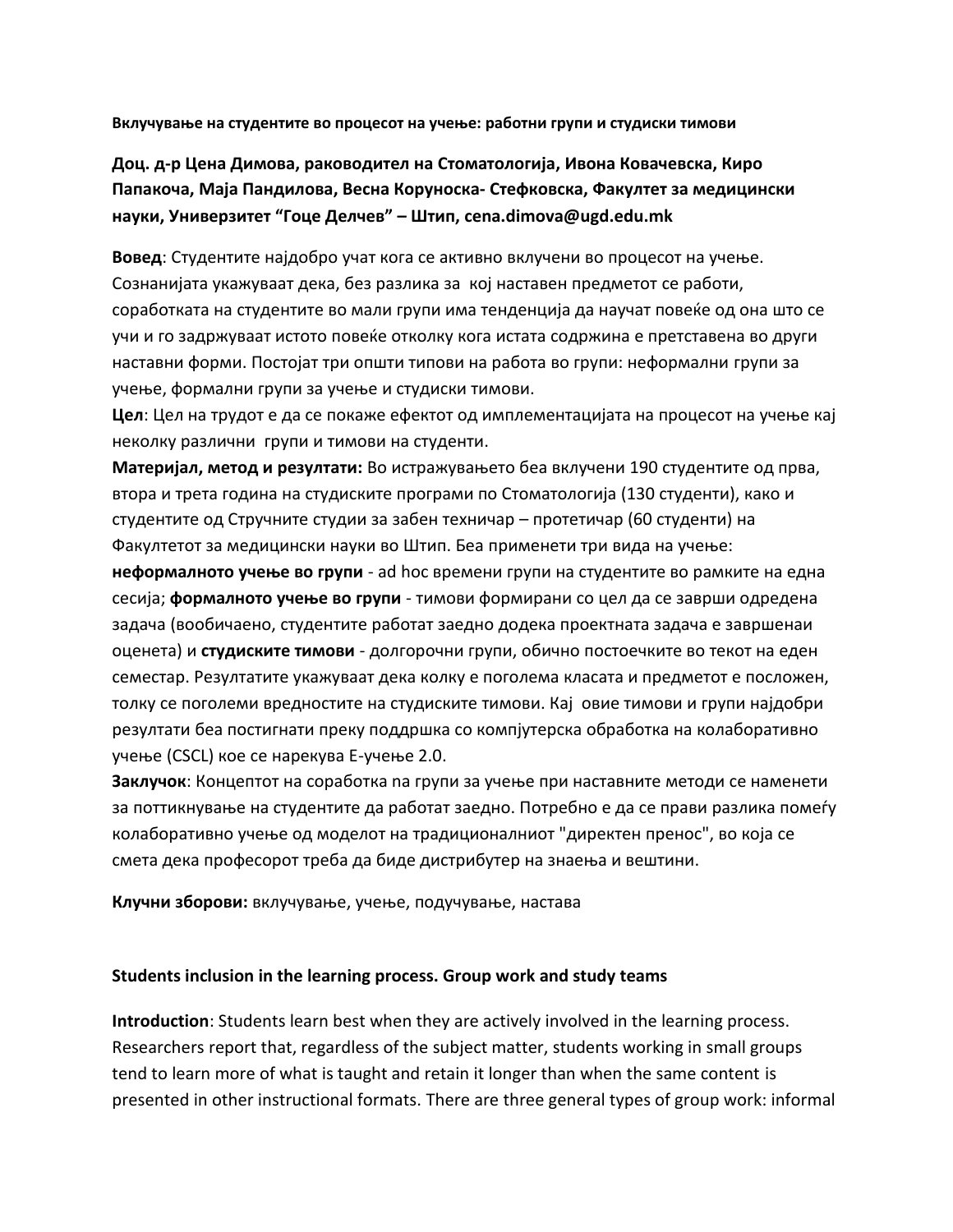**Вклучување на студентите во процесот на учење: работни групи и студиски тимови**

**Доц. д-р Цена Димова, раководител на Стоматологија, Ивона Ковачевска, Киро Папакоча, Маја Пандилова, Весна Коруноска- Стефковска, Факултет за медицински науки, Универзитет "Гоце Делчев" – Штип, cena.dimova@ugd.edu.mk**

**Вовед**: Студентите најдобро учат кога се активно вклучени во процесот на учење. Сознанијата укажуваат дека, без разлика за кој наставен предметот се работи, соработката на студентите во мали групи има тенденција да научат повеќе од она што се учи и го задржуваат истото повеќе отколку кога истата содржина е претставена во други наставни форми. Постојат три општи типови на работа во групи: неформални групи за учење, формални групи за учење и студиски тимови.

**Цел**: Цел на трудот е да се покаже ефектот од имплементацијата на процесот на учење кај неколку различни групи и тимови на студенти.

**Материјал, метод и резултати:** Во истражувањето беа вклучени 190 студентите од прва, втора и трета година на студиските програми по Стоматологија (130 студенти), како и студентите од Стручните студии за забен техничар – протетичар (60 студенти) на Факултетот за медицински науки во Штип. Беа применети три вида на учење: **неформалното учење во групи** - ad hoc времени групи на студентите во рамките на една сесија; **формалното учење во групи** - тимови формирани со цел да се заврши одредена задача (вообичаено, студентите работат заедно додека проектната задача е завршенаи оценета) и **студиските тимови** - долгорочни групи, обично постоечките во текот на еден семестар. Резултатите укажуваат дека колку е поголема класата и предметот е посложен, толку се поголеми вредностите на студиските тимови. Кај овие тимови и групи најдобри резултати беа постигнати преку поддршка со компјутерска обработка на колаборативно учење (CSCL) кое се нарекува Е-учење 2.0.

**Заклучок**: Концептот на соработка na групи за учење при наставните методи се наменети за поттикнување на студентите да работат заедно. Потребно е да се прави разлика помеѓу колаборативно учење од моделот на традиционалниот "директен пренос", во која се смета дека професорот треба да биде дистрибутер на знаења и вештини.

**Клучни зборови:** вклучување, учење, подучување, настава

**Students inclusion in the learning process. Group work and study teams**

**Introduction**: Students learn best when they are actively involved in the learning process. Researchers report that, regardless of the subject matter, students working in small groups tend to learn more of what is taught and retain it longer than when the same content is presented in other instructional formats. There are three general types of group work: informal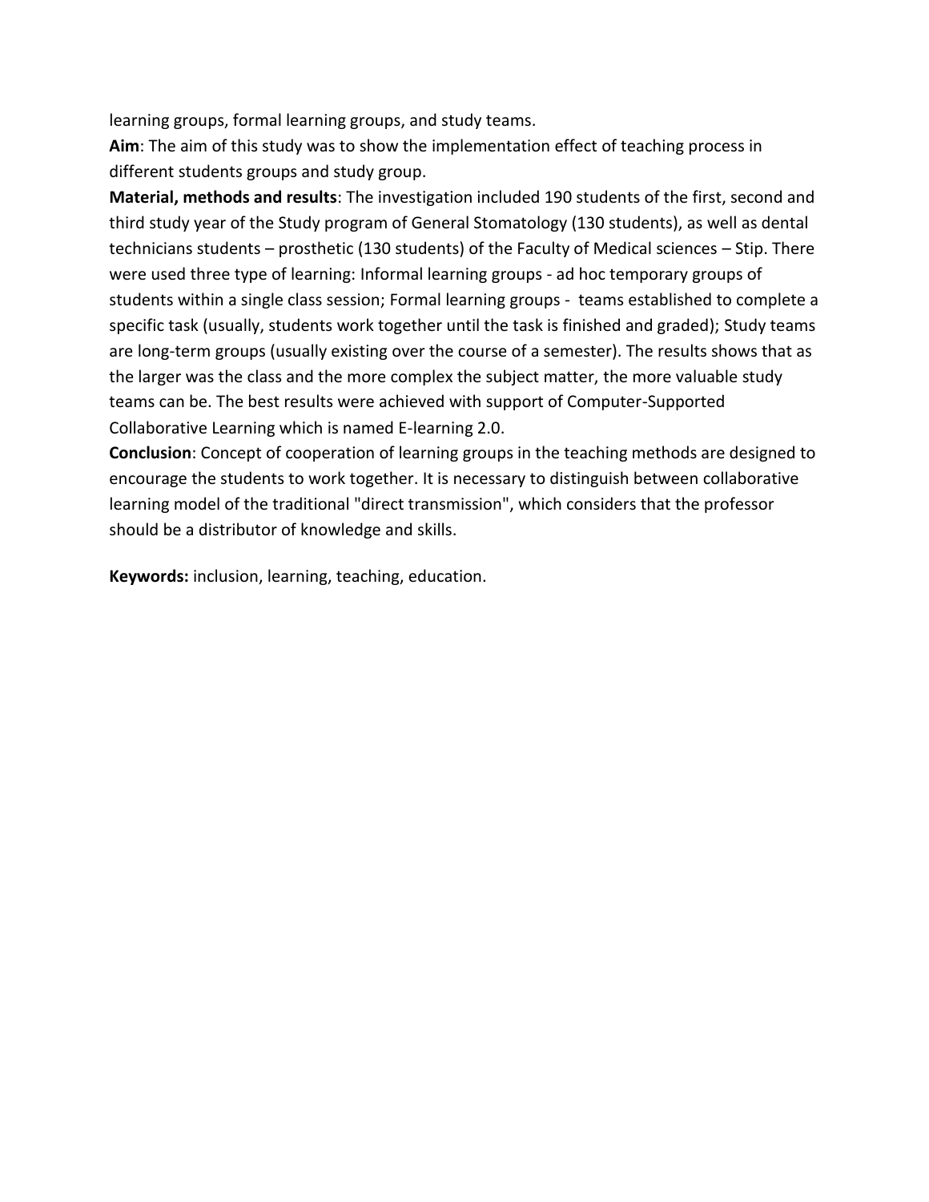learning groups, formal learning groups, and study teams.

**Aim**: The aim of this study was to show the implementation effect of teaching process in different students groups and study group.

**Material, methods and results**: The investigation included 190 students of the first, second and third study year of the Study program of General Stomatology (130 students), as well as dental technicians students – prosthetic (130 students) of the Faculty of Medical sciences – Stip. There were used three type of learning: Informal learning groups - ad hoc temporary groups of students within a single class session; Formal learning groups - teams established to complete a specific task (usually, students work together until the task is finished and graded); Study teams are long-term groups (usually existing over the course of a semester). The results shows that as the larger was the class and the more complex the subject matter, the more valuable study teams can be. The best results were achieved with support of Computer-Supported Collaborative Learning which is named E-learning 2.0.

**Conclusion**: Concept of cooperation of learning groups in the teaching methods are designed to encourage the students to work together. It is necessary to distinguish between collaborative learning model of the traditional "direct transmission", which considers that the professor should be a distributor of knowledge and skills.

**Keywords:** inclusion, learning, teaching, education.